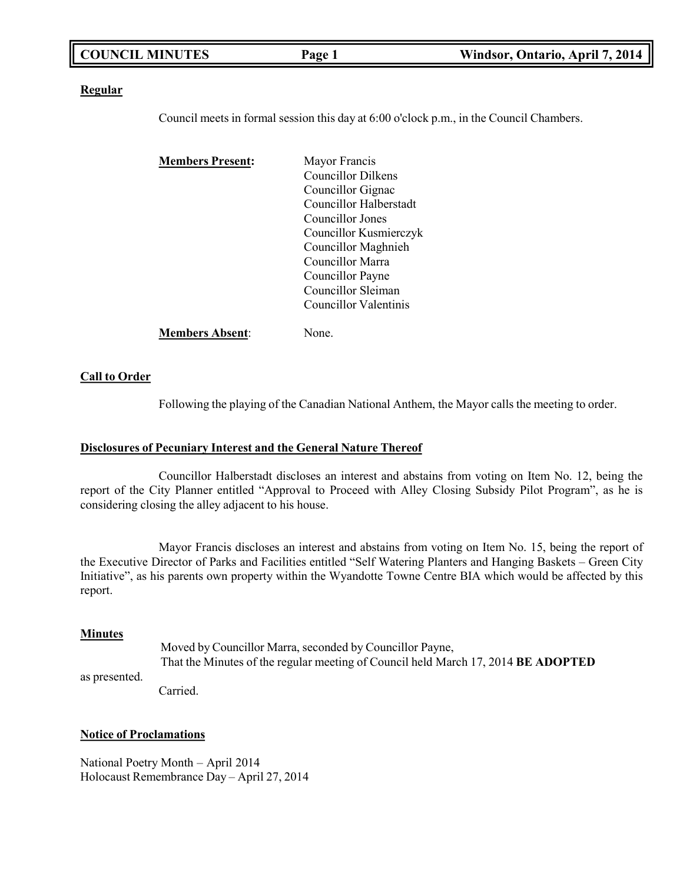## Regular

Council meets in formal session this day at 6:00 o'clock p.m., in the Council Chambers.

**Members Present:**

Mayor Francis
Councillor Dilkens
Councillor Gignac
Councillor Halberstadt
Councillor Jones
Councillor Kusmierczyk
Councillor Maghnieh
Councillor Marra
Councillor Payne
Councillor Sleiman
Councillor Valentinis

**Members Absent**: None.

## Call to Order

Following the playing of the Canadian National Anthem, the Mayor calls the meeting to order.

## Disclosures of Pecuniary Interest and the General Nature Thereof

Councillor Halberstadt discloses an interest and abstains from voting on Item No. 12, being the report of the City Planner entitled "Approval to Proceed with Alley Closing Subsidy Pilot Program", as he is considering closing the alley adjacent to his house.

Mayor Francis discloses an interest and abstains from voting on Item No. 15, being the report of the Executive Director of Parks and Facilities entitled "Self Watering Planters and Hanging Baskets – Green City Initiative", as his parents own property within the Wyandotte Towne Centre BIA which would be affected by this report.

## Minutes

Moved by Councillor Marra, seconded by Councillor Payne,
That the Minutes of the regular meeting of Council held March 17, 2014 **BE ADOPTED** as presented.
Carried.

## Notice of Proclamations

National Poetry Month – April 2014
Holocaust Remembrance Day – April 27, 2014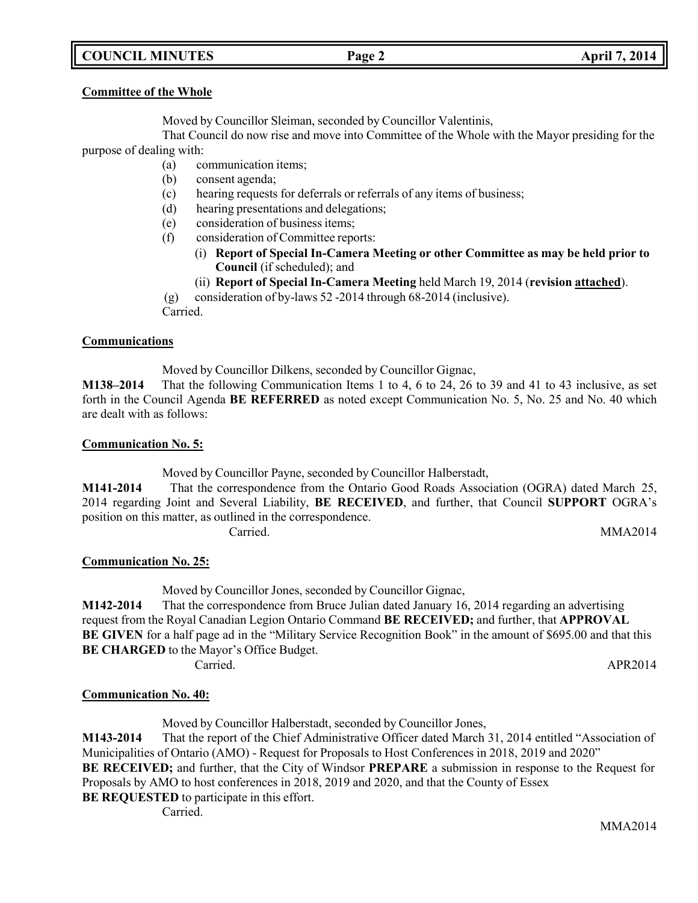**Committee of the Whole**

Moved by Councillor Sleiman, seconded by Councillor Valentinis,

That Council do now rise and move into Committee of the Whole with the Mayor presiding for the purpose of dealing with:

(a) communication items;
(b) consent agenda;
(c) hearing requests for deferrals or referrals of any items of business;
(d) hearing presentations and delegations;
(e) consideration of business items;
(f) consideration of Committee reports:
   (i) **Report of Special In-Camera Meeting or other Committee as may be held prior to Council** (if scheduled); and
   (ii) **Report of Special In-Camera Meeting** held March 19, 2014 (**revision attached**).
(g) consideration of by-laws 52 -2014 through 68-2014 (inclusive).

Carried.

**Communications**

Moved by Councillor Dilkens, seconded by Councillor Gignac,

**M138–2014** That the following Communication Items 1 to 4, 6 to 24, 26 to 39 and 41 to 43 inclusive, as set forth in the Council Agenda **BE REFERRED** as noted except Communication No. 5, No. 25 and No. 40 which are dealt with as follows:

**Communication No. 5:**

Moved by Councillor Payne, seconded by Councillor Halberstadt,

**M141-2014** That the correspondence from the Ontario Good Roads Association (OGRA) dated March 25, 2014 regarding Joint and Several Liability, **BE RECEIVED**, and further, that Council **SUPPORT** OGRA's position on this matter, as outlined in the correspondence.

Carried. MMA2014

**Communication No. 25:**

Moved by Councillor Jones, seconded by Councillor Gignac,

**M142-2014** That the correspondence from Bruce Julian dated January 16, 2014 regarding an advertising request from the Royal Canadian Legion Ontario Command **BE RECEIVED;** and further, that **APPROVAL BE GIVEN** for a half page ad in the "Military Service Recognition Book" in the amount of $695.00 and that this **BE CHARGED** to the Mayor's Office Budget.

Carried. APR2014

**Communication No. 40:**

Moved by Councillor Halberstadt, seconded by Councillor Jones,

**M143-2014** That the report of the Chief Administrative Officer dated March 31, 2014 entitled "Association of Municipalities of Ontario (AMO) - Request for Proposals to Host Conferences in 2018, 2019 and 2020" **BE RECEIVED;** and further, that the City of Windsor **PREPARE** a submission in response to the Request for Proposals by AMO to host conferences in 2018, 2019 and 2020, and that the County of Essex **BE REQUESTED** to participate in this effort.

Carried.

MMA2014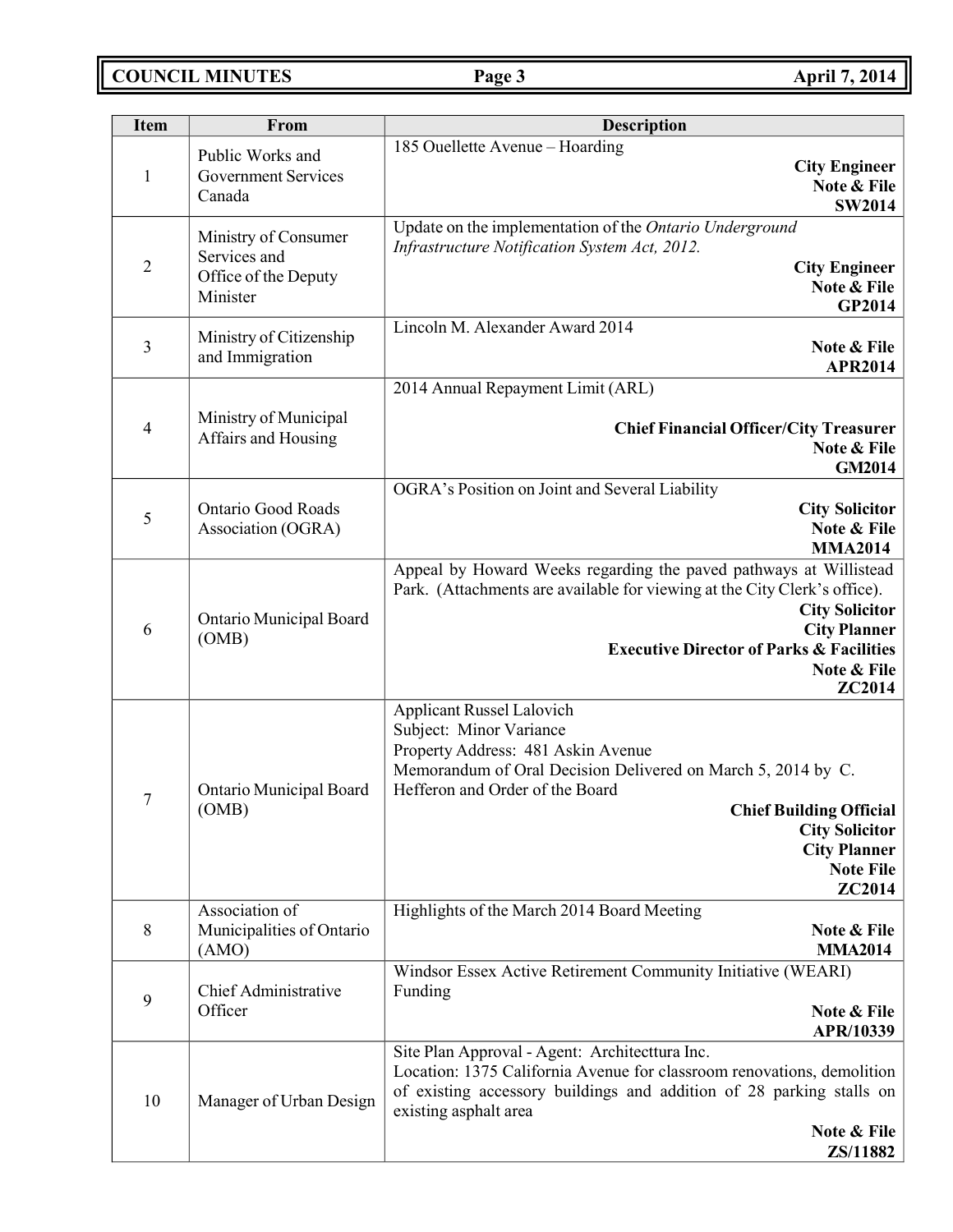| Item | From | Description |
|---|---|---|
| 1 | Public Works and Government Services Canada | 185 Ouellette Avenue – Hoarding<br>**City Engineer**<br>**Note & File**<br>**SW2014** |
| 2 | Ministry of Consumer Services and Office of the Deputy Minister | Update on the implementation of the *Ontario Underground Infrastructure Notification System Act, 2012.*<br>**City Engineer**<br>**Note & File**<br>**GP2014** |
| 3 | Ministry of Citizenship and Immigration | Lincoln M. Alexander Award 2014<br>**Note & File**<br>**APR2014** |
| 4 | Ministry of Municipal Affairs and Housing | 2014 Annual Repayment Limit (ARL)<br>**Chief Financial Officer/City Treasurer**<br>**Note & File**<br>**GM2014** |
| 5 | Ontario Good Roads Association (OGRA) | OGRA's Position on Joint and Several Liability<br>**City Solicitor**<br>**Note & File**<br>**MMA2014** |
| 6 | Ontario Municipal Board (OMB) | Appeal by Howard Weeks regarding the paved pathways at Willistead Park. (Attachments are available for viewing at the City Clerk's office).<br>**City Solicitor**<br>**City Planner**<br>**Executive Director of Parks & Facilities**<br>**Note & File**<br>**ZC2014** |
| 7 | Ontario Municipal Board (OMB) | Applicant Russel Lalovich<br>Subject: Minor Variance<br>Property Address: 481 Askin Avenue<br>Memorandum of Oral Decision Delivered on March 5, 2014 by C. Hefferon and Order of the Board<br>**Chief Building Official**<br>**City Solicitor**<br>**City Planner**<br>**Note File**<br>**ZC2014** |
| 8 | Association of Municipalities of Ontario (AMO) | Highlights of the March 2014 Board Meeting<br>**Note & File**<br>**MMA2014** |
| 9 | Chief Administrative Officer | Windsor Essex Active Retirement Community Initiative (WEARI) Funding<br>**Note & File**<br>**APR/10339** |
| 10 | Manager of Urban Design | Site Plan Approval - Agent: Architecttura Inc.<br>Location: 1375 California Avenue for classroom renovations, demolition of existing accessory buildings and addition of 28 parking stalls on existing asphalt area<br>**Note & File**<br>**ZS/11882** |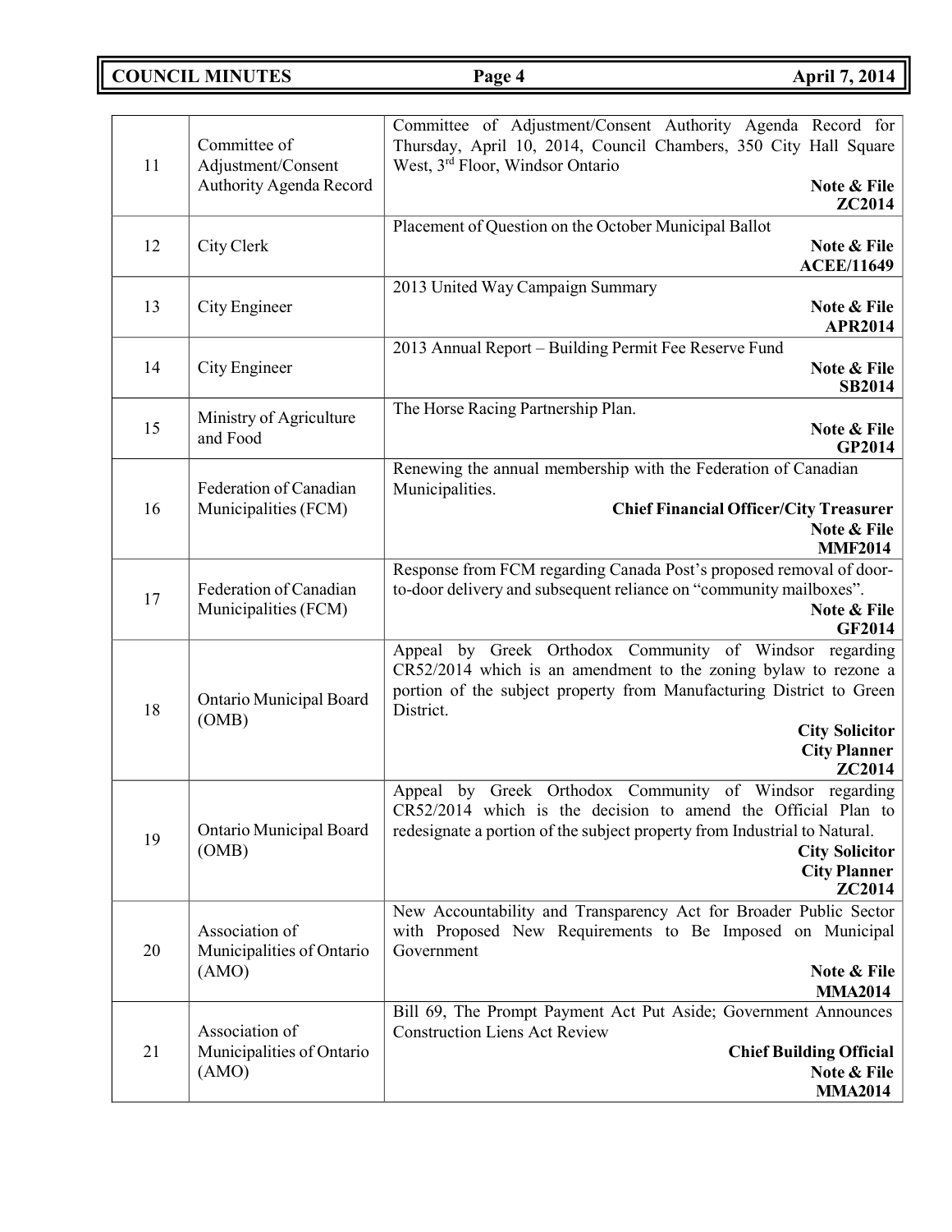| | | |
|---|---|---|
| 11 | Committee of Adjustment/Consent Authority Agenda Record | Committee of Adjustment/Consent Authority Agenda Record for Thursday, April 10, 2014, Council Chambers, 350 City Hall Square West, 3rd Floor, Windsor Ontario<br>**Note & File**<br>**ZC2014** |
| 12 | City Clerk | Placement of Question on the October Municipal Ballot<br>**Note & File**<br>**ACEE/11649** |
| 13 | City Engineer | 2013 United Way Campaign Summary<br>**Note & File**<br>**APR2014** |
| 14 | City Engineer | 2013 Annual Report – Building Permit Fee Reserve Fund<br>**Note & File**<br>**SB2014** |
| 15 | Ministry of Agriculture and Food | The Horse Racing Partnership Plan.<br>**Note & File**<br>**GP2014** |
| 16 | Federation of Canadian Municipalities (FCM) | Renewing the annual membership with the Federation of Canadian Municipalities.<br>**Chief Financial Officer/City Treasurer**<br>**Note & File**<br>**MMF2014** |
| 17 | Federation of Canadian Municipalities (FCM) | Response from FCM regarding Canada Post's proposed removal of door-to-door delivery and subsequent reliance on "community mailboxes".<br>**Note & File**<br>**GF2014** |
| 18 | Ontario Municipal Board (OMB) | Appeal by Greek Orthodox Community of Windsor regarding CR52/2014 which is an amendment to the zoning bylaw to rezone a portion of the subject property from Manufacturing District to Green District.<br>**City Solicitor**<br>**City Planner**<br>**ZC2014** |
| 19 | Ontario Municipal Board (OMB) | Appeal by Greek Orthodox Community of Windsor regarding CR52/2014 which is the decision to amend the Official Plan to redesignate a portion of the subject property from Industrial to Natural.<br>**City Solicitor**<br>**City Planner**<br>**ZC2014** |
| 20 | Association of Municipalities of Ontario (AMO) | New Accountability and Transparency Act for Broader Public Sector with Proposed New Requirements to Be Imposed on Municipal Government<br>**Note & File**<br>**MMA2014** |
| 21 | Association of Municipalities of Ontario (AMO) | Bill 69, The Prompt Payment Act Put Aside; Government Announces Construction Liens Act Review<br>**Chief Building Official**<br>**Note & File**<br>**MMA2014** |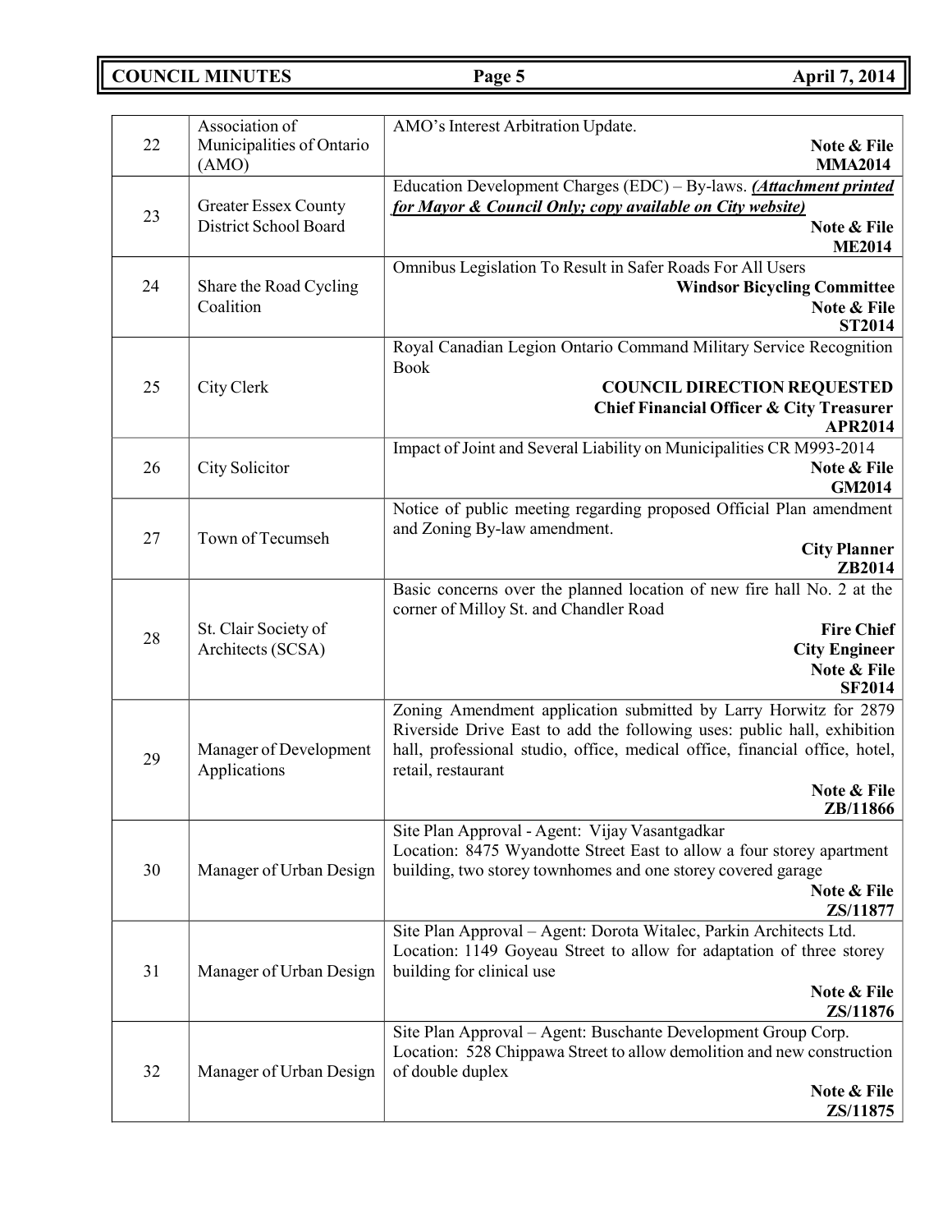| | | |
|---|---|---|
| 22 | Association of Municipalities of Ontario (AMO) | AMO's Interest Arbitration Update.<br>**Note & File**<br>**MMA2014** |
| 23 | Greater Essex County District School Board | Education Development Charges (EDC) – By-laws. ***Attachment printed for Mayor & Council Only; copy available on City website)***<br>**Note & File**<br>**ME2014** |
| 24 | Share the Road Cycling Coalition | Omnibus Legislation To Result in Safer Roads For All Users<br>**Windsor Bicycling Committee**<br>**Note & File**<br>**ST2014** |
| 25 | City Clerk | Royal Canadian Legion Ontario Command Military Service Recognition Book<br>**COUNCIL DIRECTION REQUESTED**<br>**Chief Financial Officer & City Treasurer**<br>**APR2014** |
| 26 | City Solicitor | Impact of Joint and Several Liability on Municipalities CR M993-2014<br>**Note & File**<br>**GM2014** |
| 27 | Town of Tecumseh | Notice of public meeting regarding proposed Official Plan amendment and Zoning By-law amendment.<br>**City Planner**<br>**ZB2014** |
| 28 | St. Clair Society of Architects (SCSA) | Basic concerns over the planned location of new fire hall No. 2 at the corner of Milloy St. and Chandler Road<br>**Fire Chief**<br>**City Engineer**<br>**Note & File**<br>**SF2014** |
| 29 | Manager of Development Applications | Zoning Amendment application submitted by Larry Horwitz for 2879 Riverside Drive East to add the following uses: public hall, exhibition hall, professional studio, office, medical office, financial office, hotel, retail, restaurant<br>**Note & File**<br>**ZB/11866** |
| 30 | Manager of Urban Design | Site Plan Approval - Agent: Vijay Vasantgadkar<br>Location: 8475 Wyandotte Street East to allow a four storey apartment building, two storey townhomes and one storey covered garage<br>**Note & File**<br>**ZS/11877** |
| 31 | Manager of Urban Design | Site Plan Approval – Agent: Dorota Witalec, Parkin Architects Ltd.<br>Location: 1149 Goyeau Street to allow for adaptation of three storey building for clinical use<br>**Note & File**<br>**ZS/11876** |
| 32 | Manager of Urban Design | Site Plan Approval – Agent: Buschante Development Group Corp.<br>Location: 528 Chippawa Street to allow demolition and new construction of double duplex<br>**Note & File**<br>**ZS/11875** |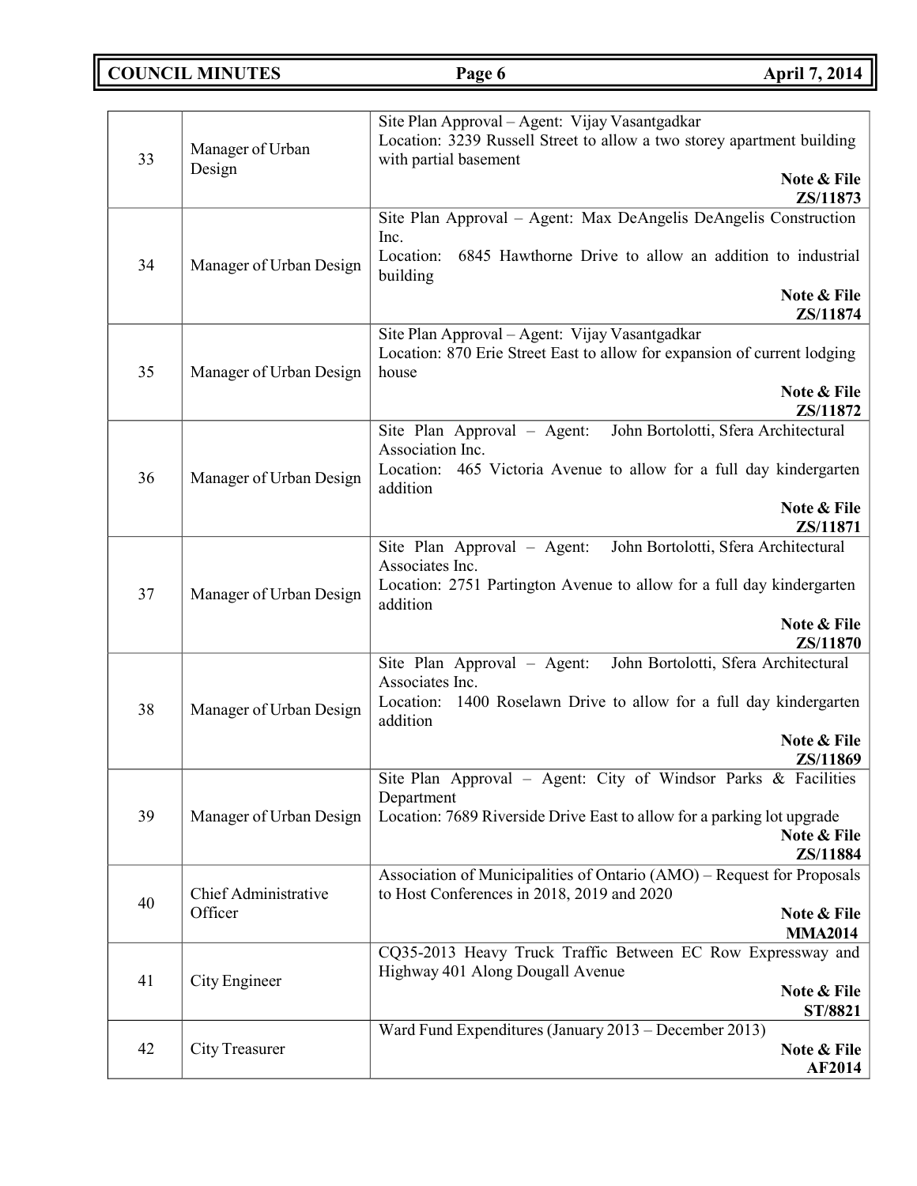| | | |
|---|---|---|
| 33 | Manager of Urban Design | Site Plan Approval – Agent: Vijay Vasantgadkar<br>Location: 3239 Russell Street to allow a two storey apartment building with partial basement<br>**Note & File**<br>**ZS/11873** |
| 34 | Manager of Urban Design | Site Plan Approval – Agent: Max DeAngelis DeAngelis Construction Inc.<br>Location: 6845 Hawthorne Drive to allow an addition to industrial building<br>**Note & File**<br>**ZS/11874** |
| 35 | Manager of Urban Design | Site Plan Approval – Agent: Vijay Vasantgadkar<br>Location: 870 Erie Street East to allow for expansion of current lodging house<br>**Note & File**<br>**ZS/11872** |
| 36 | Manager of Urban Design | Site Plan Approval – Agent: John Bortolotti, Sfera Architectural Association Inc.<br>Location: 465 Victoria Avenue to allow for a full day kindergarten addition<br>**Note & File**<br>**ZS/11871** |
| 37 | Manager of Urban Design | Site Plan Approval – Agent: John Bortolotti, Sfera Architectural Associates Inc.<br>Location: 2751 Partington Avenue to allow for a full day kindergarten addition<br>**Note & File**<br>**ZS/11870** |
| 38 | Manager of Urban Design | Site Plan Approval – Agent: John Bortolotti, Sfera Architectural Associates Inc.<br>Location: 1400 Roselawn Drive to allow for a full day kindergarten addition<br>**Note & File**<br>**ZS/11869** |
| 39 | Manager of Urban Design | Site Plan Approval – Agent: City of Windsor Parks & Facilities Department<br>Location: 7689 Riverside Drive East to allow for a parking lot upgrade<br>**Note & File**<br>**ZS/11884** |
| 40 | Chief Administrative Officer | Association of Municipalities of Ontario (AMO) – Request for Proposals to Host Conferences in 2018, 2019 and 2020<br>**Note & File**<br>**MMA2014** |
| 41 | City Engineer | CQ35-2013 Heavy Truck Traffic Between EC Row Expressway and Highway 401 Along Dougall Avenue<br>**Note & File**<br>**ST/8821** |
| 42 | City Treasurer | Ward Fund Expenditures (January 2013 – December 2013)<br>**Note & File**<br>**AF2014** |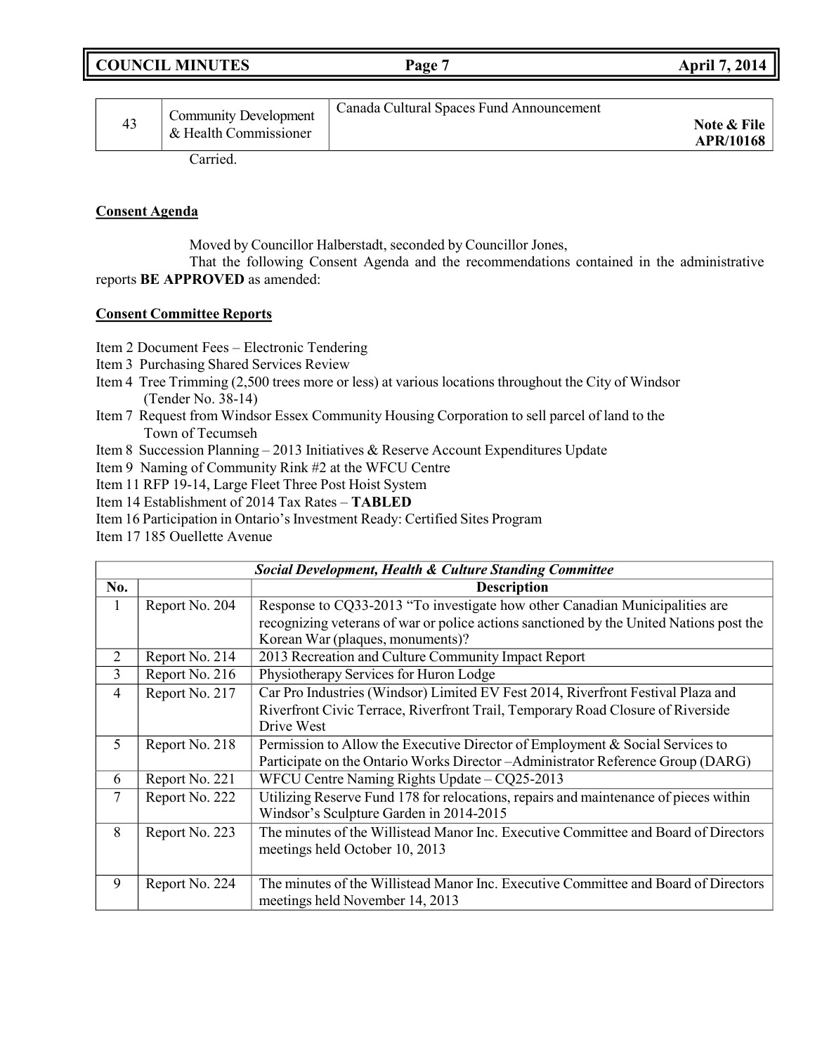| 43 | Community Development & Health Commissioner | Canada Cultural Spaces Fund Announcement **Note & File APR/10168** |
|---|---|---|

Carried.

**Consent Agenda**

Moved by Councillor Halberstadt, seconded by Councillor Jones,

That the following Consent Agenda and the recommendations contained in the administrative reports **BE APPROVED** as amended:

**Consent Committee Reports**

Item 2 Document Fees – Electronic Tendering
Item 3 Purchasing Shared Services Review
Item 4 Tree Trimming (2,500 trees more or less) at various locations throughout the City of Windsor (Tender No. 38-14)
Item 7 Request from Windsor Essex Community Housing Corporation to sell parcel of land to the Town of Tecumseh
Item 8 Succession Planning – 2013 Initiatives & Reserve Account Expenditures Update
Item 9 Naming of Community Rink #2 at the WFCU Centre
Item 11 RFP 19-14, Large Fleet Three Post Hoist System
Item 14 Establishment of 2014 Tax Rates – **TABLED**
Item 16 Participation in Ontario's Investment Ready: Certified Sites Program
Item 17 185 Ouellette Avenue

| ***Social Development, Health & Culture Standing Committee*** | | |
|---|---|---|
| **No.** | | **Description** |
| 1 | Report No. 204 | Response to CQ33-2013 "To investigate how other Canadian Municipalities are recognizing veterans of war or police actions sanctioned by the United Nations post the Korean War (plaques, monuments)? |
| 2 | Report No. 214 | 2013 Recreation and Culture Community Impact Report |
| 3 | Report No. 216 | Physiotherapy Services for Huron Lodge |
| 4 | Report No. 217 | Car Pro Industries (Windsor) Limited EV Fest 2014, Riverfront Festival Plaza and Riverfront Civic Terrace, Riverfront Trail, Temporary Road Closure of Riverside Drive West |
| 5 | Report No. 218 | Permission to Allow the Executive Director of Employment & Social Services to Participate on the Ontario Works Director –Administrator Reference Group (DARG) |
| 6 | Report No. 221 | WFCU Centre Naming Rights Update – CQ25-2013 |
| 7 | Report No. 222 | Utilizing Reserve Fund 178 for relocations, repairs and maintenance of pieces within Windsor's Sculpture Garden in 2014-2015 |
| 8 | Report No. 223 | The minutes of the Willistead Manor Inc. Executive Committee and Board of Directors meetings held October 10, 2013 |
| 9 | Report No. 224 | The minutes of the Willistead Manor Inc. Executive Committee and Board of Directors meetings held November 14, 2013 |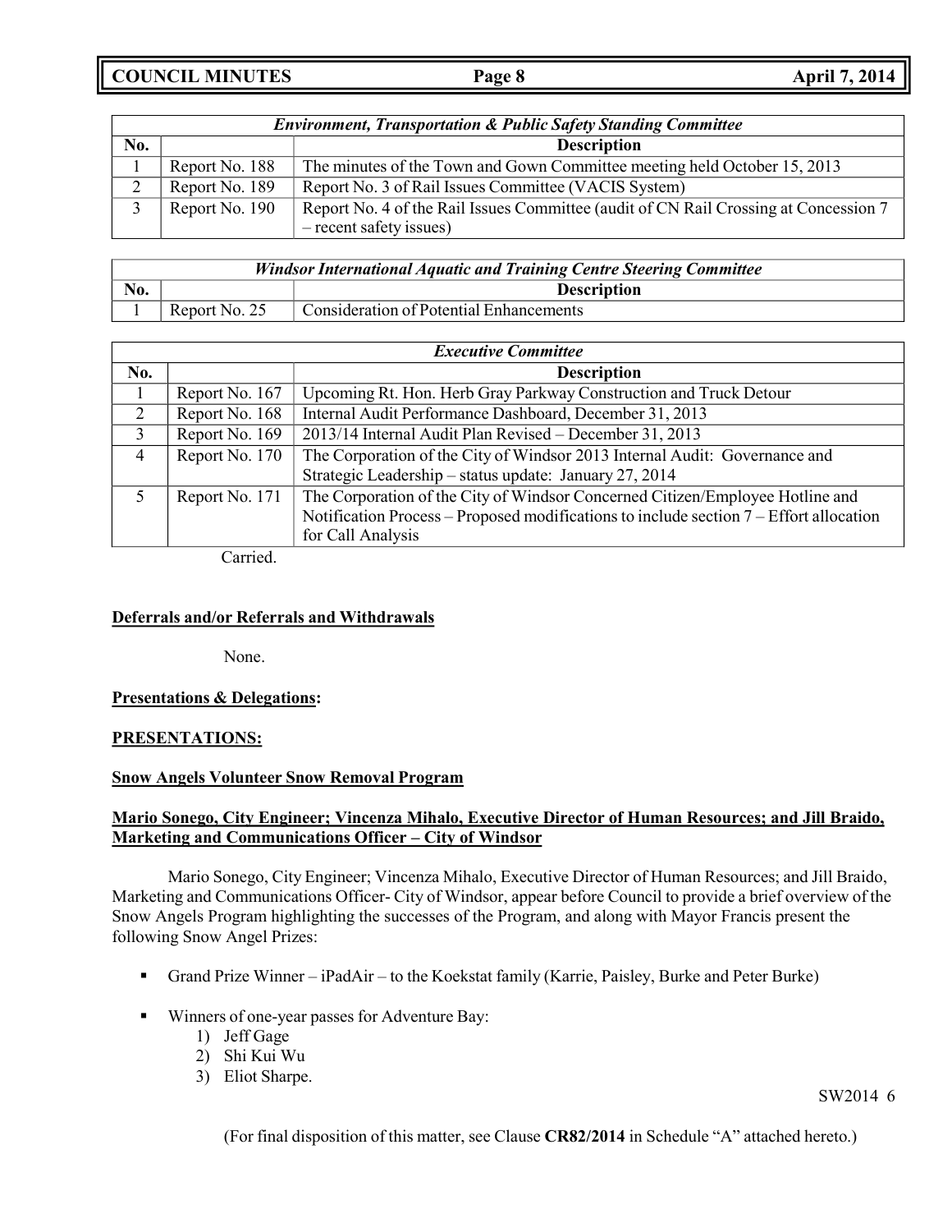| *Environment, Transportation & Public Safety Standing Committee* | | |
|---|---|---|
| **No.** | | **Description** |
| 1 | Report No. 188 | The minutes of the Town and Gown Committee meeting held October 15, 2013 |
| 2 | Report No. 189 | Report No. 3 of Rail Issues Committee (VACIS System) |
| 3 | Report No. 190 | Report No. 4 of the Rail Issues Committee (audit of CN Rail Crossing at Concession 7 – recent safety issues) |

| *Windsor International Aquatic and Training Centre Steering Committee* | | |
|---|---|---|
| **No.** | | **Description** |
| 1 | Report No. 25 | Consideration of Potential Enhancements |

| *Executive Committee* | | |
|---|---|---|
| **No.** | | **Description** |
| 1 | Report No. 167 | Upcoming Rt. Hon. Herb Gray Parkway Construction and Truck Detour |
| 2 | Report No. 168 | Internal Audit Performance Dashboard, December 31, 2013 |
| 3 | Report No. 169 | 2013/14 Internal Audit Plan Revised – December 31, 2013 |
| 4 | Report No. 170 | The Corporation of the City of Windsor 2013 Internal Audit: Governance and Strategic Leadership – status update: January 27, 2014 |
| 5 | Report No. 171 | The Corporation of the City of Windsor Concerned Citizen/Employee Hotline and Notification Process – Proposed modifications to include section 7 – Effort allocation for Call Analysis |

Carried.

**Deferrals and/or Referrals and Withdrawals**

None.

**Presentations & Delegations:**

**PRESENTATIONS:**

**Snow Angels Volunteer Snow Removal Program**

**Mario Sonego, City Engineer; Vincenza Mihalo, Executive Director of Human Resources; and Jill Braido, Marketing and Communications Officer – City of Windsor**

Mario Sonego, City Engineer; Vincenza Mihalo, Executive Director of Human Resources; and Jill Braido, Marketing and Communications Officer- City of Windsor, appear before Council to provide a brief overview of the Snow Angels Program highlighting the successes of the Program, and along with Mayor Francis present the following Snow Angel Prizes:

- Grand Prize Winner – iPadAir – to the Koekstat family (Karrie, Paisley, Burke and Peter Burke)
- Winners of one-year passes for Adventure Bay:
  1) Jeff Gage
  2) Shi Kui Wu
  3) Eliot Sharpe.

SW2014 6

(For final disposition of this matter, see Clause **CR82/2014** in Schedule "A" attached hereto.)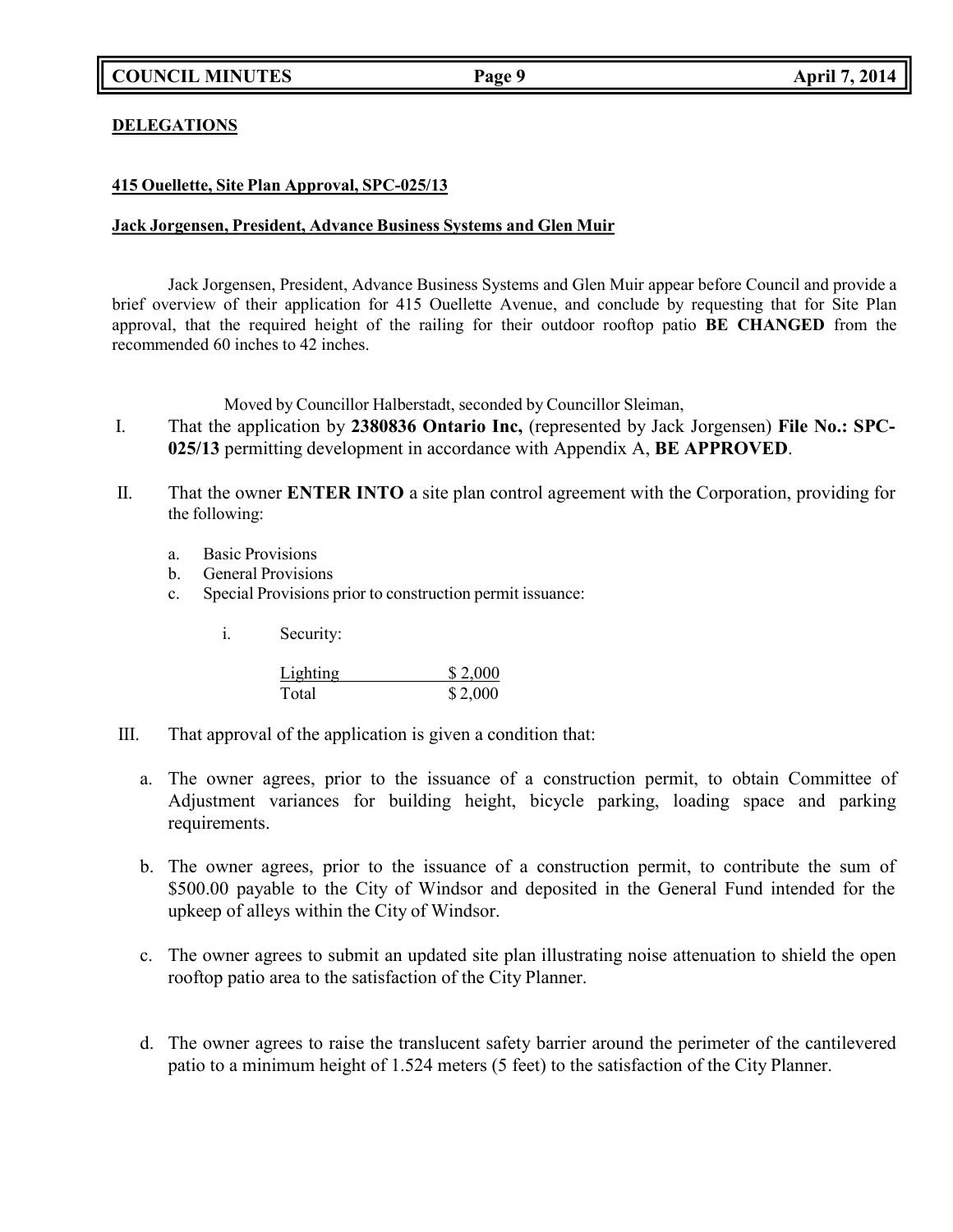**DELEGATIONS**

**415 Ouellette, Site Plan Approval, SPC-025/13**

**Jack Jorgensen, President, Advance Business Systems and Glen Muir**

Jack Jorgensen, President, Advance Business Systems and Glen Muir appear before Council and provide a brief overview of their application for 415 Ouellette Avenue, and conclude by requesting that for Site Plan approval, that the required height of the railing for their outdoor rooftop patio **BE CHANGED** from the recommended 60 inches to 42 inches.

Moved by Councillor Halberstadt, seconded by Councillor Sleiman,

I. That the application by **2380836 Ontario Inc,** (represented by Jack Jorgensen) **File No.: SPC-025/13** permitting development in accordance with Appendix A, **BE APPROVED**.

II. That the owner **ENTER INTO** a site plan control agreement with the Corporation, providing for the following:

   a. Basic Provisions
   b. General Provisions
   c. Special Provisions prior to construction permit issuance:

      i. Security:

| Lighting | $ 2,000 |
| --- | --- |
| Total | $ 2,000 |

III. That approval of the application is given a condition that:

   a. The owner agrees, prior to the issuance of a construction permit, to obtain Committee of Adjustment variances for building height, bicycle parking, loading space and parking requirements.

   b. The owner agrees, prior to the issuance of a construction permit, to contribute the sum of $500.00 payable to the City of Windsor and deposited in the General Fund intended for the upkeep of alleys within the City of Windsor.

   c. The owner agrees to submit an updated site plan illustrating noise attenuation to shield the open rooftop patio area to the satisfaction of the City Planner.

   d. The owner agrees to raise the translucent safety barrier around the perimeter of the cantilevered patio to a minimum height of 1.524 meters (5 feet) to the satisfaction of the City Planner.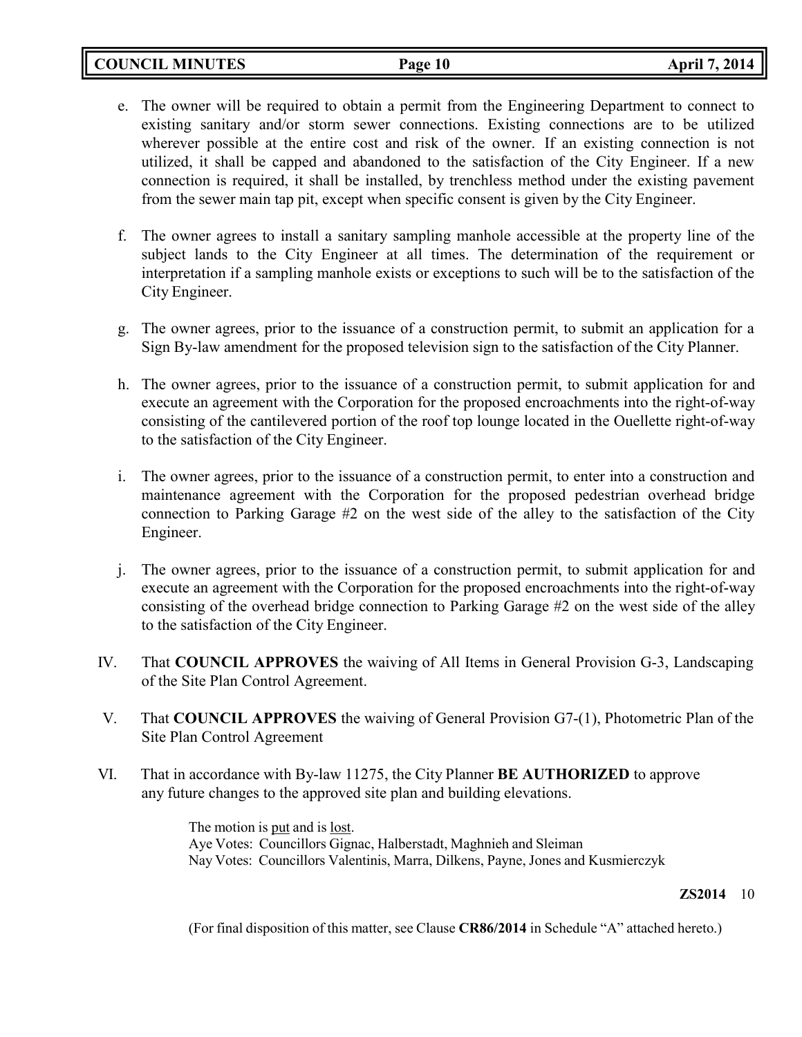e. The owner will be required to obtain a permit from the Engineering Department to connect to existing sanitary and/or storm sewer connections. Existing connections are to be utilized wherever possible at the entire cost and risk of the owner. If an existing connection is not utilized, it shall be capped and abandoned to the satisfaction of the City Engineer. If a new connection is required, it shall be installed, by trenchless method under the existing pavement from the sewer main tap pit, except when specific consent is given by the City Engineer.

f. The owner agrees to install a sanitary sampling manhole accessible at the property line of the subject lands to the City Engineer at all times. The determination of the requirement or interpretation if a sampling manhole exists or exceptions to such will be to the satisfaction of the City Engineer.

g. The owner agrees, prior to the issuance of a construction permit, to submit an application for a Sign By-law amendment for the proposed television sign to the satisfaction of the City Planner.

h. The owner agrees, prior to the issuance of a construction permit, to submit application for and execute an agreement with the Corporation for the proposed encroachments into the right-of-way consisting of the cantilevered portion of the roof top lounge located in the Ouellette right-of-way to the satisfaction of the City Engineer.

i. The owner agrees, prior to the issuance of a construction permit, to enter into a construction and maintenance agreement with the Corporation for the proposed pedestrian overhead bridge connection to Parking Garage #2 on the west side of the alley to the satisfaction of the City Engineer.

j. The owner agrees, prior to the issuance of a construction permit, to submit application for and execute an agreement with the Corporation for the proposed encroachments into the right-of-way consisting of the overhead bridge connection to Parking Garage #2 on the west side of the alley to the satisfaction of the City Engineer.

IV. That **COUNCIL APPROVES** the waiving of All Items in General Provision G-3, Landscaping of the Site Plan Control Agreement.

V. That **COUNCIL APPROVES** the waiving of General Provision G7-(1), Photometric Plan of the Site Plan Control Agreement

VI. That in accordance with By-law 11275, the City Planner **BE AUTHORIZED** to approve any future changes to the approved site plan and building elevations.

The motion is put and is lost.
Aye Votes: Councillors Gignac, Halberstadt, Maghnieh and Sleiman
Nay Votes: Councillors Valentinis, Marra, Dilkens, Payne, Jones and Kusmierczyk

**ZS2014** 10

(For final disposition of this matter, see Clause **CR86/2014** in Schedule "A" attached hereto.)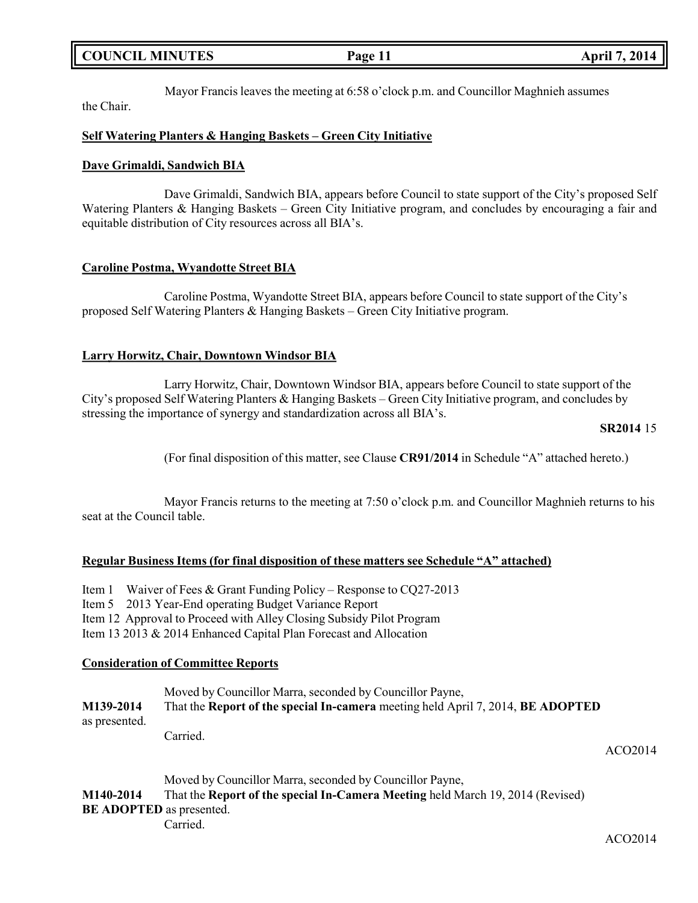Mayor Francis leaves the meeting at 6:58 o'clock p.m. and Councillor Maghnieh assumes the Chair.

**Self Watering Planters & Hanging Baskets – Green City Initiative**

**Dave Grimaldi, Sandwich BIA**

Dave Grimaldi, Sandwich BIA, appears before Council to state support of the City's proposed Self Watering Planters & Hanging Baskets – Green City Initiative program, and concludes by encouraging a fair and equitable distribution of City resources across all BIA's.

**Caroline Postma, Wyandotte Street BIA**

Caroline Postma, Wyandotte Street BIA, appears before Council to state support of the City's proposed Self Watering Planters & Hanging Baskets – Green City Initiative program.

**Larry Horwitz, Chair, Downtown Windsor BIA**

Larry Horwitz, Chair, Downtown Windsor BIA, appears before Council to state support of the City's proposed Self Watering Planters & Hanging Baskets – Green City Initiative program, and concludes by stressing the importance of synergy and standardization across all BIA's.

**SR2014** 15

(For final disposition of this matter, see Clause **CR91/2014** in Schedule "A" attached hereto.)

Mayor Francis returns to the meeting at 7:50 o'clock p.m. and Councillor Maghnieh returns to his seat at the Council table.

**Regular Business Items (for final disposition of these matters see Schedule "A" attached)**

Item 1 Waiver of Fees & Grant Funding Policy – Response to CQ27-2013
Item 5 2013 Year-End operating Budget Variance Report
Item 12 Approval to Proceed with Alley Closing Subsidy Pilot Program
Item 13 2013 & 2014 Enhanced Capital Plan Forecast and Allocation

**Consideration of Committee Reports**

Moved by Councillor Marra, seconded by Councillor Payne,
**M139-2014** That the **Report of the special In-camera** meeting held April 7, 2014, **BE ADOPTED** as presented.
Carried.

ACO2014

Moved by Councillor Marra, seconded by Councillor Payne,
**M140-2014** That the **Report of the special In-Camera Meeting** held March 19, 2014 (Revised) **BE ADOPTED** as presented.
Carried.

ACO2014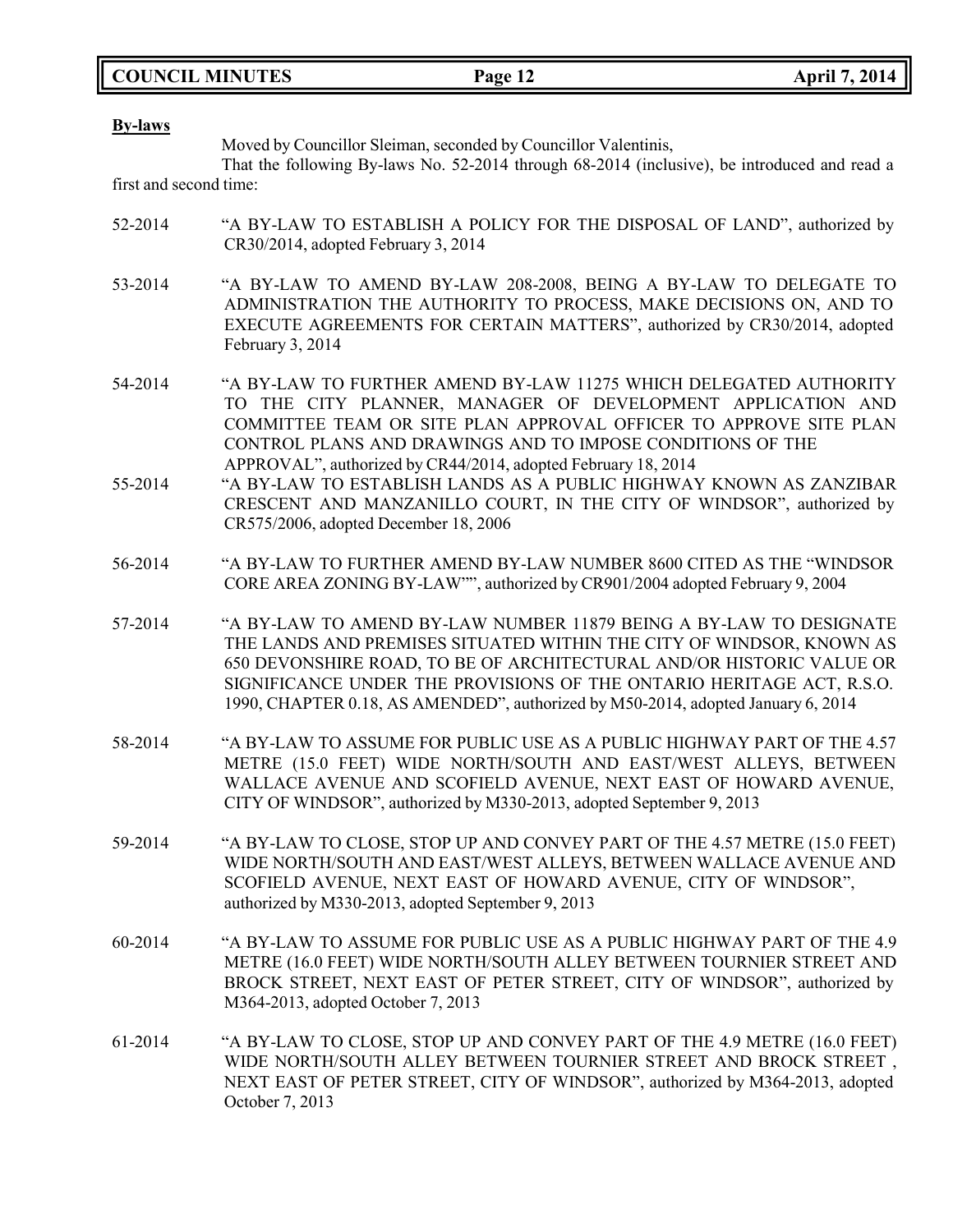**By-laws**

Moved by Councillor Sleiman, seconded by Councillor Valentinis,

That the following By-laws No. 52-2014 through 68-2014 (inclusive), be introduced and read a first and second time:

52-2014 "A BY-LAW TO ESTABLISH A POLICY FOR THE DISPOSAL OF LAND", authorized by CR30/2014, adopted February 3, 2014

53-2014 "A BY-LAW TO AMEND BY-LAW 208-2008, BEING A BY-LAW TO DELEGATE TO ADMINISTRATION THE AUTHORITY TO PROCESS, MAKE DECISIONS ON, AND TO EXECUTE AGREEMENTS FOR CERTAIN MATTERS", authorized by CR30/2014, adopted February 3, 2014

54-2014 "A BY-LAW TO FURTHER AMEND BY-LAW 11275 WHICH DELEGATED AUTHORITY TO THE CITY PLANNER, MANAGER OF DEVELOPMENT APPLICATION AND COMMITTEE TEAM OR SITE PLAN APPROVAL OFFICER TO APPROVE SITE PLAN CONTROL PLANS AND DRAWINGS AND TO IMPOSE CONDITIONS OF THE APPROVAL", authorized by CR44/2014, adopted February 18, 2014

55-2014 "A BY-LAW TO ESTABLISH LANDS AS A PUBLIC HIGHWAY KNOWN AS ZANZIBAR CRESCENT AND MANZANILLO COURT, IN THE CITY OF WINDSOR", authorized by CR575/2006, adopted December 18, 2006

56-2014 "A BY-LAW TO FURTHER AMEND BY-LAW NUMBER 8600 CITED AS THE "WINDSOR CORE AREA ZONING BY-LAW"", authorized by CR901/2004 adopted February 9, 2004

57-2014 "A BY-LAW TO AMEND BY-LAW NUMBER 11879 BEING A BY-LAW TO DESIGNATE THE LANDS AND PREMISES SITUATED WITHIN THE CITY OF WINDSOR, KNOWN AS 650 DEVONSHIRE ROAD, TO BE OF ARCHITECTURAL AND/OR HISTORIC VALUE OR SIGNIFICANCE UNDER THE PROVISIONS OF THE ONTARIO HERITAGE ACT, R.S.O. 1990, CHAPTER 0.18, AS AMENDED", authorized by M50-2014, adopted January 6, 2014

58-2014 "A BY-LAW TO ASSUME FOR PUBLIC USE AS A PUBLIC HIGHWAY PART OF THE 4.57 METRE (15.0 FEET) WIDE NORTH/SOUTH AND EAST/WEST ALLEYS, BETWEEN WALLACE AVENUE AND SCOFIELD AVENUE, NEXT EAST OF HOWARD AVENUE, CITY OF WINDSOR", authorized by M330-2013, adopted September 9, 2013

59-2014 "A BY-LAW TO CLOSE, STOP UP AND CONVEY PART OF THE 4.57 METRE (15.0 FEET) WIDE NORTH/SOUTH AND EAST/WEST ALLEYS, BETWEEN WALLACE AVENUE AND SCOFIELD AVENUE, NEXT EAST OF HOWARD AVENUE, CITY OF WINDSOR", authorized by M330-2013, adopted September 9, 2013

60-2014 "A BY-LAW TO ASSUME FOR PUBLIC USE AS A PUBLIC HIGHWAY PART OF THE 4.9 METRE (16.0 FEET) WIDE NORTH/SOUTH ALLEY BETWEEN TOURNIER STREET AND BROCK STREET, NEXT EAST OF PETER STREET, CITY OF WINDSOR", authorized by M364-2013, adopted October 7, 2013

61-2014 "A BY-LAW TO CLOSE, STOP UP AND CONVEY PART OF THE 4.9 METRE (16.0 FEET) WIDE NORTH/SOUTH ALLEY BETWEEN TOURNIER STREET AND BROCK STREET , NEXT EAST OF PETER STREET, CITY OF WINDSOR", authorized by M364-2013, adopted October 7, 2013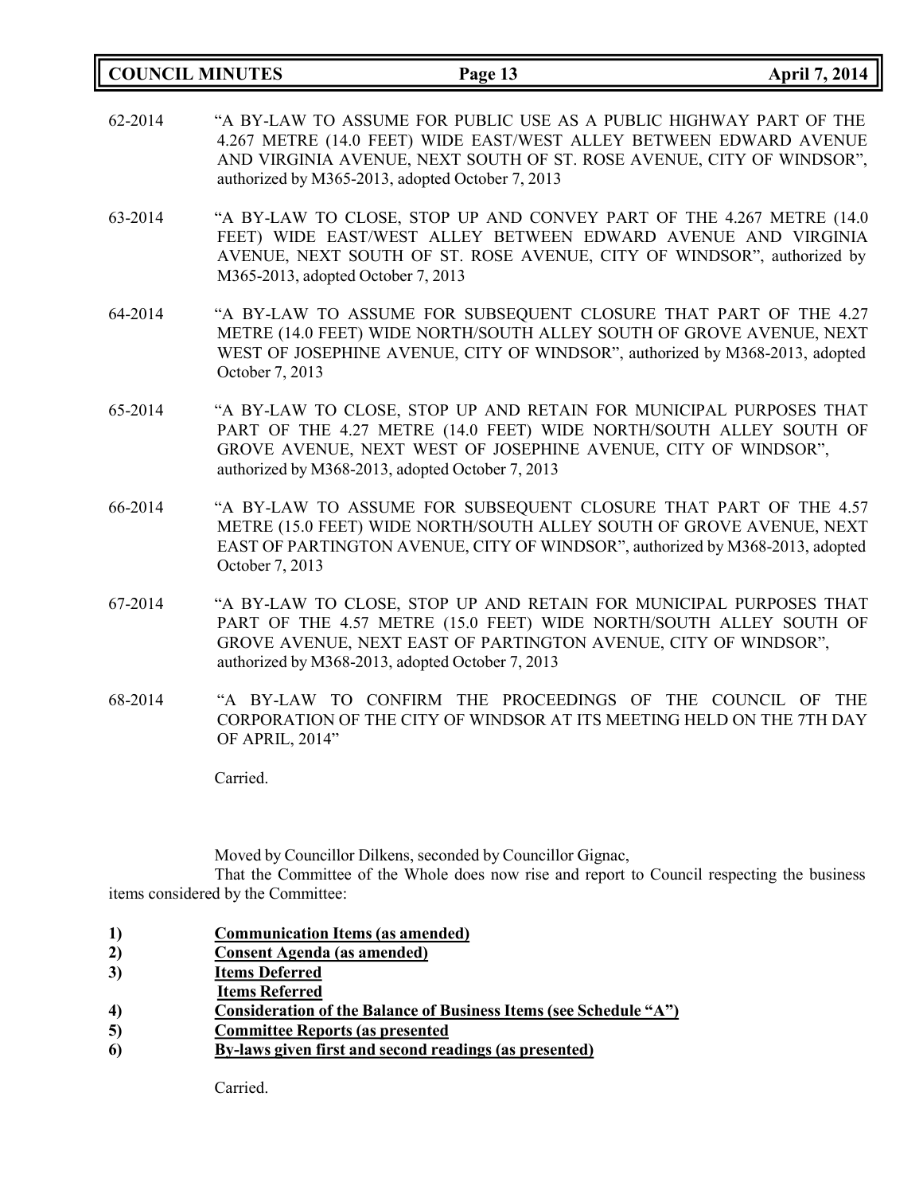62-2014 "A BY-LAW TO ASSUME FOR PUBLIC USE AS A PUBLIC HIGHWAY PART OF THE 4.267 METRE (14.0 FEET) WIDE EAST/WEST ALLEY BETWEEN EDWARD AVENUE AND VIRGINIA AVENUE, NEXT SOUTH OF ST. ROSE AVENUE, CITY OF WINDSOR", authorized by M365-2013, adopted October 7, 2013

63-2014 "A BY-LAW TO CLOSE, STOP UP AND CONVEY PART OF THE 4.267 METRE (14.0 FEET) WIDE EAST/WEST ALLEY BETWEEN EDWARD AVENUE AND VIRGINIA AVENUE, NEXT SOUTH OF ST. ROSE AVENUE, CITY OF WINDSOR", authorized by M365-2013, adopted October 7, 2013

64-2014 "A BY-LAW TO ASSUME FOR SUBSEQUENT CLOSURE THAT PART OF THE 4.27 METRE (14.0 FEET) WIDE NORTH/SOUTH ALLEY SOUTH OF GROVE AVENUE, NEXT WEST OF JOSEPHINE AVENUE, CITY OF WINDSOR", authorized by M368-2013, adopted October 7, 2013

65-2014 "A BY-LAW TO CLOSE, STOP UP AND RETAIN FOR MUNICIPAL PURPOSES THAT PART OF THE 4.27 METRE (14.0 FEET) WIDE NORTH/SOUTH ALLEY SOUTH OF GROVE AVENUE, NEXT WEST OF JOSEPHINE AVENUE, CITY OF WINDSOR", authorized by M368-2013, adopted October 7, 2013

66-2014 "A BY-LAW TO ASSUME FOR SUBSEQUENT CLOSURE THAT PART OF THE 4.57 METRE (15.0 FEET) WIDE NORTH/SOUTH ALLEY SOUTH OF GROVE AVENUE, NEXT EAST OF PARTINGTON AVENUE, CITY OF WINDSOR", authorized by M368-2013, adopted October 7, 2013

67-2014 "A BY-LAW TO CLOSE, STOP UP AND RETAIN FOR MUNICIPAL PURPOSES THAT PART OF THE 4.57 METRE (15.0 FEET) WIDE NORTH/SOUTH ALLEY SOUTH OF GROVE AVENUE, NEXT EAST OF PARTINGTON AVENUE, CITY OF WINDSOR", authorized by M368-2013, adopted October 7, 2013

68-2014 "A BY-LAW TO CONFIRM THE PROCEEDINGS OF THE COUNCIL OF THE CORPORATION OF THE CITY OF WINDSOR AT ITS MEETING HELD ON THE 7TH DAY OF APRIL, 2014"

Carried.

Moved by Councillor Dilkens, seconded by Councillor Gignac,

That the Committee of the Whole does now rise and report to Council respecting the business items considered by the Committee:

1) **Communication Items (as amended)**
2) **Consent Agenda (as amended)**
3) **Items Deferred**
   **Items Referred**
4) **Consideration of the Balance of Business Items (see Schedule "A")**
5) **Committee Reports (as presented**
6) **By-laws given first and second readings (as presented)**

Carried.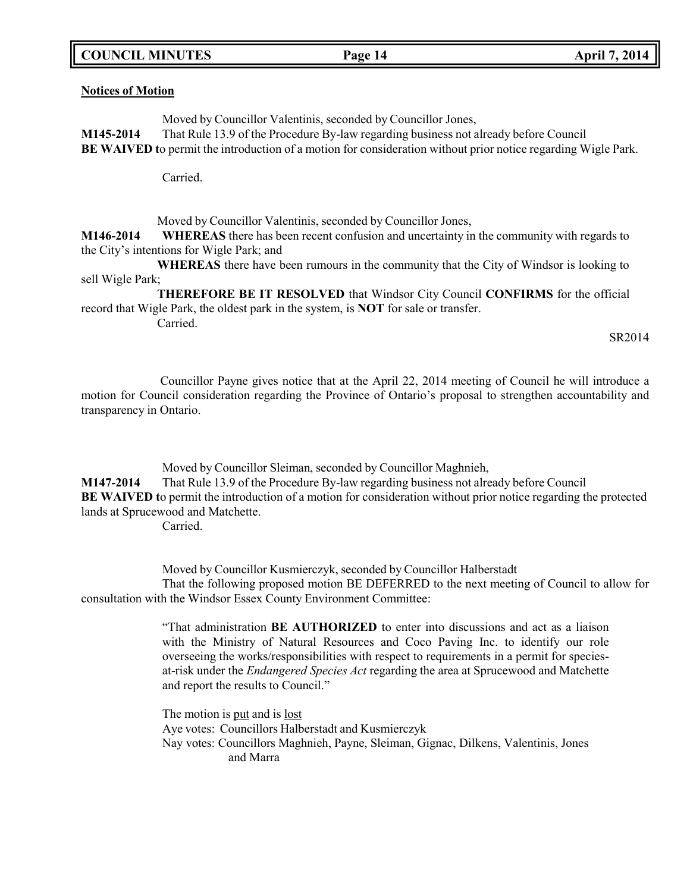**Notices of Motion**

Moved by Councillor Valentinis, seconded by Councillor Jones,

**M145-2014** That Rule 13.9 of the Procedure By-law regarding business not already before Council **BE WAIVED t**o permit the introduction of a motion for consideration without prior notice regarding Wigle Park.

Carried.

Moved by Councillor Valentinis, seconded by Councillor Jones,

**M146-2014** **WHEREAS** there has been recent confusion and uncertainty in the community with regards to the City's intentions for Wigle Park; and

**WHEREAS** there have been rumours in the community that the City of Windsor is looking to sell Wigle Park;

**THEREFORE BE IT RESOLVED** that Windsor City Council **CONFIRMS** for the official record that Wigle Park, the oldest park in the system, is **NOT** for sale or transfer.

Carried.

SR2014

Councillor Payne gives notice that at the April 22, 2014 meeting of Council he will introduce a motion for Council consideration regarding the Province of Ontario's proposal to strengthen accountability and transparency in Ontario.

Moved by Councillor Sleiman, seconded by Councillor Maghnieh,

**M147-2014** That Rule 13.9 of the Procedure By-law regarding business not already before Council **BE WAIVED t**o permit the introduction of a motion for consideration without prior notice regarding the protected lands at Sprucewood and Matchette.

Carried.

Moved by Councillor Kusmierczyk, seconded by Councillor Halberstadt

That the following proposed motion BE DEFERRED to the next meeting of Council to allow for consultation with the Windsor Essex County Environment Committee:

> "That administration **BE AUTHORIZED** to enter into discussions and act as a liaison with the Ministry of Natural Resources and Coco Paving Inc. to identify our role overseeing the works/responsibilities with respect to requirements in a permit for species-at-risk under the *Endangered Species Act* regarding the area at Sprucewood and Matchette and report the results to Council."

The motion is put and is lost

Aye votes: Councillors Halberstadt and Kusmierczyk

Nay votes: Councillors Maghnieh, Payne, Sleiman, Gignac, Dilkens, Valentinis, Jones and Marra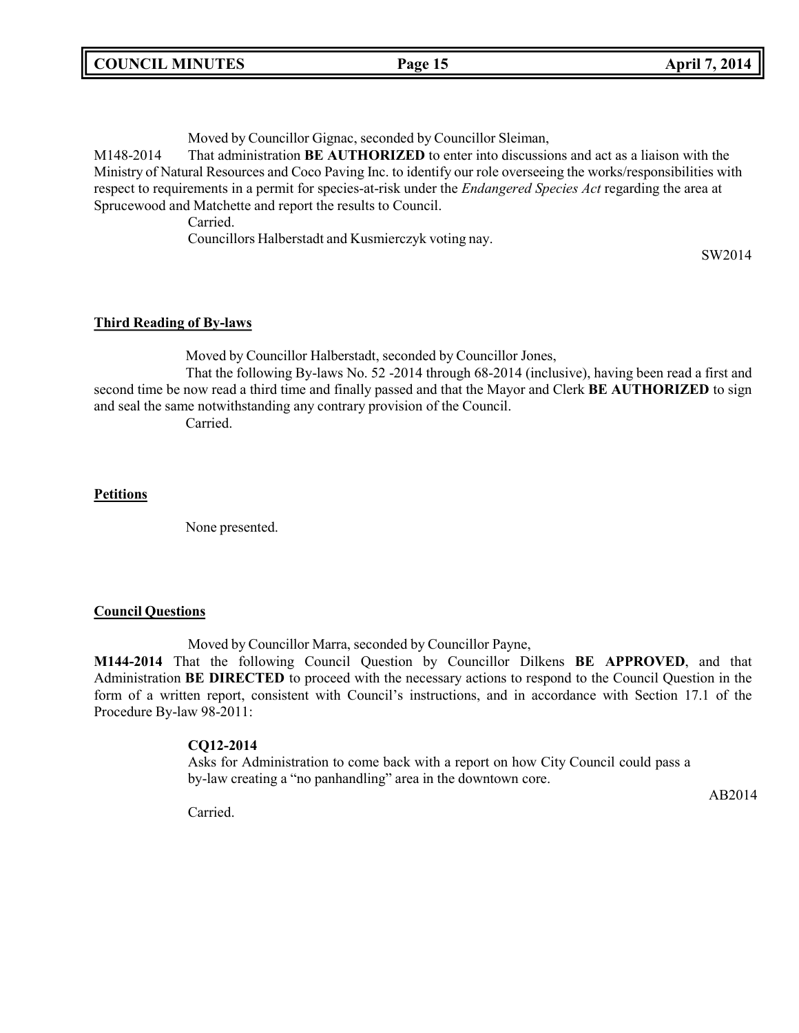Moved by Councillor Gignac, seconded by Councillor Sleiman,

M148-2014 That administration **BE AUTHORIZED** to enter into discussions and act as a liaison with the Ministry of Natural Resources and Coco Paving Inc. to identify our role overseeing the works/responsibilities with respect to requirements in a permit for species-at-risk under the *Endangered Species Act* regarding the area at Sprucewood and Matchette and report the results to Council.

Carried.

Councillors Halberstadt and Kusmierczyk voting nay.

SW2014

**Third Reading of By-laws**

Moved by Councillor Halberstadt, seconded by Councillor Jones,

That the following By-laws No. 52 -2014 through 68-2014 (inclusive), having been read a first and second time be now read a third time and finally passed and that the Mayor and Clerk **BE AUTHORIZED** to sign and seal the same notwithstanding any contrary provision of the Council.

Carried.

**Petitions**

None presented.

**Council Questions**

Moved by Councillor Marra, seconded by Councillor Payne,

**M144-2014** That the following Council Question by Councillor Dilkens **BE APPROVED**, and that Administration **BE DIRECTED** to proceed with the necessary actions to respond to the Council Question in the form of a written report, consistent with Council's instructions, and in accordance with Section 17.1 of the Procedure By-law 98-2011:

**CQ12-2014**

Asks for Administration to come back with a report on how City Council could pass a by-law creating a "no panhandling" area in the downtown core.

AB2014

Carried.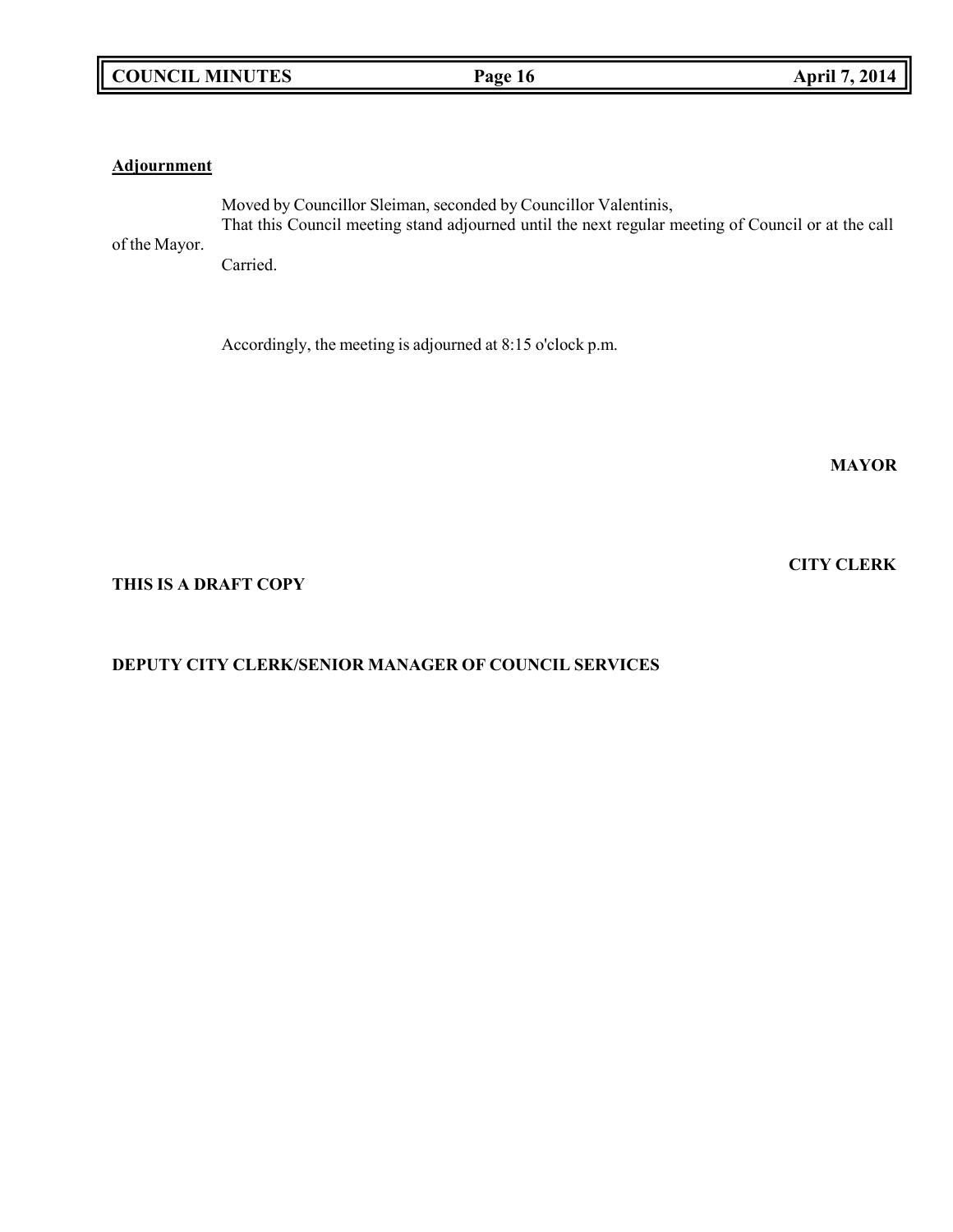**Adjournment**

Moved by Councillor Sleiman, seconded by Councillor Valentinis,
That this Council meeting stand adjourned until the next regular meeting of Council or at the call of the Mayor.
Carried.

Accordingly, the meeting is adjourned at 8:15 o'clock p.m.

**MAYOR**

**CITY CLERK**

**THIS IS A DRAFT COPY**

**DEPUTY CITY CLERK/SENIOR MANAGER OF COUNCIL SERVICES**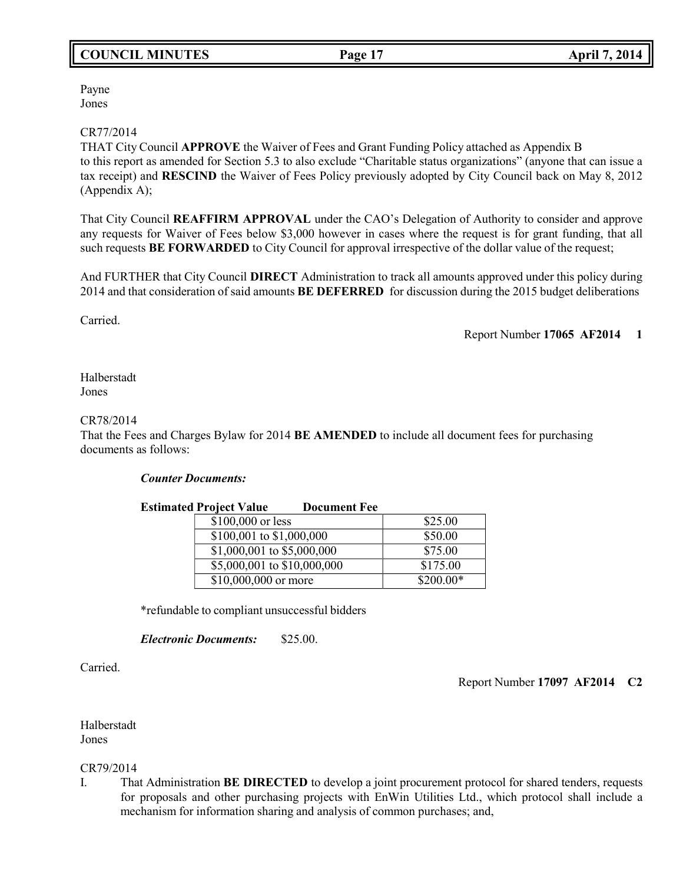Payne
Jones

CR77/2014
THAT City Council **APPROVE** the Waiver of Fees and Grant Funding Policy attached as Appendix B to this report as amended for Section 5.3 to also exclude "Charitable status organizations" (anyone that can issue a tax receipt) and **RESCIND** the Waiver of Fees Policy previously adopted by City Council back on May 8, 2012 (Appendix A);

That City Council **REAFFIRM APPROVAL** under the CAO's Delegation of Authority to consider and approve any requests for Waiver of Fees below $3,000 however in cases where the request is for grant funding, that all such requests **BE FORWARDED** to City Council for approval irrespective of the dollar value of the request;

And FURTHER that City Council **DIRECT** Administration to track all amounts approved under this policy during 2014 and that consideration of said amounts **BE DEFERRED** for discussion during the 2015 budget deliberations

Carried.

Report Number **17065 AF2014 1**

Halberstadt
Jones

CR78/2014
That the Fees and Charges Bylaw for 2014 **BE AMENDED** to include all document fees for purchasing documents as follows:

***Counter Documents:***

| Estimated Project Value | Document Fee |
|---|---|
| $100,000 or less | $25.00 |
| $100,001 to $1,000,000 | $50.00 |
| $1,000,001 to $5,000,000 | $75.00 |
| $5,000,001 to $10,000,000 | $175.00 |
| $10,000,000 or more | $200.00* |

*refundable to compliant unsuccessful bidders

***Electronic Documents:*** $25.00.

Carried.

Report Number **17097 AF2014 C2**

Halberstadt
Jones

CR79/2014

I. That Administration **BE DIRECTED** to develop a joint procurement protocol for shared tenders, requests for proposals and other purchasing projects with EnWin Utilities Ltd., which protocol shall include a mechanism for information sharing and analysis of common purchases; and,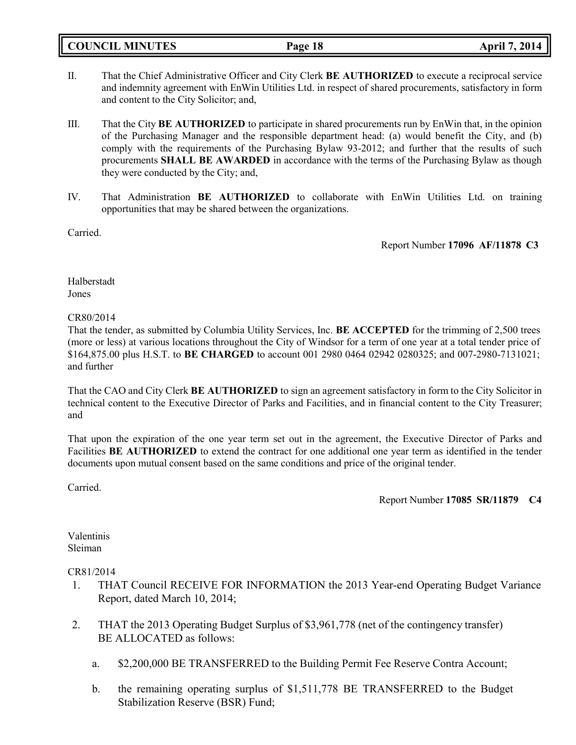II. That the Chief Administrative Officer and City Clerk **BE AUTHORIZED** to execute a reciprocal service and indemnity agreement with EnWin Utilities Ltd. in respect of shared procurements, satisfactory in form and content to the City Solicitor; and,

III. That the City **BE AUTHORIZED** to participate in shared procurements run by EnWin that, in the opinion of the Purchasing Manager and the responsible department head: (a) would benefit the City, and (b) comply with the requirements of the Purchasing Bylaw 93-2012; and further that the results of such procurements **SHALL BE AWARDED** in accordance with the terms of the Purchasing Bylaw as though they were conducted by the City; and,

IV. That Administration **BE AUTHORIZED** to collaborate with EnWin Utilities Ltd. on training opportunities that may be shared between the organizations.

Carried.

Report Number **17096 AF/11878 C3**

Halberstadt
Jones

CR80/2014
That the tender, as submitted by Columbia Utility Services, Inc. **BE ACCEPTED** for the trimming of 2,500 trees (more or less) at various locations throughout the City of Windsor for a term of one year at a total tender price of $164,875.00 plus H.S.T. to **BE CHARGED** to account 001 2980 0464 02942 0280325; and 007-2980-7131021; and further

That the CAO and City Clerk **BE AUTHORIZED** to sign an agreement satisfactory in form to the City Solicitor in technical content to the Executive Director of Parks and Facilities, and in financial content to the City Treasurer; and

That upon the expiration of the one year term set out in the agreement, the Executive Director of Parks and Facilities **BE AUTHORIZED** to extend the contract for one additional one year term as identified in the tender documents upon mutual consent based on the same conditions and price of the original tender.

Carried.

Report Number **17085 SR/11879 C4**

Valentinis
Sleiman

CR81/2014

1. THAT Council RECEIVE FOR INFORMATION the 2013 Year-end Operating Budget Variance Report, dated March 10, 2014;

2. THAT the 2013 Operating Budget Surplus of $3,961,778 (net of the contingency transfer) BE ALLOCATED as follows:

    a. $2,200,000 BE TRANSFERRED to the Building Permit Fee Reserve Contra Account;

    b. the remaining operating surplus of $1,511,778 BE TRANSFERRED to the Budget Stabilization Reserve (BSR) Fund;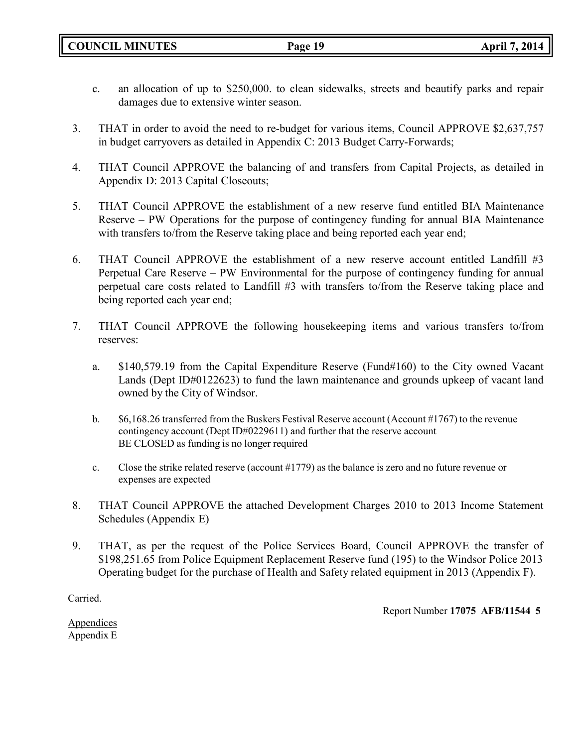c. an allocation of up to $250,000. to clean sidewalks, streets and beautify parks and repair damages due to extensive winter season.

3. THAT in order to avoid the need to re-budget for various items, Council APPROVE $2,637,757 in budget carryovers as detailed in Appendix C: 2013 Budget Carry-Forwards;

4. THAT Council APPROVE the balancing of and transfers from Capital Projects, as detailed in Appendix D: 2013 Capital Closeouts;

5. THAT Council APPROVE the establishment of a new reserve fund entitled BIA Maintenance Reserve – PW Operations for the purpose of contingency funding for annual BIA Maintenance with transfers to/from the Reserve taking place and being reported each year end;

6. THAT Council APPROVE the establishment of a new reserve account entitled Landfill #3 Perpetual Care Reserve – PW Environmental for the purpose of contingency funding for annual perpetual care costs related to Landfill #3 with transfers to/from the Reserve taking place and being reported each year end;

7. THAT Council APPROVE the following housekeeping items and various transfers to/from reserves:

   a. $140,579.19 from the Capital Expenditure Reserve (Fund#160) to the City owned Vacant Lands (Dept ID#0122623) to fund the lawn maintenance and grounds upkeep of vacant land owned by the City of Windsor.

   b. $6,168.26 transferred from the Buskers Festival Reserve account (Account #1767) to the revenue contingency account (Dept ID#0229611) and further that the reserve account BE CLOSED as funding is no longer required

   c. Close the strike related reserve (account #1779) as the balance is zero and no future revenue or expenses are expected

8. THAT Council APPROVE the attached Development Charges 2010 to 2013 Income Statement Schedules (Appendix E)

9. THAT, as per the request of the Police Services Board, Council APPROVE the transfer of $198,251.65 from Police Equipment Replacement Reserve fund (195) to the Windsor Police 2013 Operating budget for the purchase of Health and Safety related equipment in 2013 (Appendix F).

Carried.

Report Number **17075 AFB/11544 5**

Appendices
Appendix E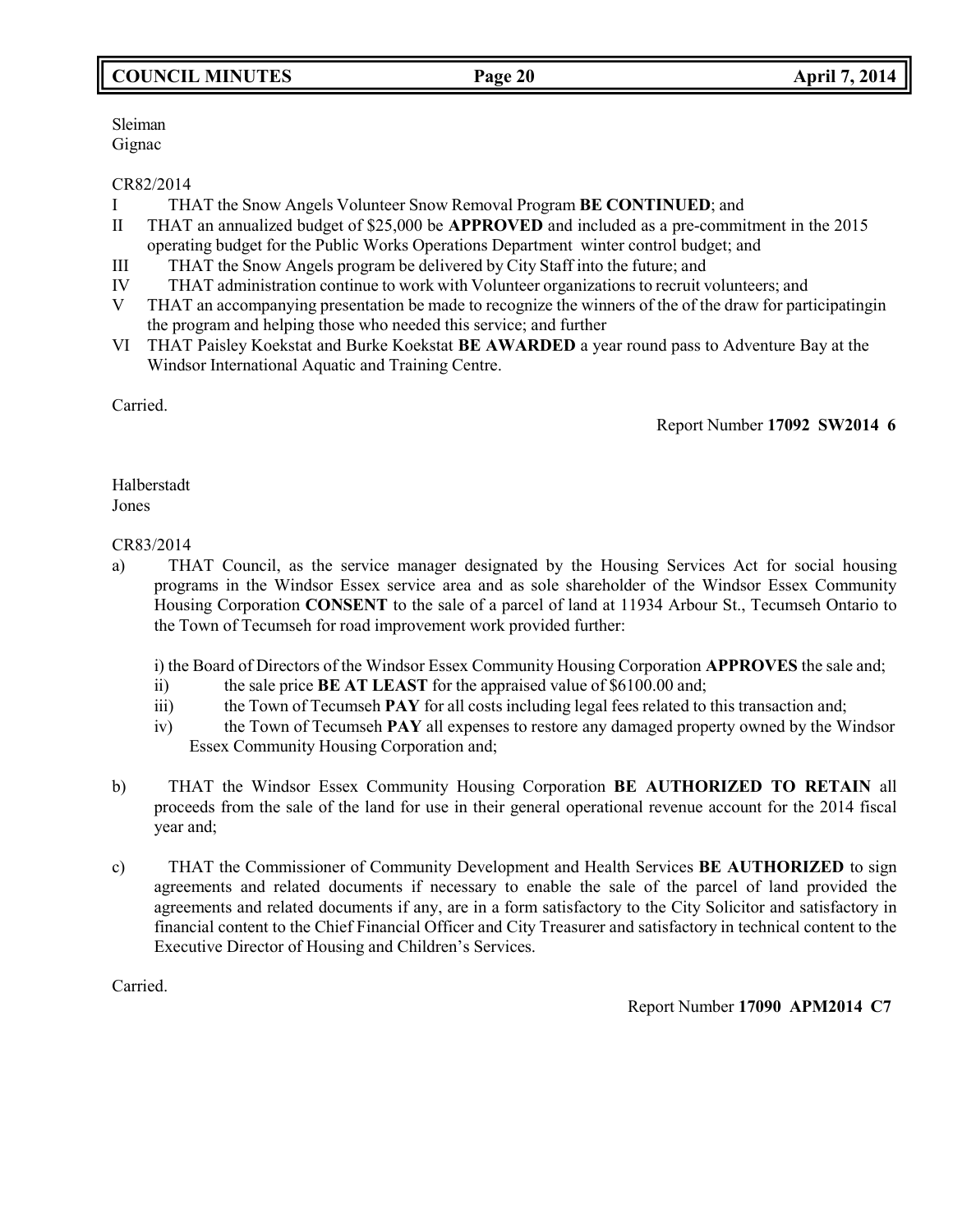Sleiman
Gignac

CR82/2014

I THAT the Snow Angels Volunteer Snow Removal Program **BE CONTINUED**; and

II THAT an annualized budget of $25,000 be **APPROVED** and included as a pre-commitment in the 2015 operating budget for the Public Works Operations Department winter control budget; and

III THAT the Snow Angels program be delivered by City Staff into the future; and

IV THAT administration continue to work with Volunteer organizations to recruit volunteers; and

V THAT an accompanying presentation be made to recognize the winners of the of the draw for participatingin the program and helping those who needed this service; and further

VI THAT Paisley Koekstat and Burke Koekstat **BE AWARDED** a year round pass to Adventure Bay at the Windsor International Aquatic and Training Centre.

Carried.

Report Number **17092 SW2014 6**

Halberstadt
Jones

CR83/2014

a) THAT Council, as the service manager designated by the Housing Services Act for social housing programs in the Windsor Essex service area and as sole shareholder of the Windsor Essex Community Housing Corporation **CONSENT** to the sale of a parcel of land at 11934 Arbour St., Tecumseh Ontario to the Town of Tecumseh for road improvement work provided further:

   i) the Board of Directors of the Windsor Essex Community Housing Corporation **APPROVES** the sale and;

   ii) the sale price **BE AT LEAST** for the appraised value of $6100.00 and;

   iii) the Town of Tecumseh **PAY** for all costs including legal fees related to this transaction and;

   iv) the Town of Tecumseh **PAY** all expenses to restore any damaged property owned by the Windsor Essex Community Housing Corporation and;

b) THAT the Windsor Essex Community Housing Corporation **BE AUTHORIZED TO RETAIN** all proceeds from the sale of the land for use in their general operational revenue account for the 2014 fiscal year and;

c) THAT the Commissioner of Community Development and Health Services **BE AUTHORIZED** to sign agreements and related documents if necessary to enable the sale of the parcel of land provided the agreements and related documents if any, are in a form satisfactory to the City Solicitor and satisfactory in financial content to the Chief Financial Officer and City Treasurer and satisfactory in technical content to the Executive Director of Housing and Children's Services.

Carried.

Report Number **17090 APM2014 C7**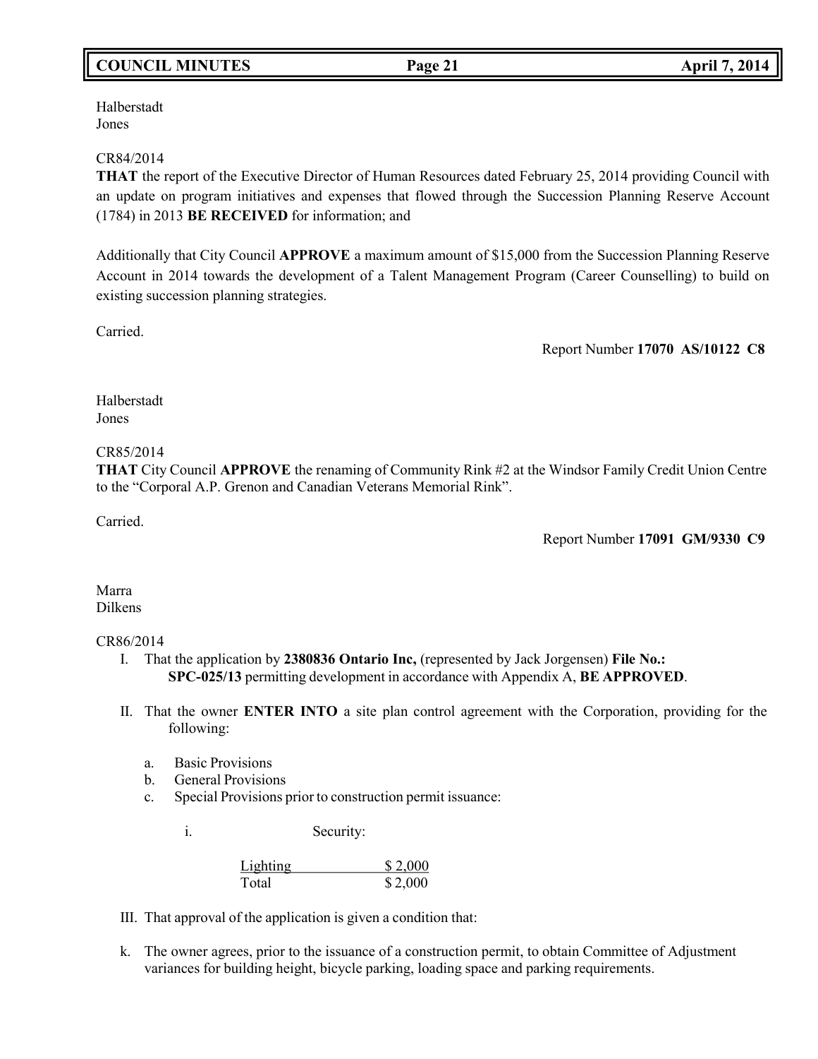Halberstadt
Jones

CR84/2014
**THAT** the report of the Executive Director of Human Resources dated February 25, 2014 providing Council with an update on program initiatives and expenses that flowed through the Succession Planning Reserve Account (1784) in 2013 **BE RECEIVED** for information; and

Additionally that City Council **APPROVE** a maximum amount of $15,000 from the Succession Planning Reserve Account in 2014 towards the development of a Talent Management Program (Career Counselling) to build on existing succession planning strategies.

Carried.

Report Number **17070 AS/10122 C8**

Halberstadt
Jones

CR85/2014
**THAT** City Council **APPROVE** the renaming of Community Rink #2 at the Windsor Family Credit Union Centre to the "Corporal A.P. Grenon and Canadian Veterans Memorial Rink".

Carried.

Report Number **17091 GM/9330 C9**

Marra
Dilkens

CR86/2014

I. That the application by **2380836 Ontario Inc,** (represented by Jack Jorgensen) **File No.: SPC-025/13** permitting development in accordance with Appendix A, **BE APPROVED**.

II. That the owner **ENTER INTO** a site plan control agreement with the Corporation, providing for the following:

   a. Basic Provisions
   b. General Provisions
   c. Special Provisions prior to construction permit issuance:

      i. Security:

| Lighting | $ 2,000 |
|---|---|
| Total | $ 2,000 |

III. That approval of the application is given a condition that:

k. The owner agrees, prior to the issuance of a construction permit, to obtain Committee of Adjustment variances for building height, bicycle parking, loading space and parking requirements.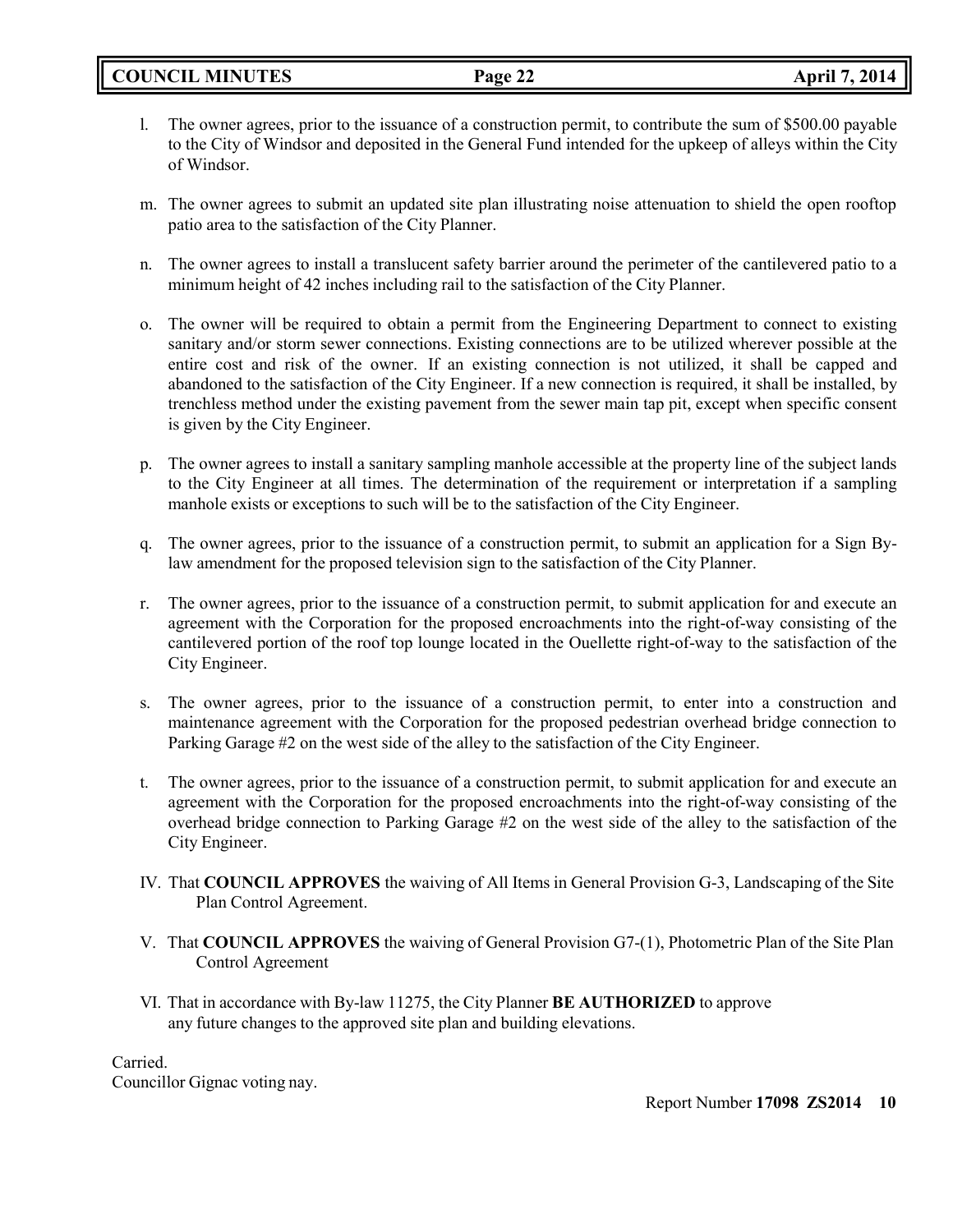l. The owner agrees, prior to the issuance of a construction permit, to contribute the sum of $500.00 payable to the City of Windsor and deposited in the General Fund intended for the upkeep of alleys within the City of Windsor.

m. The owner agrees to submit an updated site plan illustrating noise attenuation to shield the open rooftop patio area to the satisfaction of the City Planner.

n. The owner agrees to install a translucent safety barrier around the perimeter of the cantilevered patio to a minimum height of 42 inches including rail to the satisfaction of the City Planner.

o. The owner will be required to obtain a permit from the Engineering Department to connect to existing sanitary and/or storm sewer connections. Existing connections are to be utilized wherever possible at the entire cost and risk of the owner. If an existing connection is not utilized, it shall be capped and abandoned to the satisfaction of the City Engineer. If a new connection is required, it shall be installed, by trenchless method under the existing pavement from the sewer main tap pit, except when specific consent is given by the City Engineer.

p. The owner agrees to install a sanitary sampling manhole accessible at the property line of the subject lands to the City Engineer at all times. The determination of the requirement or interpretation if a sampling manhole exists or exceptions to such will be to the satisfaction of the City Engineer.

q. The owner agrees, prior to the issuance of a construction permit, to submit an application for a Sign By-law amendment for the proposed television sign to the satisfaction of the City Planner.

r. The owner agrees, prior to the issuance of a construction permit, to submit application for and execute an agreement with the Corporation for the proposed encroachments into the right-of-way consisting of the cantilevered portion of the roof top lounge located in the Ouellette right-of-way to the satisfaction of the City Engineer.

s. The owner agrees, prior to the issuance of a construction permit, to enter into a construction and maintenance agreement with the Corporation for the proposed pedestrian overhead bridge connection to Parking Garage #2 on the west side of the alley to the satisfaction of the City Engineer.

t. The owner agrees, prior to the issuance of a construction permit, to submit application for and execute an agreement with the Corporation for the proposed encroachments into the right-of-way consisting of the overhead bridge connection to Parking Garage #2 on the west side of the alley to the satisfaction of the City Engineer.

IV. That **COUNCIL APPROVES** the waiving of All Items in General Provision G-3, Landscaping of the Site Plan Control Agreement.

V. That **COUNCIL APPROVES** the waiving of General Provision G7-(1), Photometric Plan of the Site Plan Control Agreement

VI. That in accordance with By-law 11275, the City Planner **BE AUTHORIZED** to approve any future changes to the approved site plan and building elevations.

Carried.
Councillor Gignac voting nay.

Report Number **17098 ZS2014 10**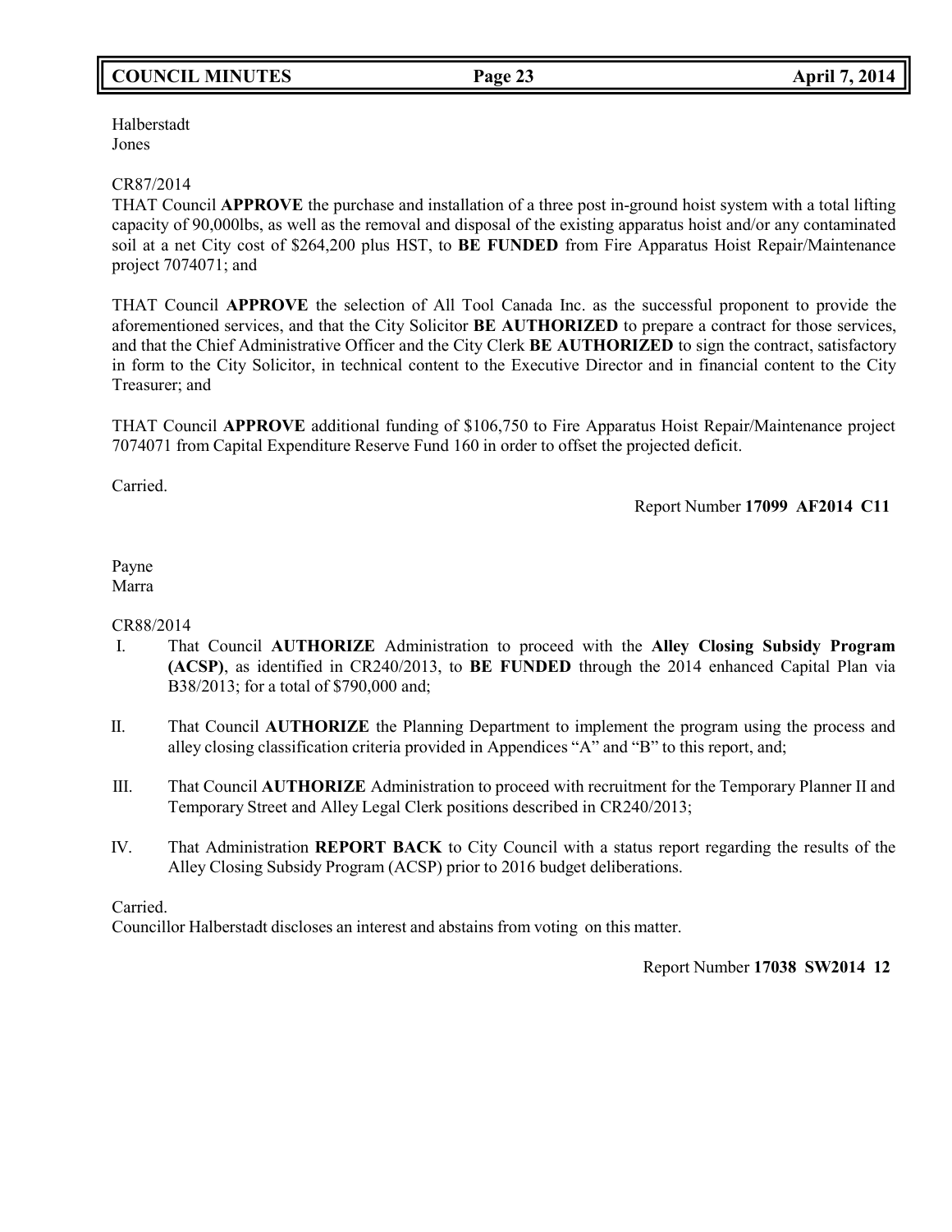Halberstadt
Jones

CR87/2014
THAT Council **APPROVE** the purchase and installation of a three post in-ground hoist system with a total lifting capacity of 90,000lbs, as well as the removal and disposal of the existing apparatus hoist and/or any contaminated soil at a net City cost of $264,200 plus HST, to **BE FUNDED** from Fire Apparatus Hoist Repair/Maintenance project 7074071; and

THAT Council **APPROVE** the selection of All Tool Canada Inc. as the successful proponent to provide the aforementioned services, and that the City Solicitor **BE AUTHORIZED** to prepare a contract for those services, and that the Chief Administrative Officer and the City Clerk **BE AUTHORIZED** to sign the contract, satisfactory in form to the City Solicitor, in technical content to the Executive Director and in financial content to the City Treasurer; and

THAT Council **APPROVE** additional funding of $106,750 to Fire Apparatus Hoist Repair/Maintenance project 7074071 from Capital Expenditure Reserve Fund 160 in order to offset the projected deficit.

Carried.

Report Number **17099 AF2014 C11**

Payne
Marra

CR88/2014

I. That Council **AUTHORIZE** Administration to proceed with the **Alley Closing Subsidy Program (ACSP)**, as identified in CR240/2013, to **BE FUNDED** through the 2014 enhanced Capital Plan via B38/2013; for a total of $790,000 and;

II. That Council **AUTHORIZE** the Planning Department to implement the program using the process and alley closing classification criteria provided in Appendices "A" and "B" to this report, and;

III. That Council **AUTHORIZE** Administration to proceed with recruitment for the Temporary Planner II and Temporary Street and Alley Legal Clerk positions described in CR240/2013;

IV. That Administration **REPORT BACK** to City Council with a status report regarding the results of the Alley Closing Subsidy Program (ACSP) prior to 2016 budget deliberations.

Carried.
Councillor Halberstadt discloses an interest and abstains from voting on this matter.

Report Number **17038 SW2014 12**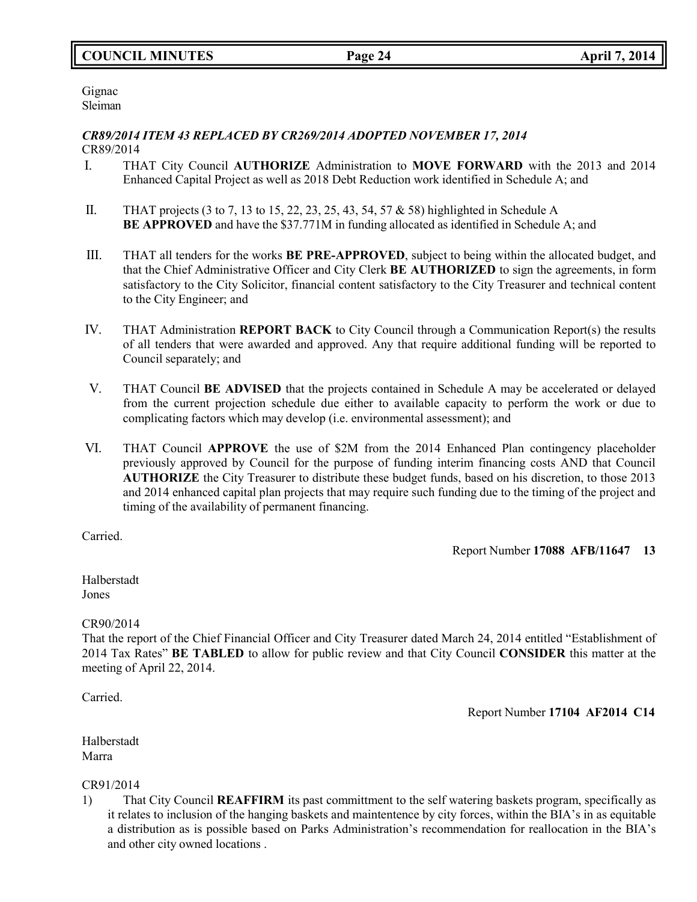Gignac
Sleiman

***CR89/2014 ITEM 43 REPLACED BY CR269/2014 ADOPTED NOVEMBER 17, 2014***
CR89/2014

I. THAT City Council **AUTHORIZE** Administration to **MOVE FORWARD** with the 2013 and 2014 Enhanced Capital Project as well as 2018 Debt Reduction work identified in Schedule A; and

II. THAT projects (3 to 7, 13 to 15, 22, 23, 25, 43, 54, 57 & 58) highlighted in Schedule A **BE APPROVED** and have the $37.771M in funding allocated as identified in Schedule A; and

III. THAT all tenders for the works **BE PRE-APPROVED**, subject to being within the allocated budget, and that the Chief Administrative Officer and City Clerk **BE AUTHORIZED** to sign the agreements, in form satisfactory to the City Solicitor, financial content satisfactory to the City Treasurer and technical content to the City Engineer; and

IV. THAT Administration **REPORT BACK** to City Council through a Communication Report(s) the results of all tenders that were awarded and approved. Any that require additional funding will be reported to Council separately; and

V. THAT Council **BE ADVISED** that the projects contained in Schedule A may be accelerated or delayed from the current projection schedule due either to available capacity to perform the work or due to complicating factors which may develop (i.e. environmental assessment); and

VI. THAT Council **APPROVE** the use of $2M from the 2014 Enhanced Plan contingency placeholder previously approved by Council for the purpose of funding interim financing costs AND that Council **AUTHORIZE** the City Treasurer to distribute these budget funds, based on his discretion, to those 2013 and 2014 enhanced capital plan projects that may require such funding due to the timing of the project and timing of the availability of permanent financing.

Carried.

Report Number **17088 AFB/11647 13**

Halberstadt
Jones

CR90/2014
That the report of the Chief Financial Officer and City Treasurer dated March 24, 2014 entitled "Establishment of 2014 Tax Rates" **BE TABLED** to allow for public review and that City Council **CONSIDER** this matter at the meeting of April 22, 2014.

Carried.

Report Number **17104 AF2014 C14**

Halberstadt
Marra

CR91/2014

1) That City Council **REAFFIRM** its past committment to the self watering baskets program, specifically as it relates to inclusion of the hanging baskets and maintentence by city forces, within the BIA's in as equitable a distribution as is possible based on Parks Administration's recommendation for reallocation in the BIA's and other city owned locations .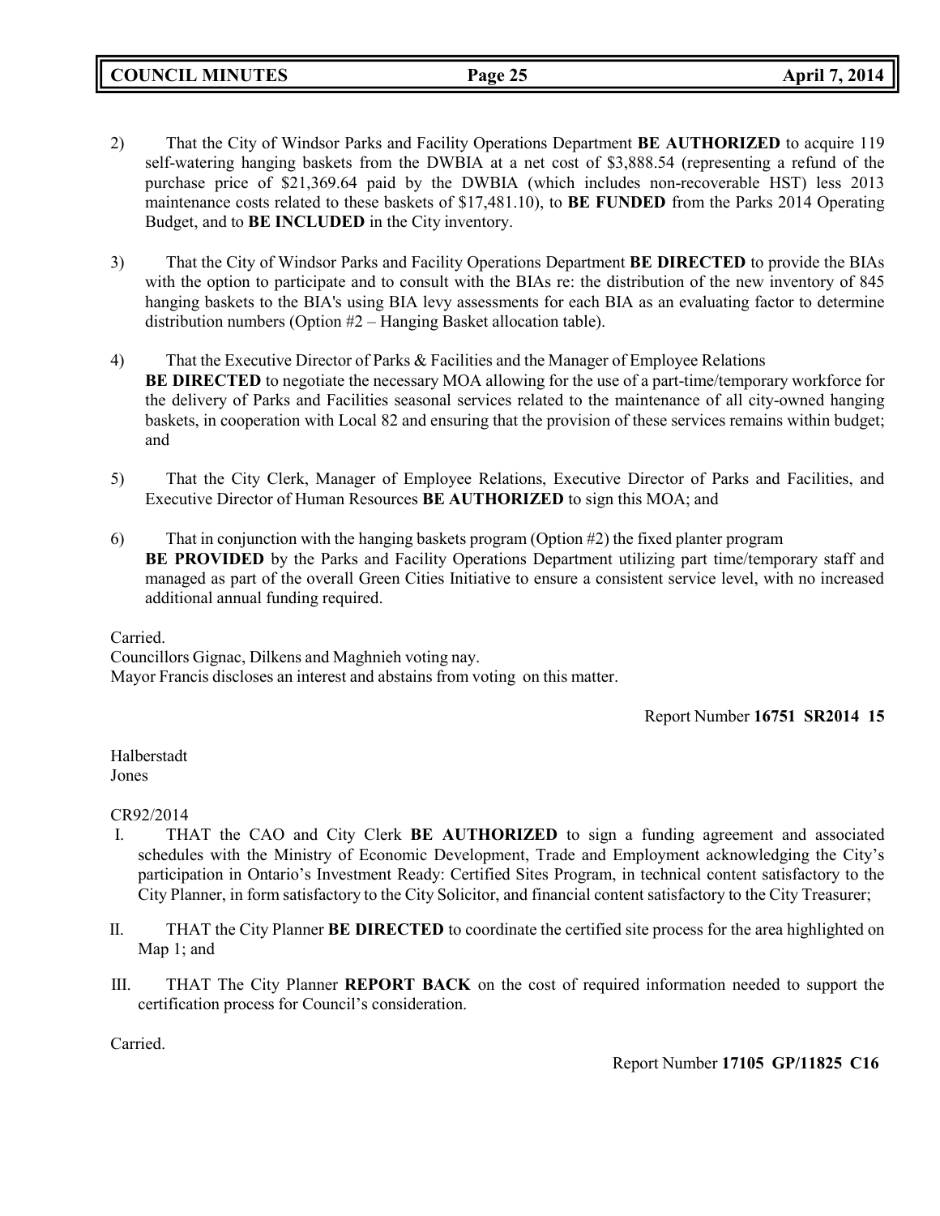2) That the City of Windsor Parks and Facility Operations Department **BE AUTHORIZED** to acquire 119 self-watering hanging baskets from the DWBIA at a net cost of $3,888.54 (representing a refund of the purchase price of $21,369.64 paid by the DWBIA (which includes non-recoverable HST) less 2013 maintenance costs related to these baskets of $17,481.10), to **BE FUNDED** from the Parks 2014 Operating Budget, and to **BE INCLUDED** in the City inventory.

3) That the City of Windsor Parks and Facility Operations Department **BE DIRECTED** to provide the BIAs with the option to participate and to consult with the BIAs re: the distribution of the new inventory of 845 hanging baskets to the BIA's using BIA levy assessments for each BIA as an evaluating factor to determine distribution numbers (Option #2 – Hanging Basket allocation table).

4) That the Executive Director of Parks & Facilities and the Manager of Employee Relations **BE DIRECTED** to negotiate the necessary MOA allowing for the use of a part-time/temporary workforce for the delivery of Parks and Facilities seasonal services related to the maintenance of all city-owned hanging baskets, in cooperation with Local 82 and ensuring that the provision of these services remains within budget; and

5) That the City Clerk, Manager of Employee Relations, Executive Director of Parks and Facilities, and Executive Director of Human Resources **BE AUTHORIZED** to sign this MOA; and

6) That in conjunction with the hanging baskets program (Option #2) the fixed planter program **BE PROVIDED** by the Parks and Facility Operations Department utilizing part time/temporary staff and managed as part of the overall Green Cities Initiative to ensure a consistent service level, with no increased additional annual funding required.

Carried.
Councillors Gignac, Dilkens and Maghnieh voting nay.
Mayor Francis discloses an interest and abstains from voting on this matter.

Report Number **16751 SR2014 15**

Halberstadt
Jones

CR92/2014

I. THAT the CAO and City Clerk **BE AUTHORIZED** to sign a funding agreement and associated schedules with the Ministry of Economic Development, Trade and Employment acknowledging the City's participation in Ontario's Investment Ready: Certified Sites Program, in technical content satisfactory to the City Planner, in form satisfactory to the City Solicitor, and financial content satisfactory to the City Treasurer;

II. THAT the City Planner **BE DIRECTED** to coordinate the certified site process for the area highlighted on Map 1; and

III. THAT The City Planner **REPORT BACK** on the cost of required information needed to support the certification process for Council's consideration.

Carried.

Report Number **17105 GP/11825 C16**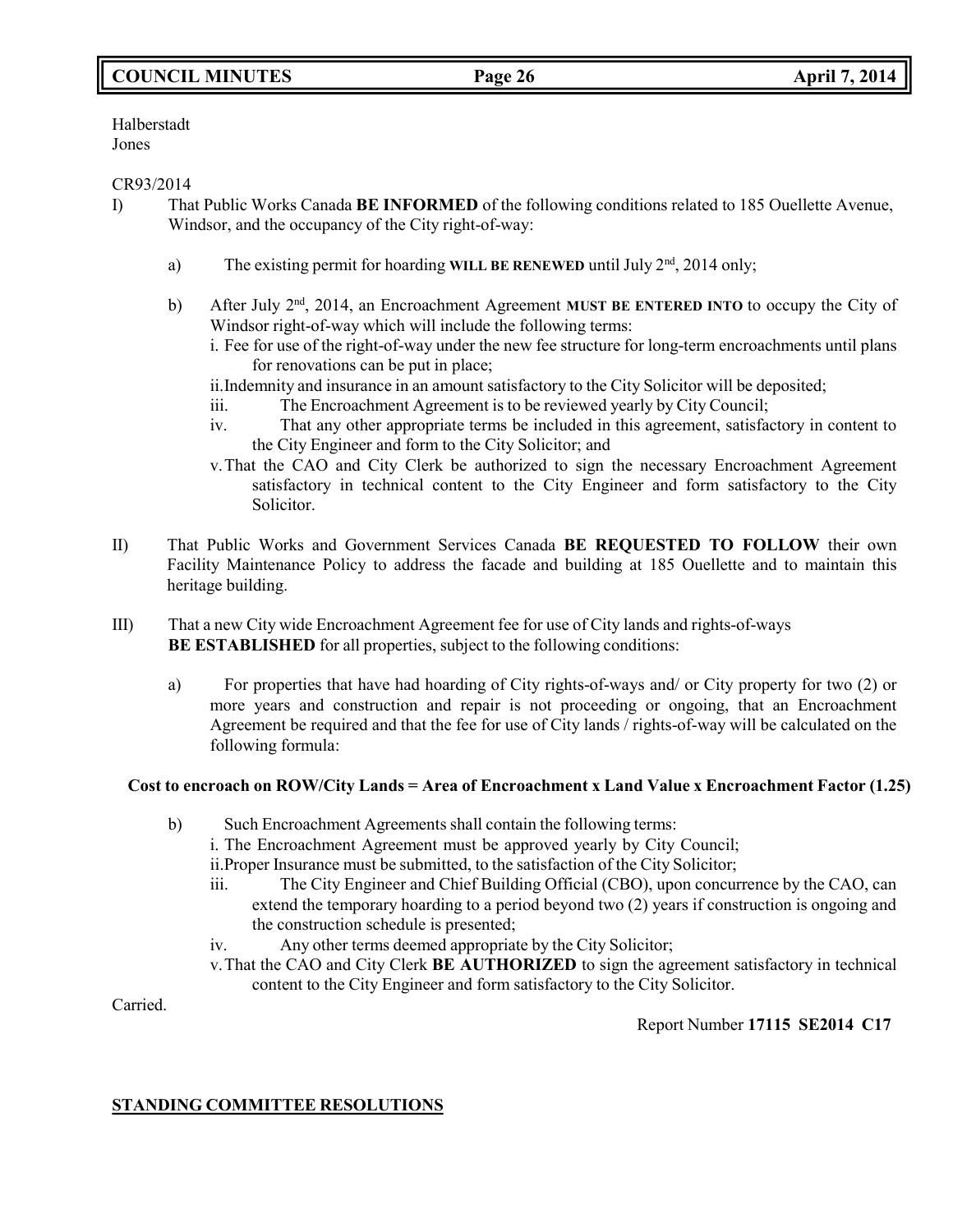Halberstadt
Jones

CR93/2014

I) That Public Works Canada **BE INFORMED** of the following conditions related to 185 Ouellette Avenue, Windsor, and the occupancy of the City right-of-way:

   a) The existing permit for hoarding **WILL BE RENEWED** until July 2nd, 2014 only;

   b) After July 2nd, 2014, an Encroachment Agreement **MUST BE ENTERED INTO** to occupy the City of Windsor right-of-way which will include the following terms:
      i. Fee for use of the right-of-way under the new fee structure for long-term encroachments until plans for renovations can be put in place;
      ii. Indemnity and insurance in an amount satisfactory to the City Solicitor will be deposited;
      iii. The Encroachment Agreement is to be reviewed yearly by City Council;
      iv. That any other appropriate terms be included in this agreement, satisfactory in content to the City Engineer and form to the City Solicitor; and
      v. That the CAO and City Clerk be authorized to sign the necessary Encroachment Agreement satisfactory in technical content to the City Engineer and form satisfactory to the City Solicitor.

II) That Public Works and Government Services Canada **BE REQUESTED TO FOLLOW** their own Facility Maintenance Policy to address the facade and building at 185 Ouellette and to maintain this heritage building.

III) That a new City wide Encroachment Agreement fee for use of City lands and rights-of-ways **BE ESTABLISHED** for all properties, subject to the following conditions:

   a) For properties that have had hoarding of City rights-of-ways and/ or City property for two (2) or more years and construction and repair is not proceeding or ongoing, that an Encroachment Agreement be required and that the fee for use of City lands / rights-of-way will be calculated on the following formula:

**Cost to encroach on ROW/City Lands = Area of Encroachment x Land Value x Encroachment Factor (1.25)**

   b) Such Encroachment Agreements shall contain the following terms:
      i. The Encroachment Agreement must be approved yearly by City Council;
      ii. Proper Insurance must be submitted, to the satisfaction of the City Solicitor;
      iii. The City Engineer and Chief Building Official (CBO), upon concurrence by the CAO, can extend the temporary hoarding to a period beyond two (2) years if construction is ongoing and the construction schedule is presented;
      iv. Any other terms deemed appropriate by the City Solicitor;
      v. That the CAO and City Clerk **BE AUTHORIZED** to sign the agreement satisfactory in technical content to the City Engineer and form satisfactory to the City Solicitor.

Carried.

Report Number **17115 SE2014 C17**

**STANDING COMMITTEE RESOLUTIONS**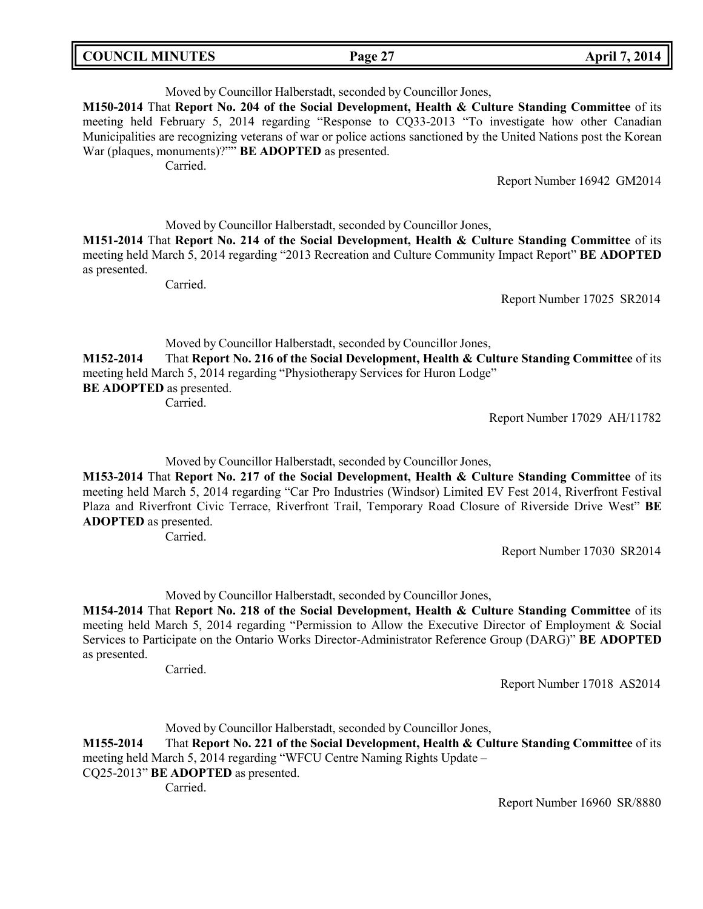Moved by Councillor Halberstadt, seconded by Councillor Jones,

**M150-2014** That **Report No. 204 of the Social Development, Health & Culture Standing Committee** of its meeting held February 5, 2014 regarding "Response to CQ33-2013 "To investigate how other Canadian Municipalities are recognizing veterans of war or police actions sanctioned by the United Nations post the Korean War (plaques, monuments)?"" **BE ADOPTED** as presented.

Carried.

Report Number 16942 GM2014

Moved by Councillor Halberstadt, seconded by Councillor Jones,

**M151-2014** That **Report No. 214 of the Social Development, Health & Culture Standing Committee** of its meeting held March 5, 2014 regarding "2013 Recreation and Culture Community Impact Report" **BE ADOPTED** as presented.

Carried.

Report Number 17025 SR2014

Moved by Councillor Halberstadt, seconded by Councillor Jones,

**M152-2014** That **Report No. 216 of the Social Development, Health & Culture Standing Committee** of its meeting held March 5, 2014 regarding "Physiotherapy Services for Huron Lodge" **BE ADOPTED** as presented.

Carried.

Report Number 17029 AH/11782

Moved by Councillor Halberstadt, seconded by Councillor Jones,

**M153-2014** That **Report No. 217 of the Social Development, Health & Culture Standing Committee** of its meeting held March 5, 2014 regarding "Car Pro Industries (Windsor) Limited EV Fest 2014, Riverfront Festival Plaza and Riverfront Civic Terrace, Riverfront Trail, Temporary Road Closure of Riverside Drive West" **BE ADOPTED** as presented.

Carried.

Report Number 17030 SR2014

Moved by Councillor Halberstadt, seconded by Councillor Jones,

**M154-2014** That **Report No. 218 of the Social Development, Health & Culture Standing Committee** of its meeting held March 5, 2014 regarding "Permission to Allow the Executive Director of Employment & Social Services to Participate on the Ontario Works Director-Administrator Reference Group (DARG)" **BE ADOPTED** as presented.

Carried.

Report Number 17018 AS2014

Moved by Councillor Halberstadt, seconded by Councillor Jones,

**M155-2014** That **Report No. 221 of the Social Development, Health & Culture Standing Committee** of its meeting held March 5, 2014 regarding "WFCU Centre Naming Rights Update – CQ25-2013" **BE ADOPTED** as presented.

Carried.

Report Number 16960 SR/8880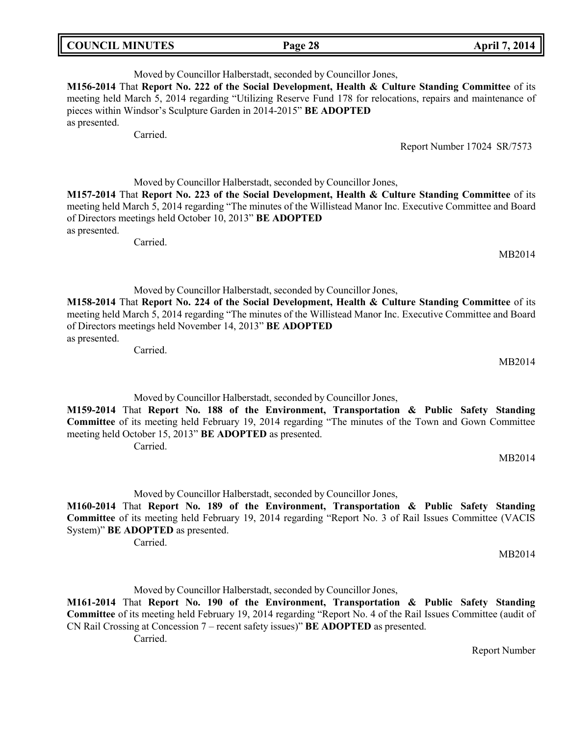Moved by Councillor Halberstadt, seconded by Councillor Jones,

**M156-2014** That **Report No. 222 of the Social Development, Health & Culture Standing Committee** of its meeting held March 5, 2014 regarding "Utilizing Reserve Fund 178 for relocations, repairs and maintenance of pieces within Windsor's Sculpture Garden in 2014-2015" **BE ADOPTED** as presented.

Carried.

Report Number 17024 SR/7573

Moved by Councillor Halberstadt, seconded by Councillor Jones,

**M157-2014** That **Report No. 223 of the Social Development, Health & Culture Standing Committee** of its meeting held March 5, 2014 regarding "The minutes of the Willistead Manor Inc. Executive Committee and Board of Directors meetings held October 10, 2013" **BE ADOPTED** as presented.

Carried.

MB2014

Moved by Councillor Halberstadt, seconded by Councillor Jones,

**M158-2014** That **Report No. 224 of the Social Development, Health & Culture Standing Committee** of its meeting held March 5, 2014 regarding "The minutes of the Willistead Manor Inc. Executive Committee and Board of Directors meetings held November 14, 2013" **BE ADOPTED** as presented.

Carried.

MB2014

Moved by Councillor Halberstadt, seconded by Councillor Jones,

**M159-2014** That **Report No. 188 of the Environment, Transportation & Public Safety Standing Committee** of its meeting held February 19, 2014 regarding "The minutes of the Town and Gown Committee meeting held October 15, 2013" **BE ADOPTED** as presented.

Carried.

MB2014

Moved by Councillor Halberstadt, seconded by Councillor Jones,

**M160-2014** That **Report No. 189 of the Environment, Transportation & Public Safety Standing Committee** of its meeting held February 19, 2014 regarding "Report No. 3 of Rail Issues Committee (VACIS System)" **BE ADOPTED** as presented.

Carried.

MB2014

Moved by Councillor Halberstadt, seconded by Councillor Jones,

**M161-2014** That **Report No. 190 of the Environment, Transportation & Public Safety Standing Committee** of its meeting held February 19, 2014 regarding "Report No. 4 of the Rail Issues Committee (audit of CN Rail Crossing at Concession 7 – recent safety issues)" **BE ADOPTED** as presented.

Carried.

Report Number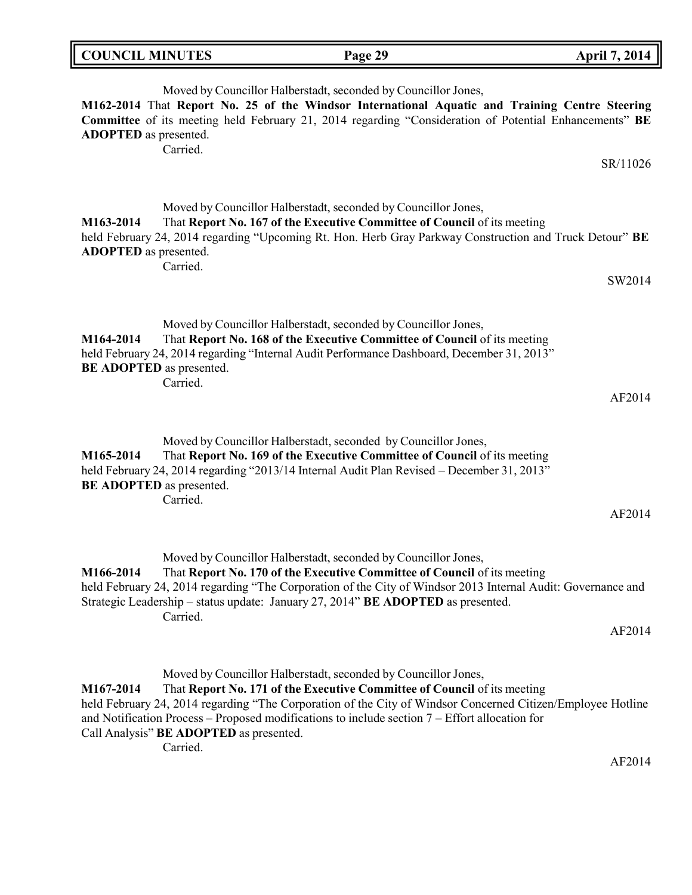Moved by Councillor Halberstadt, seconded by Councillor Jones,

**M162-2014** That **Report No. 25 of the Windsor International Aquatic and Training Centre Steering Committee** of its meeting held February 21, 2014 regarding "Consideration of Potential Enhancements" **BE ADOPTED** as presented.

Carried.

SR/11026

Moved by Councillor Halberstadt, seconded by Councillor Jones,

**M163-2014** That **Report No. 167 of the Executive Committee of Council** of its meeting held February 24, 2014 regarding "Upcoming Rt. Hon. Herb Gray Parkway Construction and Truck Detour" **BE ADOPTED** as presented.

Carried.

SW2014

Moved by Councillor Halberstadt, seconded by Councillor Jones,

**M164-2014** That **Report No. 168 of the Executive Committee of Council** of its meeting held February 24, 2014 regarding "Internal Audit Performance Dashboard, December 31, 2013" **BE ADOPTED** as presented.

Carried.

AF2014

Moved by Councillor Halberstadt, seconded by Councillor Jones,

**M165-2014** That **Report No. 169 of the Executive Committee of Council** of its meeting held February 24, 2014 regarding "2013/14 Internal Audit Plan Revised – December 31, 2013" **BE ADOPTED** as presented.

Carried.

AF2014

Moved by Councillor Halberstadt, seconded by Councillor Jones,

**M166-2014** That **Report No. 170 of the Executive Committee of Council** of its meeting held February 24, 2014 regarding "The Corporation of the City of Windsor 2013 Internal Audit: Governance and Strategic Leadership – status update: January 27, 2014" **BE ADOPTED** as presented.

Carried.

AF2014

Moved by Councillor Halberstadt, seconded by Councillor Jones,

**M167-2014** That **Report No. 171 of the Executive Committee of Council** of its meeting held February 24, 2014 regarding "The Corporation of the City of Windsor Concerned Citizen/Employee Hotline and Notification Process – Proposed modifications to include section 7 – Effort allocation for Call Analysis" **BE ADOPTED** as presented.

Carried.

AF2014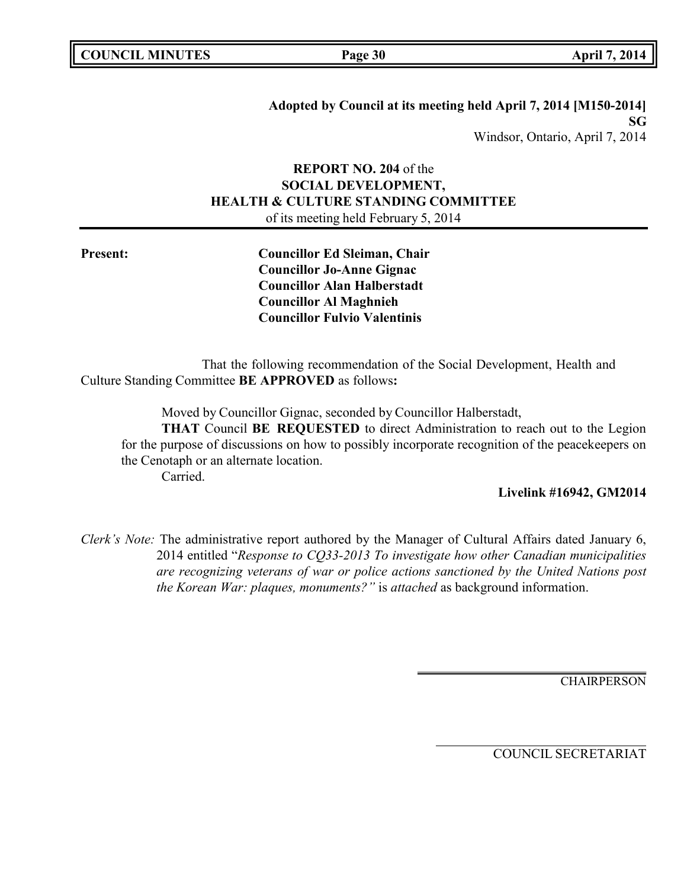**Adopted by Council at its meeting held April 7, 2014 [M150-2014]**
**SG**
Windsor, Ontario, April 7, 2014

**REPORT NO. 204** of the
**SOCIAL DEVELOPMENT,**
**HEALTH & CULTURE STANDING COMMITTEE**
of its meeting held February 5, 2014

**Present:**

**Councillor Ed Sleiman, Chair**
**Councillor Jo-Anne Gignac**
**Councillor Alan Halberstadt**
**Councillor Al Maghnieh**
**Councillor Fulvio Valentinis**

That the following recommendation of the Social Development, Health and Culture Standing Committee **BE APPROVED** as follows**:**

Moved by Councillor Gignac, seconded by Councillor Halberstadt,

**THAT** Council **BE REQUESTED** to direct Administration to reach out to the Legion for the purpose of discussions on how to possibly incorporate recognition of the peacekeepers on the Cenotaph or an alternate location.

Carried.

**Livelink #16942, GM2014**

*Clerk's Note:* The administrative report authored by the Manager of Cultural Affairs dated January 6, 2014 entitled "*Response to CQ33-2013 To investigate how other Canadian municipalities are recognizing veterans of war or police actions sanctioned by the United Nations post the Korean War: plaques, monuments?"* is *attached* as background information.

CHAIRPERSON

COUNCIL SECRETARIAT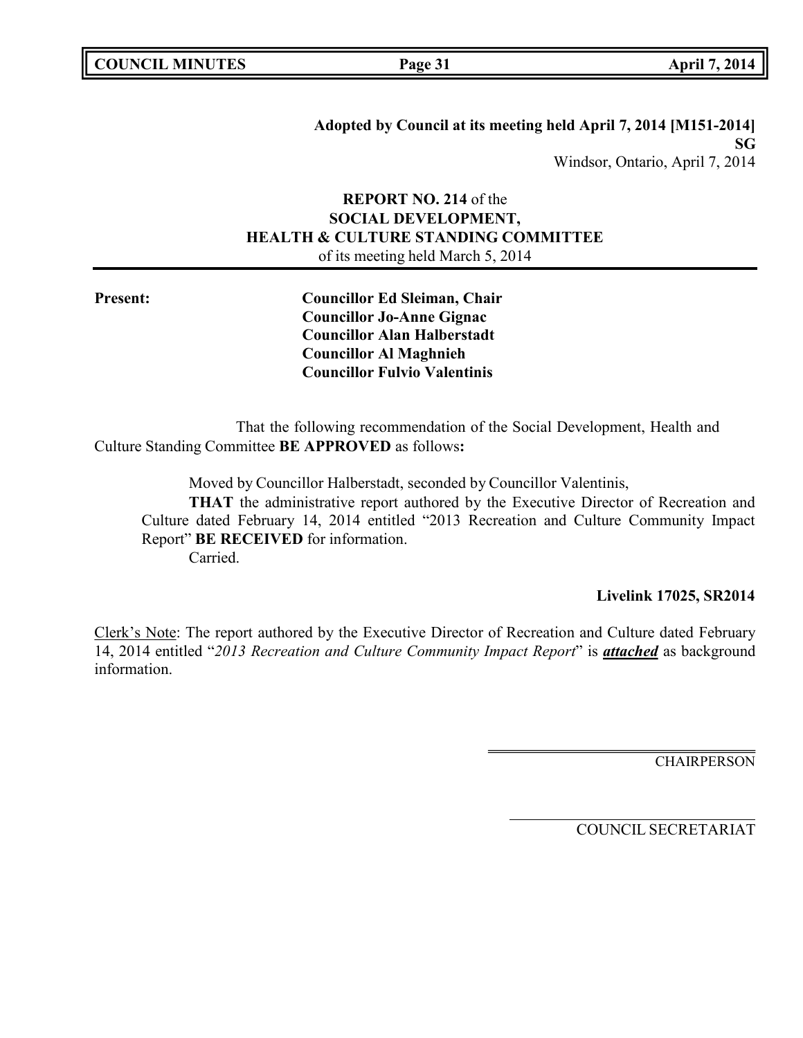**Adopted by Council at its meeting held April 7, 2014 [M151-2014]**
**SG**
Windsor, Ontario, April 7, 2014

**REPORT NO. 214** of the
**SOCIAL DEVELOPMENT,**
**HEALTH & CULTURE STANDING COMMITTEE**
of its meeting held March 5, 2014

**Present:**

**Councillor Ed Sleiman, Chair**
**Councillor Jo-Anne Gignac**
**Councillor Alan Halberstadt**
**Councillor Al Maghnieh**
**Councillor Fulvio Valentinis**

That the following recommendation of the Social Development, Health and Culture Standing Committee **BE APPROVED** as follows**:**

Moved by Councillor Halberstadt, seconded by Councillor Valentinis,

**THAT** the administrative report authored by the Executive Director of Recreation and Culture dated February 14, 2014 entitled "2013 Recreation and Culture Community Impact Report" **BE RECEIVED** for information.

Carried.

**Livelink 17025, SR2014**

Clerk's Note: The report authored by the Executive Director of Recreation and Culture dated February 14, 2014 entitled "*2013 Recreation and Culture Community Impact Report*" is ***attached*** as background information.

CHAIRPERSON

COUNCIL SECRETARIAT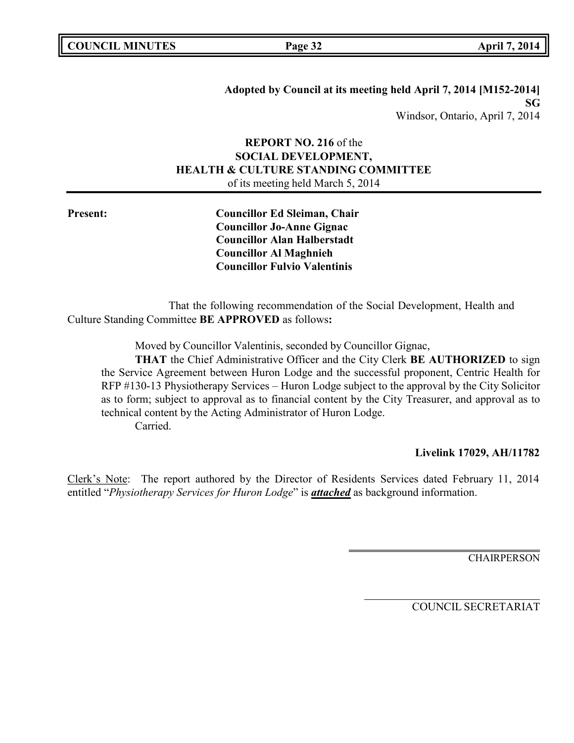**Adopted by Council at its meeting held April 7, 2014 [M152-2014]**
**SG**
Windsor, Ontario, April 7, 2014

**REPORT NO. 216** of the
**SOCIAL DEVELOPMENT,**
**HEALTH & CULTURE STANDING COMMITTEE**
of its meeting held March 5, 2014

**Present:**

**Councillor Ed Sleiman, Chair**
**Councillor Jo-Anne Gignac**
**Councillor Alan Halberstadt**
**Councillor Al Maghnieh**
**Councillor Fulvio Valentinis**

That the following recommendation of the Social Development, Health and Culture Standing Committee **BE APPROVED** as follows**:**

Moved by Councillor Valentinis, seconded by Councillor Gignac,

**THAT** the Chief Administrative Officer and the City Clerk **BE AUTHORIZED** to sign the Service Agreement between Huron Lodge and the successful proponent, Centric Health for RFP #130-13 Physiotherapy Services – Huron Lodge subject to the approval by the City Solicitor as to form; subject to approval as to financial content by the City Treasurer, and approval as to technical content by the Acting Administrator of Huron Lodge.

Carried.

**Livelink 17029, AH/11782**

Clerk's Note: The report authored by the Director of Residents Services dated February 11, 2014 entitled "*Physiotherapy Services for Huron Lodge*" is ***attached*** as background information.

CHAIRPERSON

COUNCIL SECRETARIAT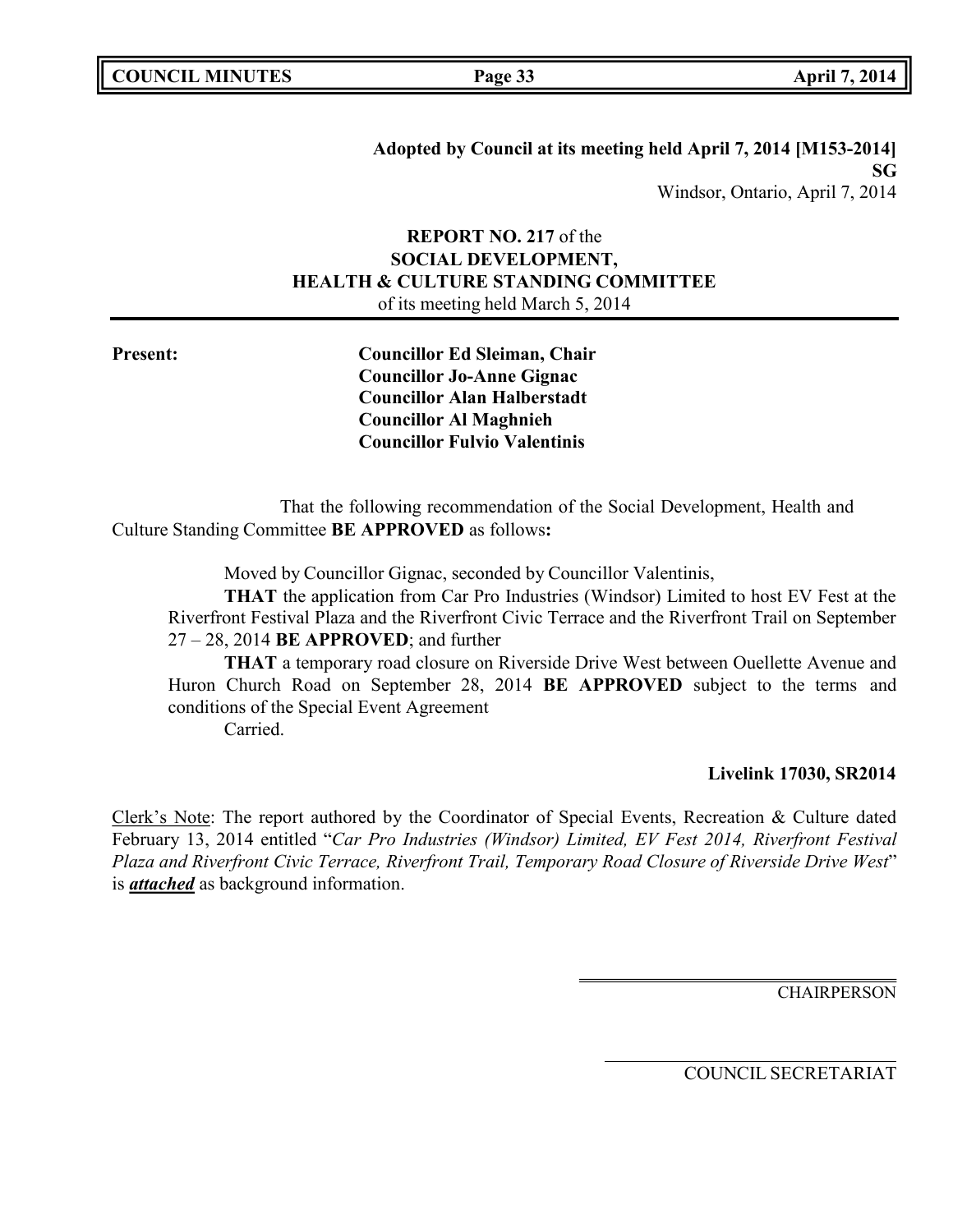**Adopted by Council at its meeting held April 7, 2014 [M153-2014]**
**SG**
Windsor, Ontario, April 7, 2014

**REPORT NO. 217** of the
**SOCIAL DEVELOPMENT,**
**HEALTH & CULTURE STANDING COMMITTEE**
of its meeting held March 5, 2014

**Present:**

**Councillor Ed Sleiman, Chair**
**Councillor Jo-Anne Gignac**
**Councillor Alan Halberstadt**
**Councillor Al Maghnieh**
**Councillor Fulvio Valentinis**

That the following recommendation of the Social Development, Health and Culture Standing Committee **BE APPROVED** as follows**:**

Moved by Councillor Gignac, seconded by Councillor Valentinis,

**THAT** the application from Car Pro Industries (Windsor) Limited to host EV Fest at the Riverfront Festival Plaza and the Riverfront Civic Terrace and the Riverfront Trail on September 27 – 28, 2014 **BE APPROVED**; and further

**THAT** a temporary road closure on Riverside Drive West between Ouellette Avenue and Huron Church Road on September 28, 2014 **BE APPROVED** subject to the terms and conditions of the Special Event Agreement

Carried.

**Livelink 17030, SR2014**

Clerk's Note: The report authored by the Coordinator of Special Events, Recreation & Culture dated February 13, 2014 entitled "*Car Pro Industries (Windsor) Limited, EV Fest 2014, Riverfront Festival Plaza and Riverfront Civic Terrace, Riverfront Trail, Temporary Road Closure of Riverside Drive West*" is ***attached*** as background information.

CHAIRPERSON

COUNCIL SECRETARIAT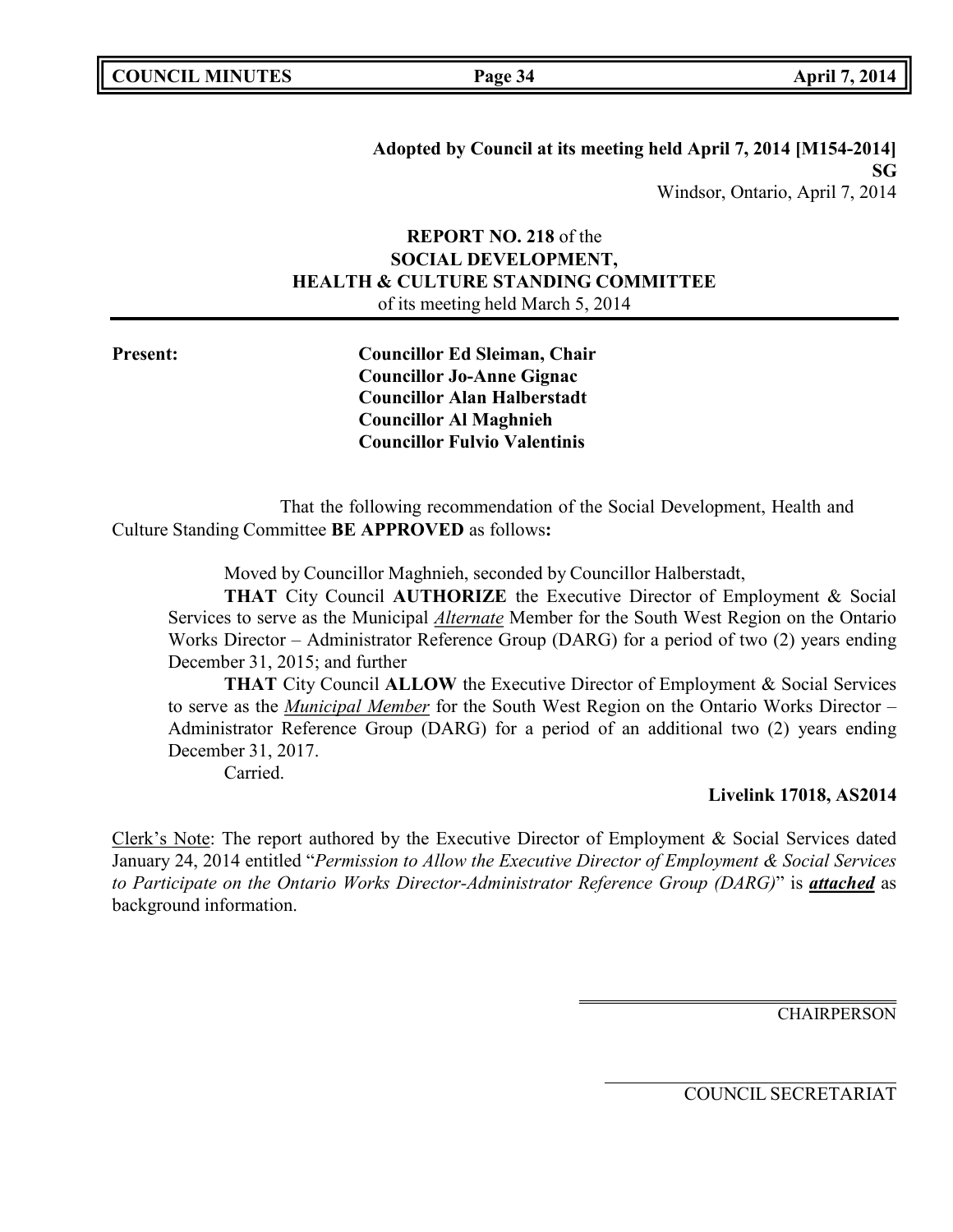**Adopted by Council at its meeting held April 7, 2014 [M154-2014]**
**SG**
Windsor, Ontario, April 7, 2014

## REPORT NO. 218 of the SOCIAL DEVELOPMENT, HEALTH & CULTURE STANDING COMMITTEE

of its meeting held March 5, 2014

**Present:**

**Councillor Ed Sleiman, Chair**
**Councillor Jo-Anne Gignac**
**Councillor Alan Halberstadt**
**Councillor Al Maghnieh**
**Councillor Fulvio Valentinis**

That the following recommendation of the Social Development, Health and Culture Standing Committee **BE APPROVED** as follows**:**

Moved by Councillor Maghnieh, seconded by Councillor Halberstadt,

**THAT** City Council **AUTHORIZE** the Executive Director of Employment & Social Services to serve as the Municipal ***Alternate*** Member for the South West Region on the Ontario Works Director – Administrator Reference Group (DARG) for a period of two (2) years ending December 31, 2015; and further

**THAT** City Council **ALLOW** the Executive Director of Employment & Social Services to serve as the ***Municipal Member*** for the South West Region on the Ontario Works Director – Administrator Reference Group (DARG) for a period of an additional two (2) years ending December 31, 2017.

Carried.

**Livelink 17018, AS2014**

Clerk's Note: The report authored by the Executive Director of Employment & Social Services dated January 24, 2014 entitled "*Permission to Allow the Executive Director of Employment & Social Services to Participate on the Ontario Works Director-Administrator Reference Group (DARG)*" is ***attached*** as background information.

CHAIRPERSON

COUNCIL SECRETARIAT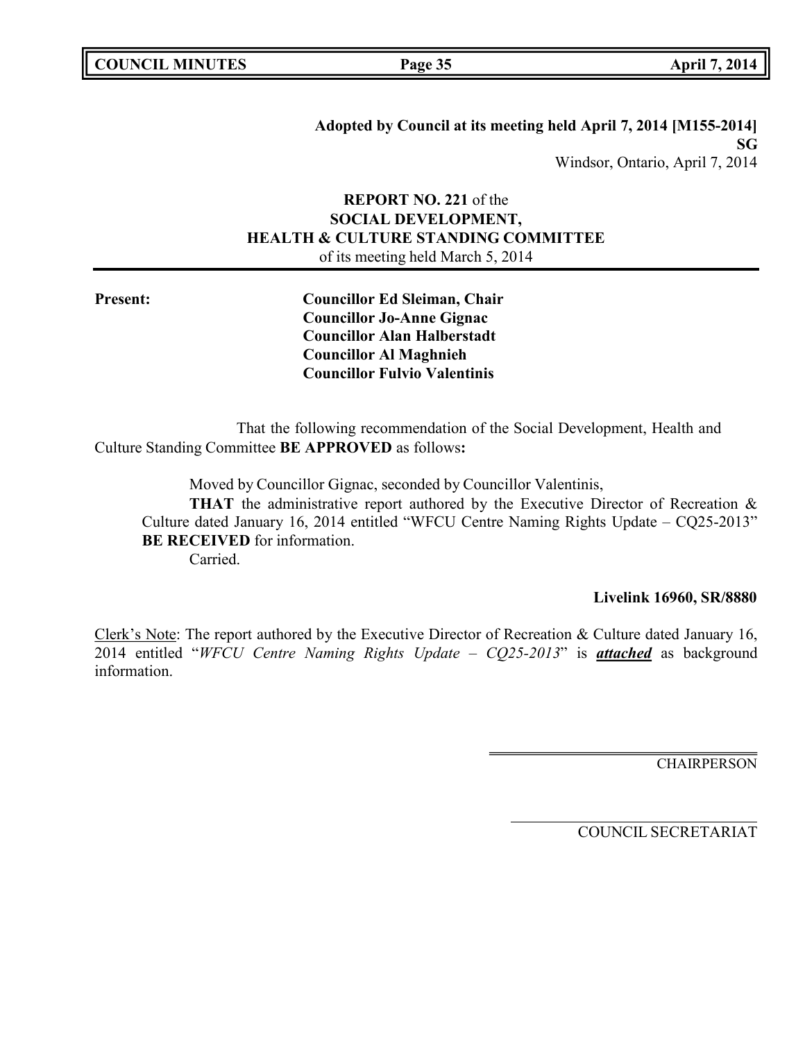**Adopted by Council at its meeting held April 7, 2014 [M155-2014]**
**SG**
Windsor, Ontario, April 7, 2014

**REPORT NO. 221** of the
**SOCIAL DEVELOPMENT,**
**HEALTH & CULTURE STANDING COMMITTEE**
of its meeting held March 5, 2014

**Present:**

**Councillor Ed Sleiman, Chair**
**Councillor Jo-Anne Gignac**
**Councillor Alan Halberstadt**
**Councillor Al Maghnieh**
**Councillor Fulvio Valentinis**

That the following recommendation of the Social Development, Health and Culture Standing Committee **BE APPROVED** as follows**:**

Moved by Councillor Gignac, seconded by Councillor Valentinis,

**THAT** the administrative report authored by the Executive Director of Recreation & Culture dated January 16, 2014 entitled "WFCU Centre Naming Rights Update – CQ25-2013" **BE RECEIVED** for information.

Carried.

**Livelink 16960, SR/8880**

Clerk's Note: The report authored by the Executive Director of Recreation & Culture dated January 16, 2014 entitled "*WFCU Centre Naming Rights Update – CQ25-2013*" is ***attached*** as background information.

CHAIRPERSON

COUNCIL SECRETARIAT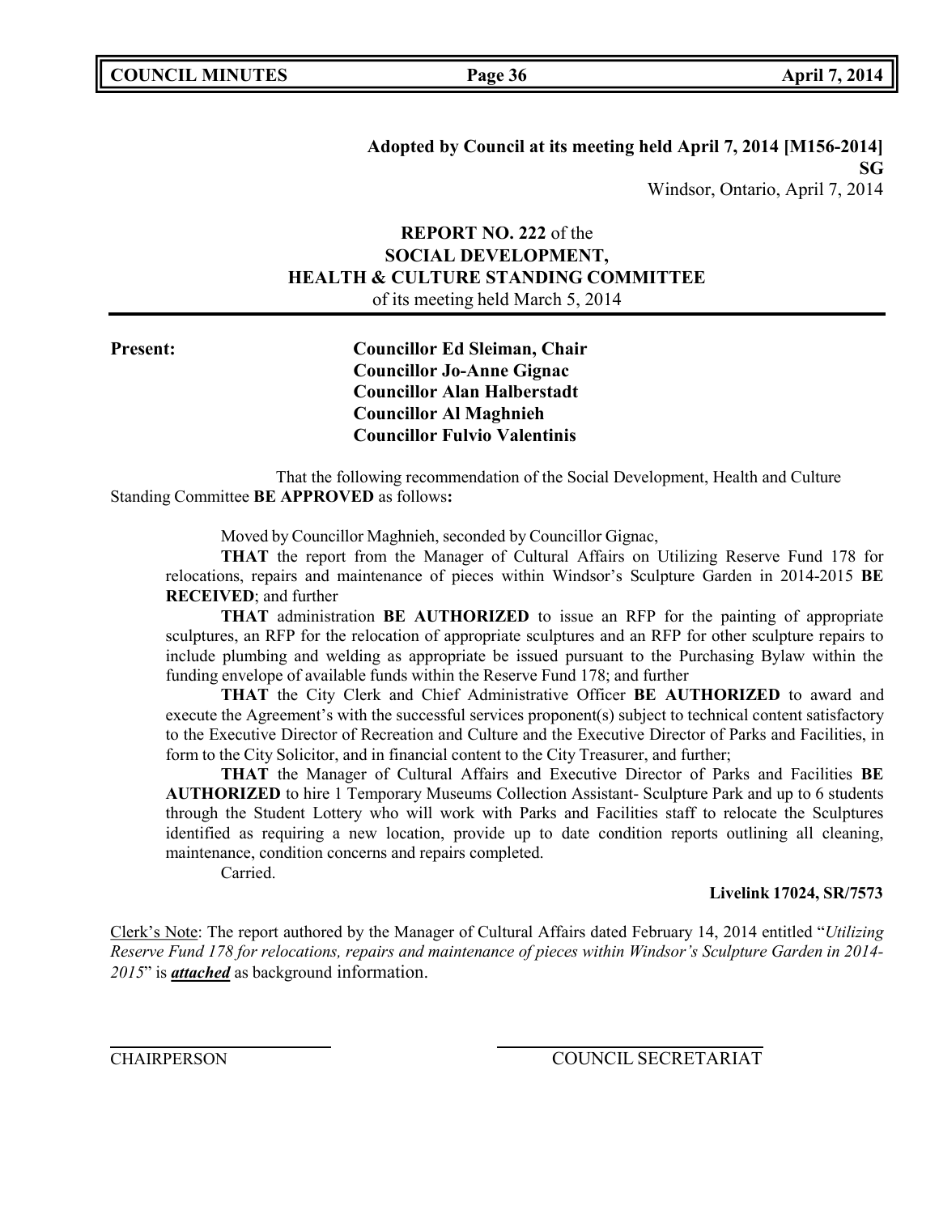**Adopted by Council at its meeting held April 7, 2014 [M156-2014]**
**SG**
Windsor, Ontario, April 7, 2014

**REPORT NO. 222** of the
**SOCIAL DEVELOPMENT,**
**HEALTH & CULTURE STANDING COMMITTEE**
of its meeting held March 5, 2014

**Present:**
**Councillor Ed Sleiman, Chair**
**Councillor Jo-Anne Gignac**
**Councillor Alan Halberstadt**
**Councillor Al Maghnieh**
**Councillor Fulvio Valentinis**

That the following recommendation of the Social Development, Health and Culture Standing Committee **BE APPROVED** as follows**:**

Moved by Councillor Maghnieh, seconded by Councillor Gignac,

**THAT** the report from the Manager of Cultural Affairs on Utilizing Reserve Fund 178 for relocations, repairs and maintenance of pieces within Windsor's Sculpture Garden in 2014-2015 **BE RECEIVED**; and further

**THAT** administration **BE AUTHORIZED** to issue an RFP for the painting of appropriate sculptures, an RFP for the relocation of appropriate sculptures and an RFP for other sculpture repairs to include plumbing and welding as appropriate be issued pursuant to the Purchasing Bylaw within the funding envelope of available funds within the Reserve Fund 178; and further

**THAT** the City Clerk and Chief Administrative Officer **BE AUTHORIZED** to award and execute the Agreement's with the successful services proponent(s) subject to technical content satisfactory to the Executive Director of Recreation and Culture and the Executive Director of Parks and Facilities, in form to the City Solicitor, and in financial content to the City Treasurer, and further;

**THAT** the Manager of Cultural Affairs and Executive Director of Parks and Facilities **BE AUTHORIZED** to hire 1 Temporary Museums Collection Assistant- Sculpture Park and up to 6 students through the Student Lottery who will work with Parks and Facilities staff to relocate the Sculptures identified as requiring a new location, provide up to date condition reports outlining all cleaning, maintenance, condition concerns and repairs completed.

Carried.

**Livelink 17024, SR/7573**

Clerk's Note: The report authored by the Manager of Cultural Affairs dated February 14, 2014 entitled "*Utilizing Reserve Fund 178 for relocations, repairs and maintenance of pieces within Windsor's Sculpture Garden in 2014-2015*" is ***attached*** as background information.

CHAIRPERSON | COUNCIL SECRETARIAT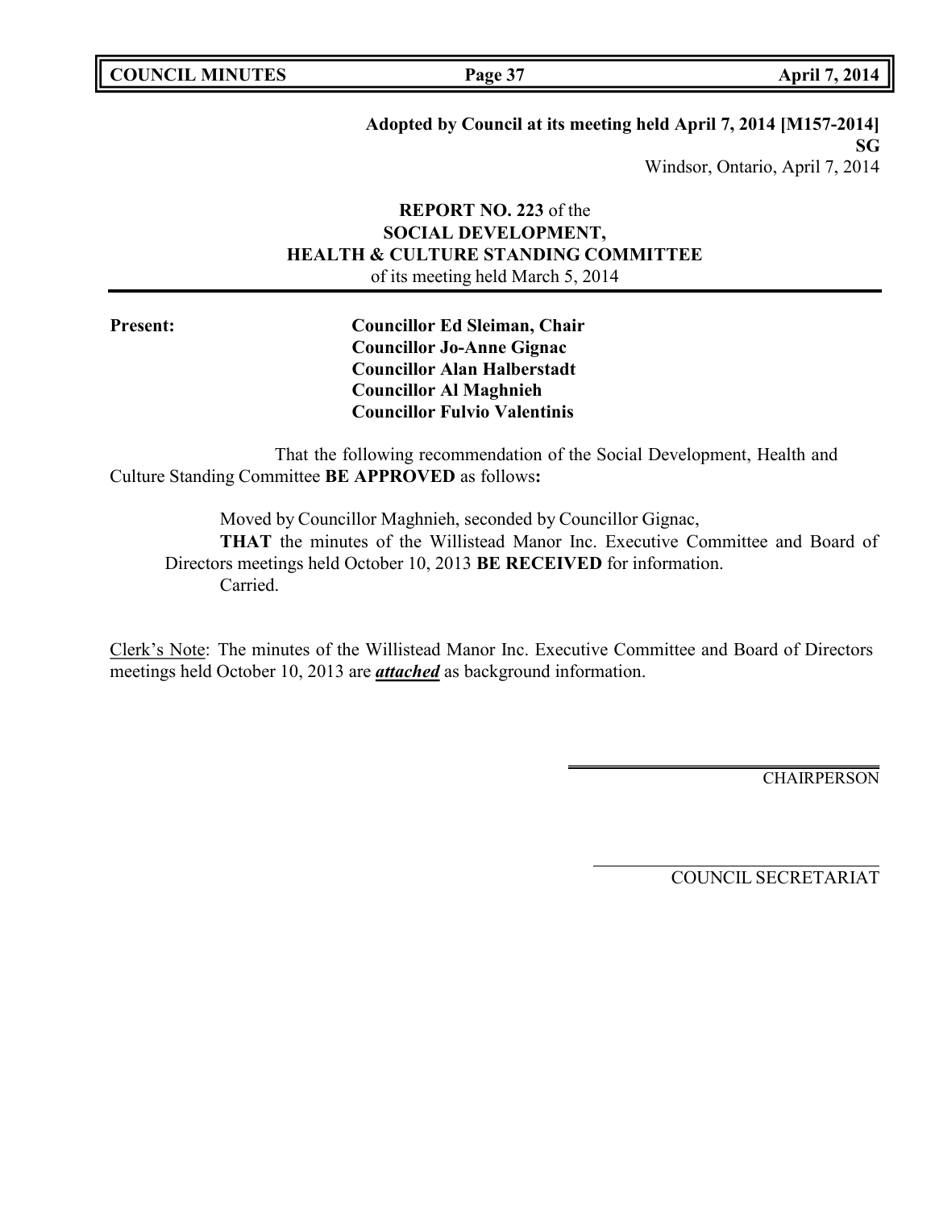**Adopted by Council at its meeting held April 7, 2014 [M157-2014]**
**SG**
Windsor, Ontario, April 7, 2014

**REPORT NO. 223** of the
**SOCIAL DEVELOPMENT,**
**HEALTH & CULTURE STANDING COMMITTEE**
of its meeting held March 5, 2014

**Present:**
**Councillor Ed Sleiman, Chair**
**Councillor Jo-Anne Gignac**
**Councillor Alan Halberstadt**
**Councillor Al Maghnieh**
**Councillor Fulvio Valentinis**

That the following recommendation of the Social Development, Health and Culture Standing Committee **BE APPROVED** as follows**:**

Moved by Councillor Maghnieh, seconded by Councillor Gignac,
**THAT** the minutes of the Willistead Manor Inc. Executive Committee and Board of Directors meetings held October 10, 2013 **BE RECEIVED** for information.
Carried.

Clerk's Note: The minutes of the Willistead Manor Inc. Executive Committee and Board of Directors meetings held October 10, 2013 are ***attached*** as background information.

CHAIRPERSON

COUNCIL SECRETARIAT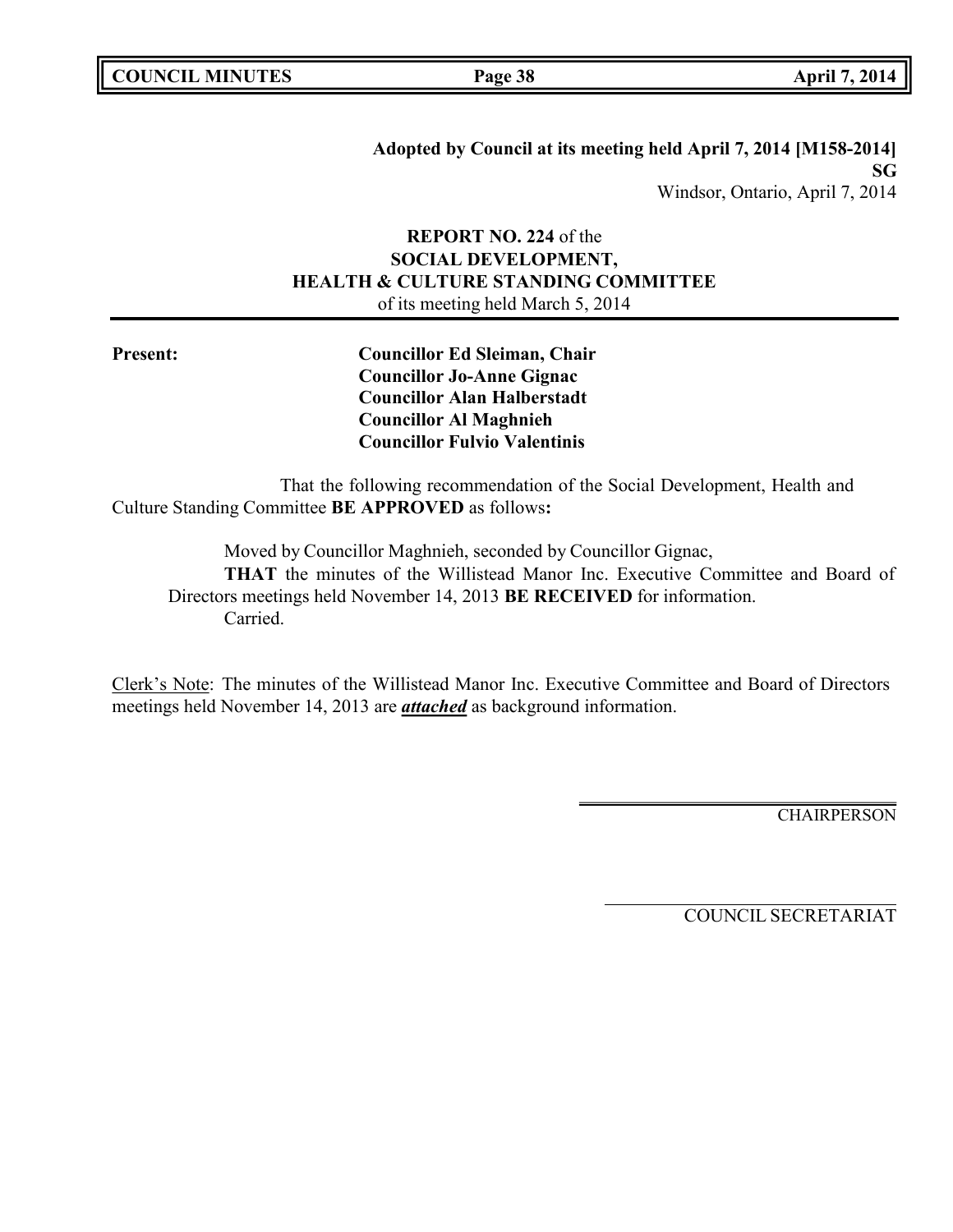**Adopted by Council at its meeting held April 7, 2014 [M158-2014]**
**SG**
Windsor, Ontario, April 7, 2014

**REPORT NO. 224** of the
**SOCIAL DEVELOPMENT,**
**HEALTH & CULTURE STANDING COMMITTEE**
of its meeting held March 5, 2014

**Present:**

**Councillor Ed Sleiman, Chair**
**Councillor Jo-Anne Gignac**
**Councillor Alan Halberstadt**
**Councillor Al Maghnieh**
**Councillor Fulvio Valentinis**

That the following recommendation of the Social Development, Health and Culture Standing Committee **BE APPROVED** as follows**:**

Moved by Councillor Maghnieh, seconded by Councillor Gignac,

**THAT** the minutes of the Willistead Manor Inc. Executive Committee and Board of Directors meetings held November 14, 2013 **BE RECEIVED** for information.

Carried.

Clerk's Note: The minutes of the Willistead Manor Inc. Executive Committee and Board of Directors meetings held November 14, 2013 are ***attached*** as background information.

CHAIRPERSON

COUNCIL SECRETARIAT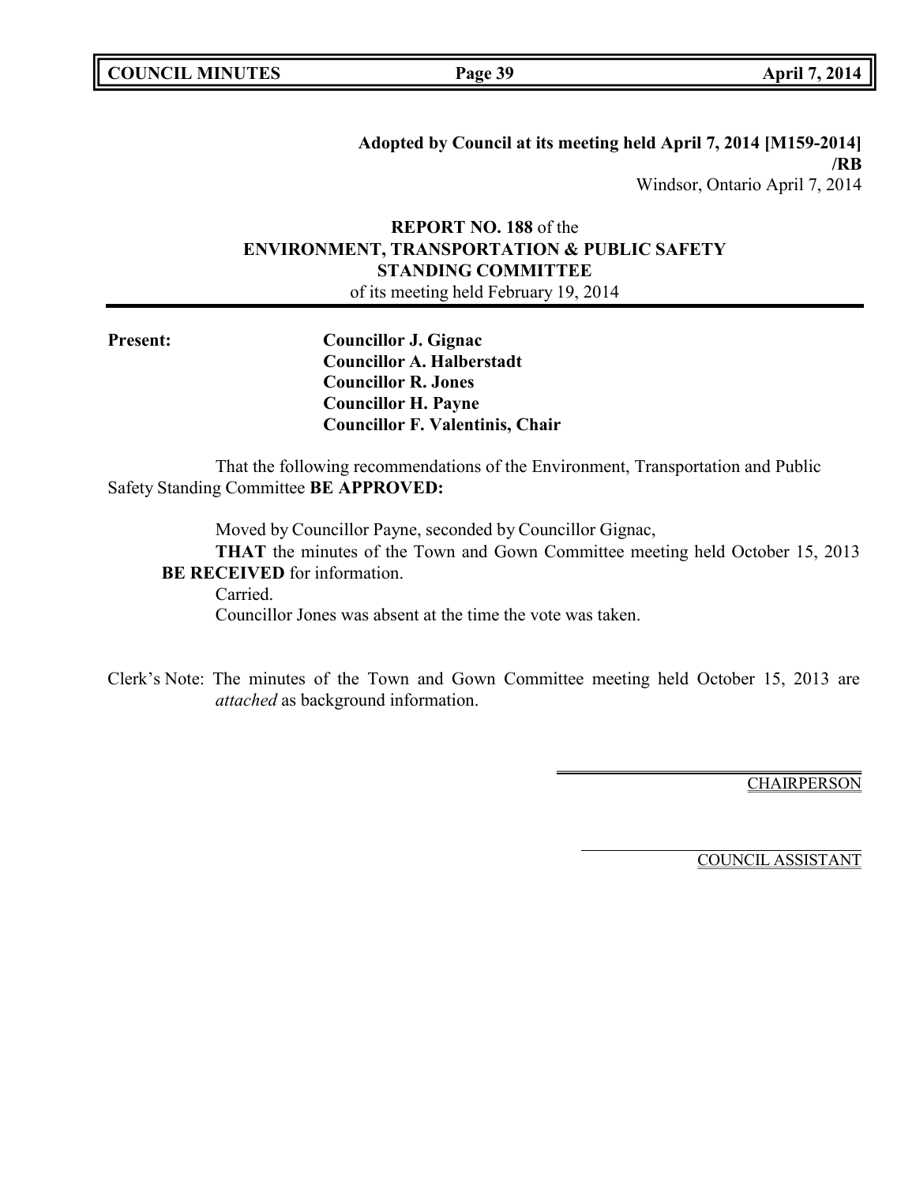**Adopted by Council at its meeting held April 7, 2014 [M159-2014] /RB**

Windsor, Ontario April 7, 2014

**REPORT NO. 188** of the
**ENVIRONMENT, TRANSPORTATION & PUBLIC SAFETY STANDING COMMITTEE**
of its meeting held February 19, 2014

**Present:**

**Councillor J. Gignac**
**Councillor A. Halberstadt**
**Councillor R. Jones**
**Councillor H. Payne**
**Councillor F. Valentinis, Chair**

That the following recommendations of the Environment, Transportation and Public Safety Standing Committee **BE APPROVED:**

Moved by Councillor Payne, seconded by Councillor Gignac,
**THAT** the minutes of the Town and Gown Committee meeting held October 15, 2013 **BE RECEIVED** for information.
Carried.
Councillor Jones was absent at the time the vote was taken.

Clerk's Note: The minutes of the Town and Gown Committee meeting held October 15, 2013 are *attached* as background information.

CHAIRPERSON

COUNCIL ASSISTANT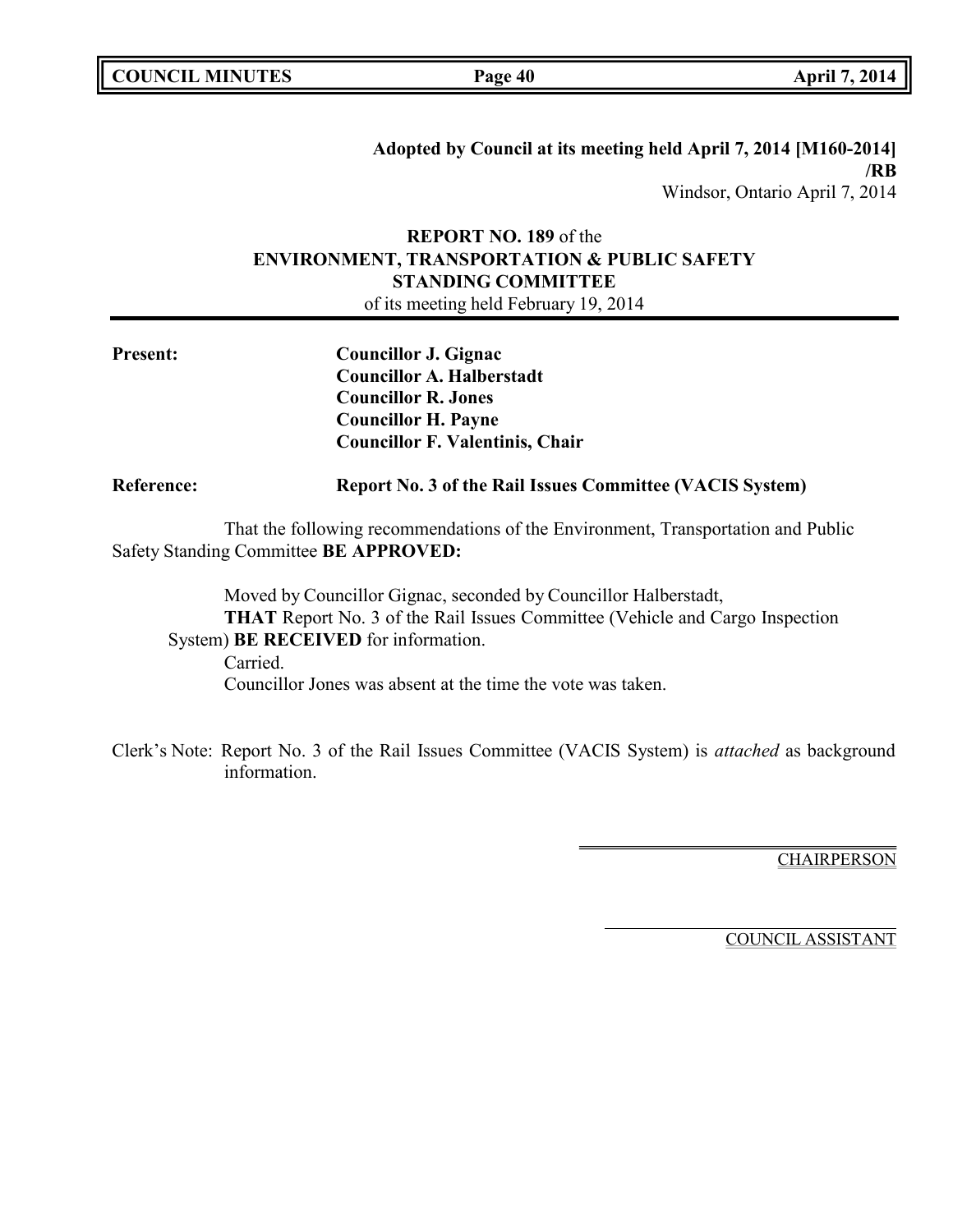**Adopted by Council at its meeting held April 7, 2014 [M160-2014] /RB**
Windsor, Ontario April 7, 2014

**REPORT NO. 189** of the
**ENVIRONMENT, TRANSPORTATION & PUBLIC SAFETY STANDING COMMITTEE**
of its meeting held February 19, 2014

---

**Present:**
**Councillor J. Gignac**
**Councillor A. Halberstadt**
**Councillor R. Jones**
**Councillor H. Payne**
**Councillor F. Valentinis, Chair**

**Reference:** **Report No. 3 of the Rail Issues Committee (VACIS System)**

That the following recommendations of the Environment, Transportation and Public Safety Standing Committee **BE APPROVED:**

Moved by Councillor Gignac, seconded by Councillor Halberstadt,
**THAT** Report No. 3 of the Rail Issues Committee (Vehicle and Cargo Inspection System) **BE RECEIVED** for information.
Carried.
Councillor Jones was absent at the time the vote was taken.

Clerk's Note: Report No. 3 of the Rail Issues Committee (VACIS System) is *attached* as background information.

CHAIRPERSON

COUNCIL ASSISTANT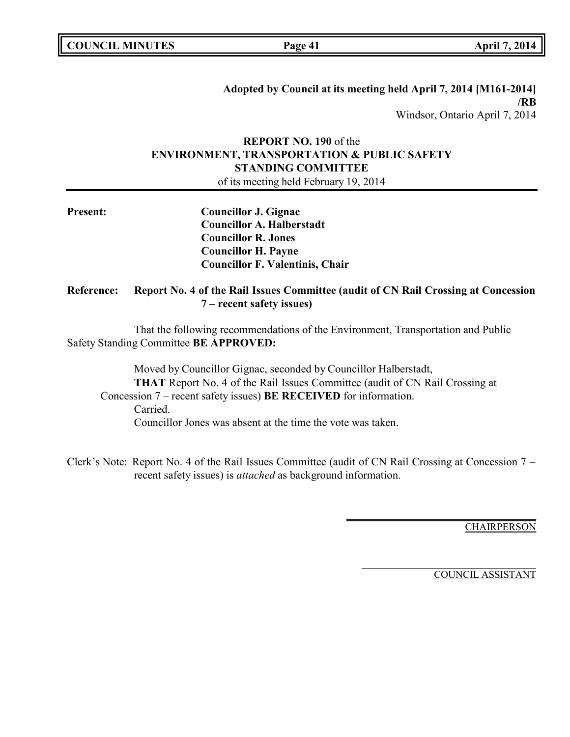**Adopted by Council at its meeting held April 7, 2014 [M161-2014] /RB**
Windsor, Ontario April 7, 2014

## REPORT NO. 190 of the ENVIRONMENT, TRANSPORTATION & PUBLIC SAFETY STANDING COMMITTEE

of its meeting held February 19, 2014

**Present:**

**Councillor J. Gignac**
**Councillor A. Halberstadt**
**Councillor R. Jones**
**Councillor H. Payne**
**Councillor F. Valentinis, Chair**

**Reference: Report No. 4 of the Rail Issues Committee (audit of CN Rail Crossing at Concession 7 – recent safety issues)**

That the following recommendations of the Environment, Transportation and Public Safety Standing Committee **BE APPROVED:**

Moved by Councillor Gignac, seconded by Councillor Halberstadt,
**THAT** Report No. 4 of the Rail Issues Committee (audit of CN Rail Crossing at Concession 7 – recent safety issues) **BE RECEIVED** for information.
Carried.
Councillor Jones was absent at the time the vote was taken.

Clerk's Note: Report No. 4 of the Rail Issues Committee (audit of CN Rail Crossing at Concession 7 – recent safety issues) is *attached* as background information.

CHAIRPERSON

COUNCIL ASSISTANT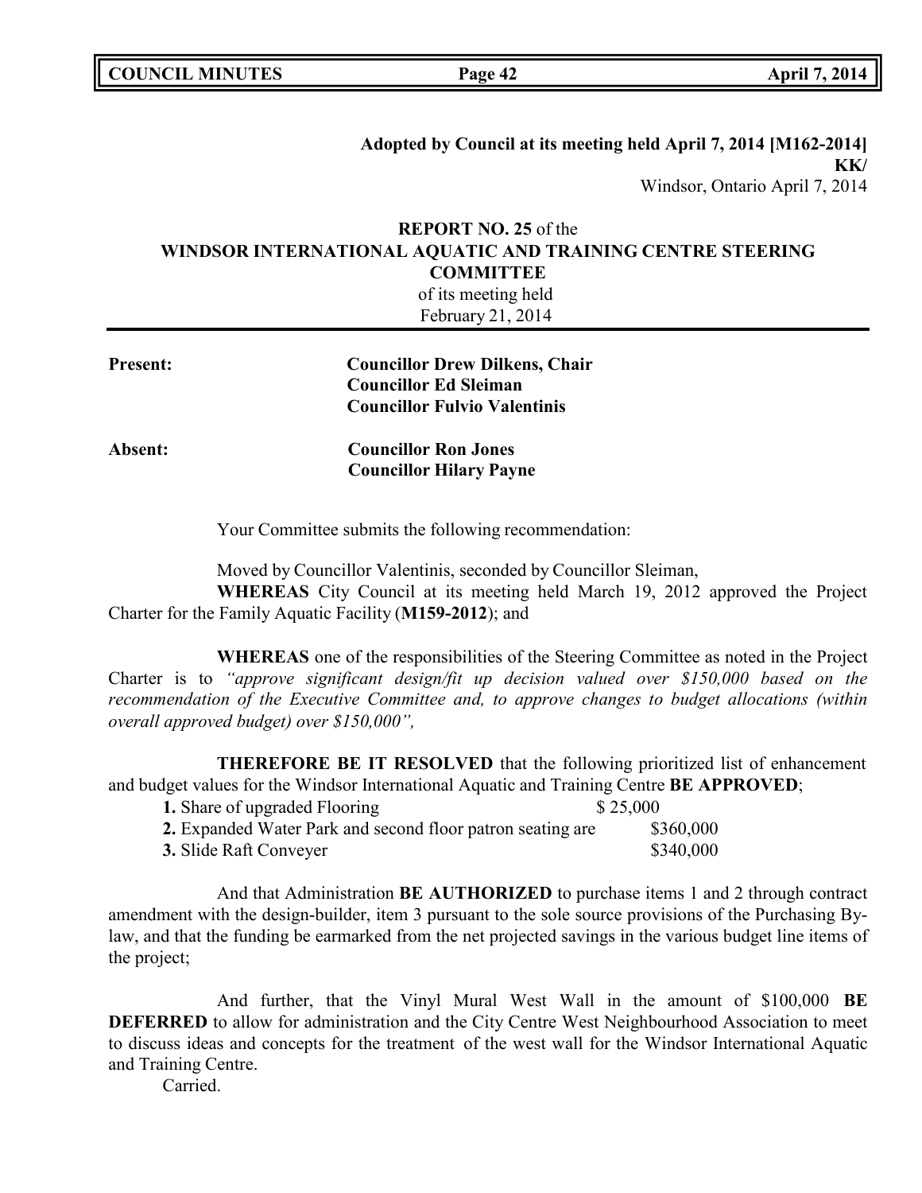**Adopted by Council at its meeting held April 7, 2014 [M162-2014]**
**KK/**
Windsor, Ontario April 7, 2014

**REPORT NO. 25** of the
**WINDSOR INTERNATIONAL AQUATIC AND TRAINING CENTRE STEERING COMMITTEE**
of its meeting held
February 21, 2014

**Present:** **Councillor Drew Dilkens, Chair**
**Councillor Ed Sleiman**
**Councillor Fulvio Valentinis**

**Absent:** **Councillor Ron Jones**
**Councillor Hilary Payne**

Your Committee submits the following recommendation:

Moved by Councillor Valentinis, seconded by Councillor Sleiman,
**WHEREAS** City Council at its meeting held March 19, 2012 approved the Project Charter for the Family Aquatic Facility (**M159-2012**); and

**WHEREAS** one of the responsibilities of the Steering Committee as noted in the Project Charter is to *"approve significant design/fit up decision valued over $150,000 based on the recommendation of the Executive Committee and, to approve changes to budget allocations (within overall approved budget) over $150,000",*

**THEREFORE BE IT RESOLVED** that the following prioritized list of enhancement and budget values for the Windsor International Aquatic and Training Centre **BE APPROVED**;

**1.** Share of upgraded Flooring $ 25,000
**2.** Expanded Water Park and second floor patron seating are $360,000
**3.** Slide Raft Conveyer $340,000

And that Administration **BE AUTHORIZED** to purchase items 1 and 2 through contract amendment with the design-builder, item 3 pursuant to the sole source provisions of the Purchasing By-law, and that the funding be earmarked from the net projected savings in the various budget line items of the project;

And further, that the Vinyl Mural West Wall in the amount of $100,000 **BE DEFERRED** to allow for administration and the City Centre West Neighbourhood Association to meet to discuss ideas and concepts for the treatment of the west wall for the Windsor International Aquatic and Training Centre.
Carried.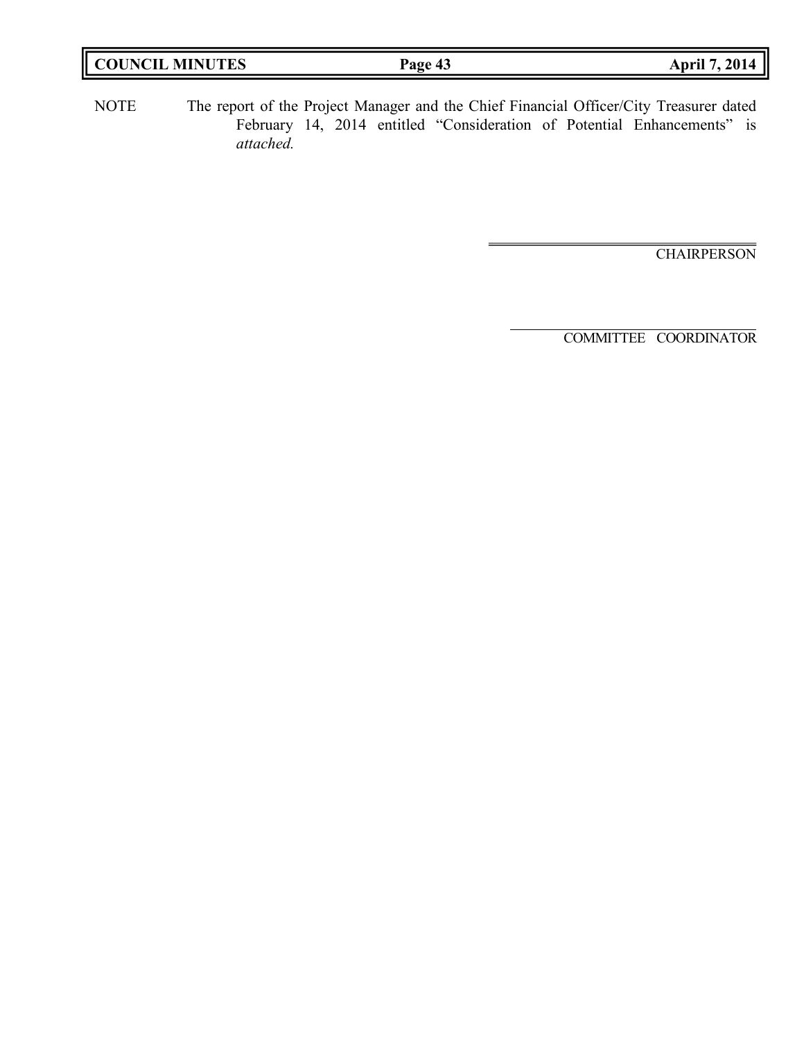NOTE The report of the Project Manager and the Chief Financial Officer/City Treasurer dated February 14, 2014 entitled "Consideration of Potential Enhancements" is *attached.*

CHAIRPERSON

COMMITTEE COORDINATOR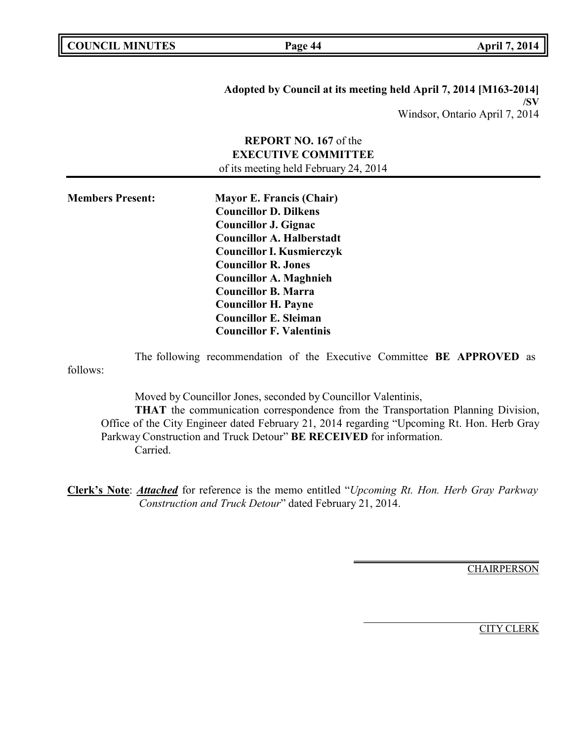**Adopted by Council at its meeting held April 7, 2014 [M163-2014]**
**/SV**
Windsor, Ontario April 7, 2014

**REPORT NO. 167** of the
**EXECUTIVE COMMITTEE**
of its meeting held February 24, 2014

**Members Present:**

**Mayor E. Francis (Chair)**
**Councillor D. Dilkens**
**Councillor J. Gignac**
**Councillor A. Halberstadt**
**Councillor I. Kusmierczyk**
**Councillor R. Jones**
**Councillor A. Maghnieh**
**Councillor B. Marra**
**Councillor H. Payne**
**Councillor E. Sleiman**
**Councillor F. Valentinis**

The following recommendation of the Executive Committee **BE APPROVED** as follows:

Moved by Councillor Jones, seconded by Councillor Valentinis,

**THAT** the communication correspondence from the Transportation Planning Division, Office of the City Engineer dated February 21, 2014 regarding "Upcoming Rt. Hon. Herb Gray Parkway Construction and Truck Detour" **BE RECEIVED** for information.

Carried.

**Clerk's Note**: ***Attached*** for reference is the memo entitled "*Upcoming Rt. Hon. Herb Gray Parkway Construction and Truck Detour*" dated February 21, 2014.

CHAIRPERSON

CITY CLERK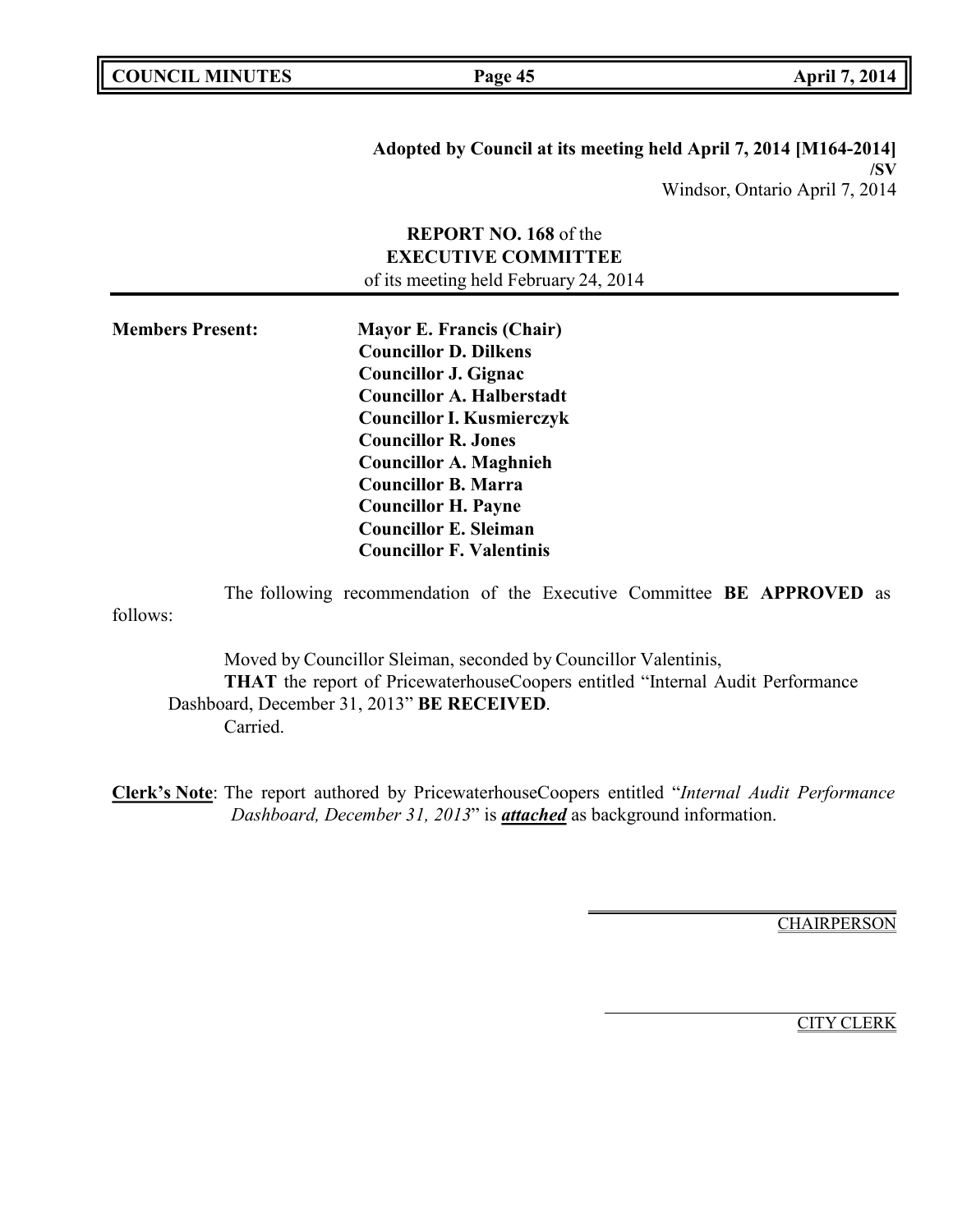**Adopted by Council at its meeting held April 7, 2014 [M164-2014]**
**/SV**
Windsor, Ontario April 7, 2014

**REPORT NO. 168** of the
**EXECUTIVE COMMITTEE**
of its meeting held February 24, 2014

---

**Members Present:**

**Mayor E. Francis (Chair)**
**Councillor D. Dilkens**
**Councillor J. Gignac**
**Councillor A. Halberstadt**
**Councillor I. Kusmierczyk**
**Councillor R. Jones**
**Councillor A. Maghnieh**
**Councillor B. Marra**
**Councillor H. Payne**
**Councillor E. Sleiman**
**Councillor F. Valentinis**

The following recommendation of the Executive Committee **BE APPROVED** as follows:

Moved by Councillor Sleiman, seconded by Councillor Valentinis,
**THAT** the report of PricewaterhouseCoopers entitled "Internal Audit Performance Dashboard, December 31, 2013" **BE RECEIVED**.
Carried.

**Clerk's Note**: The report authored by PricewaterhouseCoopers entitled "*Internal Audit Performance Dashboard, December 31, 2013*" is ***attached*** as background information.

CHAIRPERSON

CITY CLERK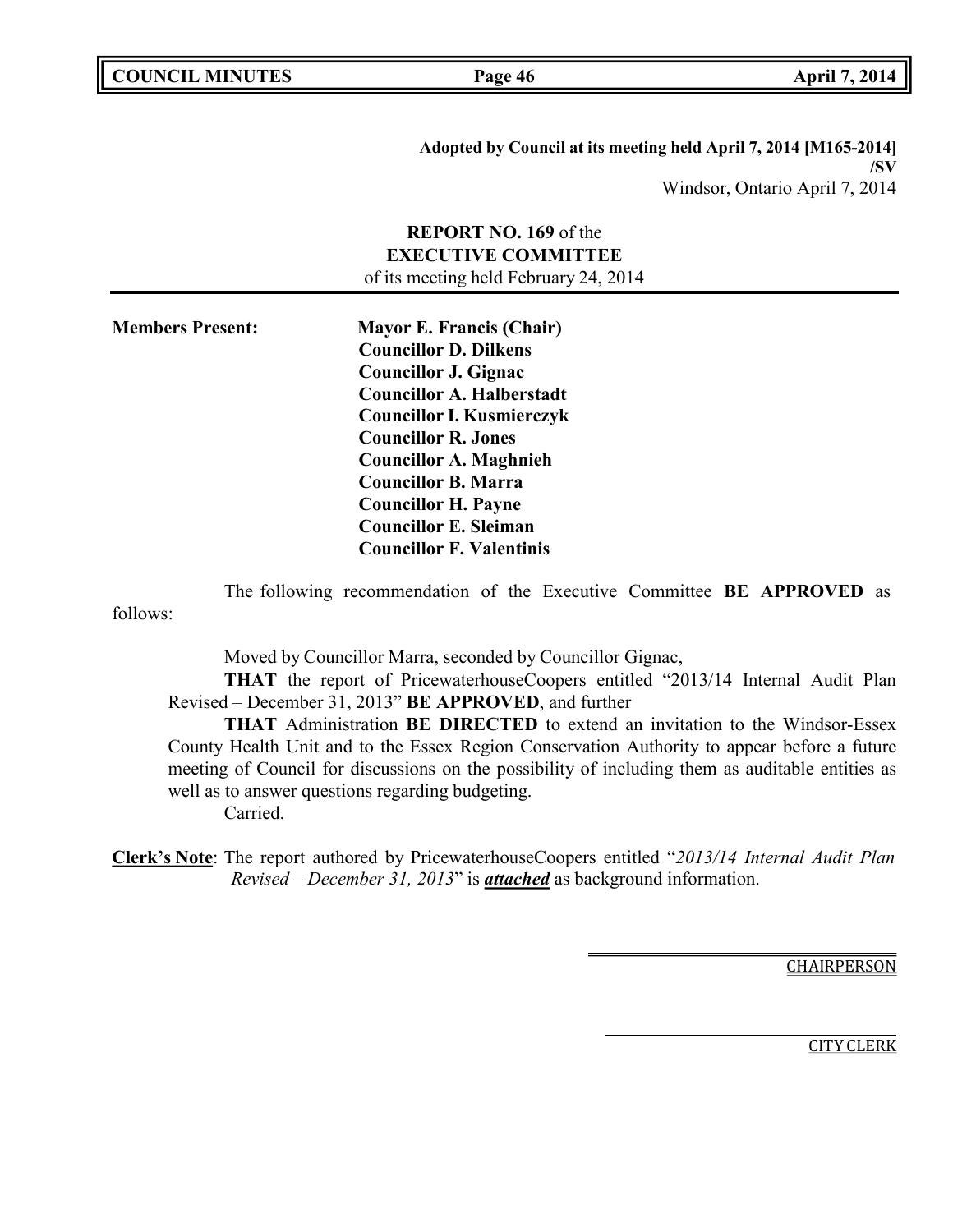**Adopted by Council at its meeting held April 7, 2014 [M165-2014] /SV**

Windsor, Ontario April 7, 2014

**REPORT NO. 169** of the
**EXECUTIVE COMMITTEE**
of its meeting held February 24, 2014

**Members Present:**

**Mayor E. Francis (Chair)**
**Councillor D. Dilkens**
**Councillor J. Gignac**
**Councillor A. Halberstadt**
**Councillor I. Kusmierczyk**
**Councillor R. Jones**
**Councillor A. Maghnieh**
**Councillor B. Marra**
**Councillor H. Payne**
**Councillor E. Sleiman**
**Councillor F. Valentinis**

The following recommendation of the Executive Committee **BE APPROVED** as follows:

Moved by Councillor Marra, seconded by Councillor Gignac,

**THAT** the report of PricewaterhouseCoopers entitled "2013/14 Internal Audit Plan Revised – December 31, 2013" **BE APPROVED**, and further

**THAT** Administration **BE DIRECTED** to extend an invitation to the Windsor-Essex County Health Unit and to the Essex Region Conservation Authority to appear before a future meeting of Council for discussions on the possibility of including them as auditable entities as well as to answer questions regarding budgeting.

Carried.

**Clerk's Note**: The report authored by PricewaterhouseCoopers entitled "*2013/14 Internal Audit Plan Revised – December 31, 2013*" is ***attached*** as background information.

CHAIRPERSON

CITY CLERK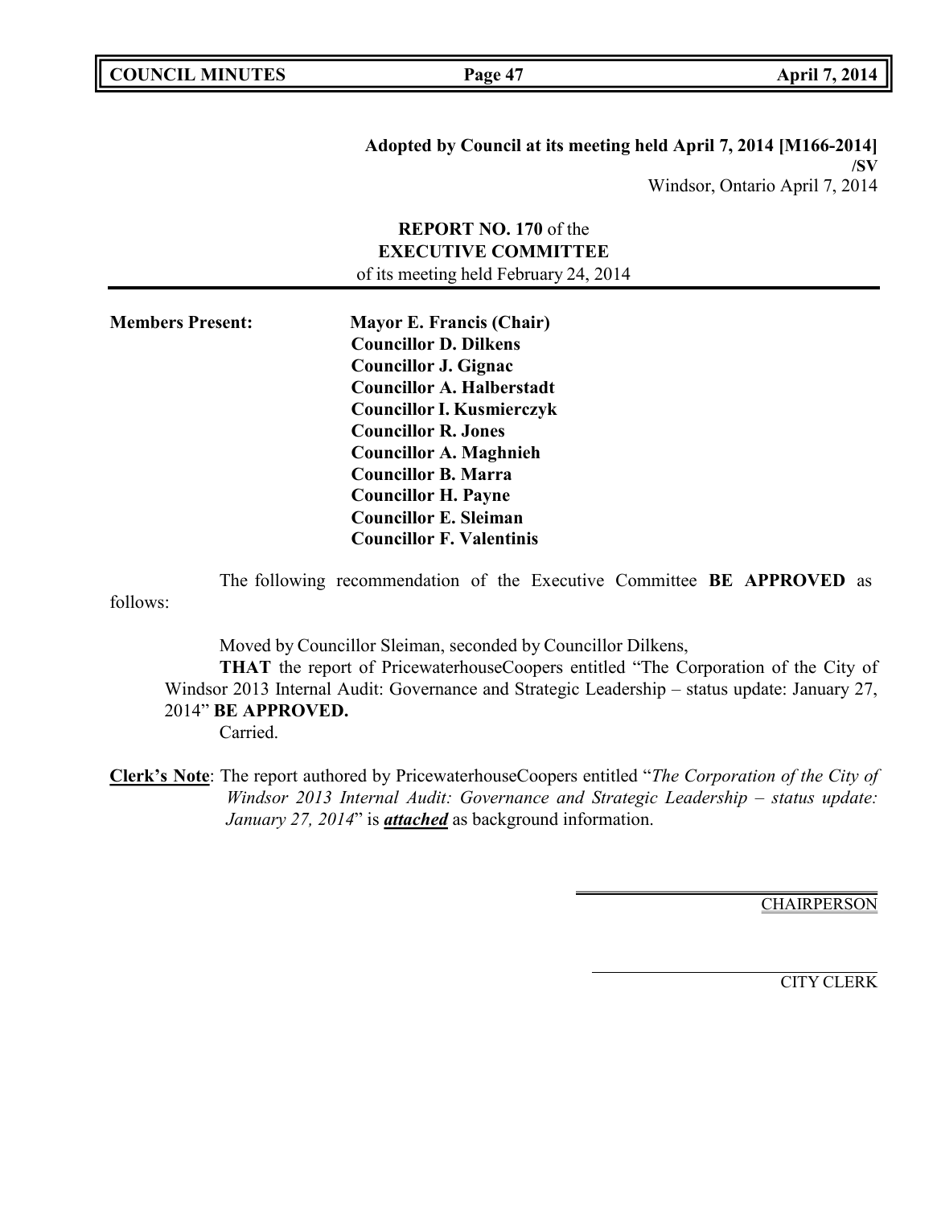**Adopted by Council at its meeting held April 7, 2014 [M166-2014]**
**/SV**
Windsor, Ontario April 7, 2014

**REPORT NO. 170** of the
**EXECUTIVE COMMITTEE**
of its meeting held February 24, 2014

**Members Present:**

**Mayor E. Francis (Chair)**
**Councillor D. Dilkens**
**Councillor J. Gignac**
**Councillor A. Halberstadt**
**Councillor I. Kusmierczyk**
**Councillor R. Jones**
**Councillor A. Maghnieh**
**Councillor B. Marra**
**Councillor H. Payne**
**Councillor E. Sleiman**
**Councillor F. Valentinis**

The following recommendation of the Executive Committee **BE APPROVED** as follows:

Moved by Councillor Sleiman, seconded by Councillor Dilkens,

**THAT** the report of PricewaterhouseCoopers entitled "The Corporation of the City of Windsor 2013 Internal Audit: Governance and Strategic Leadership – status update: January 27, 2014" **BE APPROVED.**

Carried.

**Clerk's Note**: The report authored by PricewaterhouseCoopers entitled "*The Corporation of the City of Windsor 2013 Internal Audit: Governance and Strategic Leadership – status update: January 27, 2014*" is ***attached*** as background information.

CHAIRPERSON

CITY CLERK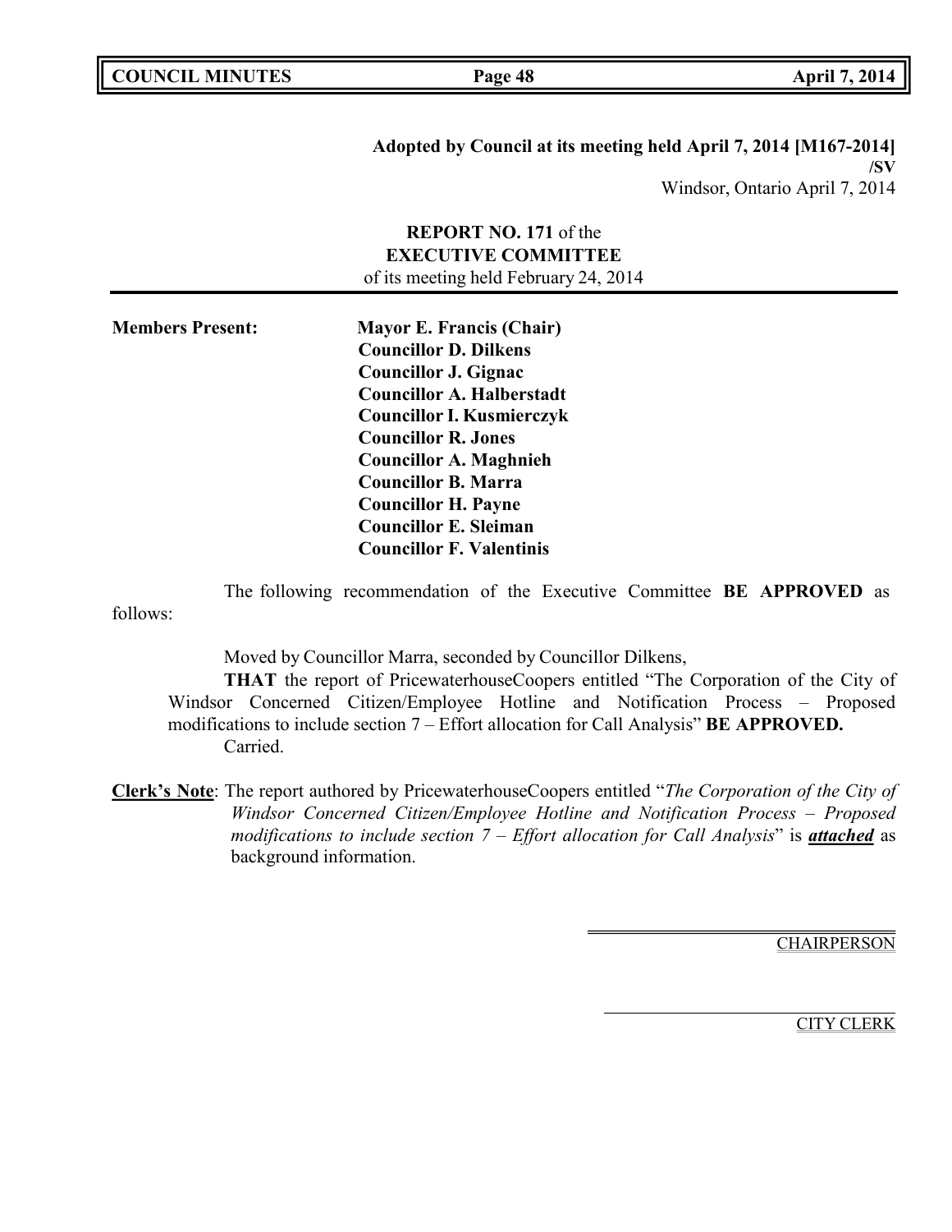**Adopted by Council at its meeting held April 7, 2014 [M167-2014]**
**/SV**
Windsor, Ontario April 7, 2014

**REPORT NO. 171** of the
**EXECUTIVE COMMITTEE**
of its meeting held February 24, 2014

**Members Present:**

**Mayor E. Francis (Chair)**
**Councillor D. Dilkens**
**Councillor J. Gignac**
**Councillor A. Halberstadt**
**Councillor I. Kusmierczyk**
**Councillor R. Jones**
**Councillor A. Maghnieh**
**Councillor B. Marra**
**Councillor H. Payne**
**Councillor E. Sleiman**
**Councillor F. Valentinis**

The following recommendation of the Executive Committee **BE APPROVED** as follows:

Moved by Councillor Marra, seconded by Councillor Dilkens,

**THAT** the report of PricewaterhouseCoopers entitled "The Corporation of the City of Windsor Concerned Citizen/Employee Hotline and Notification Process – Proposed modifications to include section 7 – Effort allocation for Call Analysis" **BE APPROVED.**

Carried.

**Clerk's Note**: The report authored by PricewaterhouseCoopers entitled "*The Corporation of the City of Windsor Concerned Citizen/Employee Hotline and Notification Process – Proposed modifications to include section 7 – Effort allocation for Call Analysis*" is ***attached*** as background information.

CHAIRPERSON

CITY CLERK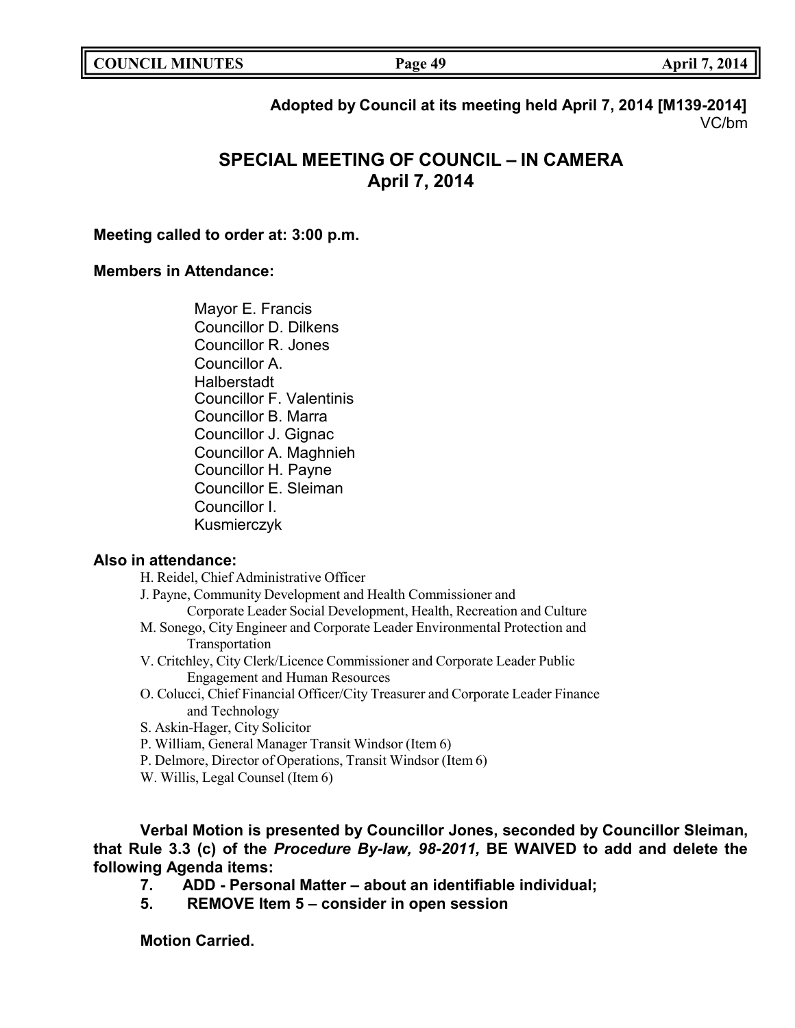**Adopted by Council at its meeting held April 7, 2014 [M139-2014]**
VC/bm

# SPECIAL MEETING OF COUNCIL – IN CAMERA
# April 7, 2014

**Meeting called to order at: 3:00 p.m.**

**Members in Attendance:**

Mayor E. Francis
Councillor D. Dilkens
Councillor R. Jones
Councillor A. Halberstadt
Councillor F. Valentinis
Councillor B. Marra
Councillor J. Gignac
Councillor A. Maghnieh
Councillor H. Payne
Councillor E. Sleiman
Councillor I. Kusmierczyk

**Also in attendance:**

H. Reidel, Chief Administrative Officer
J. Payne, Community Development and Health Commissioner and Corporate Leader Social Development, Health, Recreation and Culture
M. Sonego, City Engineer and Corporate Leader Environmental Protection and Transportation
V. Critchley, City Clerk/Licence Commissioner and Corporate Leader Public Engagement and Human Resources
O. Colucci, Chief Financial Officer/City Treasurer and Corporate Leader Finance and Technology
S. Askin-Hager, City Solicitor
P. William, General Manager Transit Windsor (Item 6)
P. Delmore, Director of Operations, Transit Windsor (Item 6)
W. Willis, Legal Counsel (Item 6)

**Verbal Motion is presented by Councillor Jones, seconded by Councillor Sleiman, that Rule 3.3 (c) of the *Procedure By-law, 98-2011,* BE WAIVED to add and delete the following Agenda items:**

**7. ADD - Personal Matter – about an identifiable individual;**
**5. REMOVE Item 5 – consider in open session**

**Motion Carried.**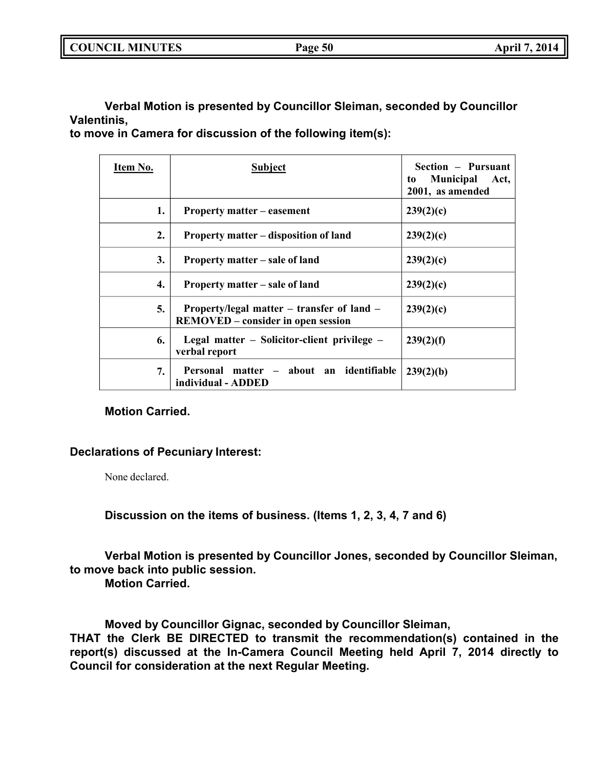**Verbal Motion is presented by Councillor Sleiman, seconded by Councillor Valentinis,**
**to move in Camera for discussion of the following item(s):**

| Item No. | Subject | Section – Pursuant to Municipal Act, 2001, as amended |
|---|---|---|
| 1. | Property matter – easement | 239(2)(c) |
| 2. | Property matter – disposition of land | 239(2)(c) |
| 3. | Property matter – sale of land | 239(2)(c) |
| 4. | Property matter – sale of land | 239(2)(c) |
| 5. | Property/legal matter – transfer of land – REMOVED – consider in open session | 239(2)(c) |
| 6. | Legal matter – Solicitor-client privilege – verbal report | 239(2)(f) |
| 7. | Personal matter – about an identifiable individual - ADDED | 239(2)(b) |

**Motion Carried.**

**Declarations of Pecuniary Interest:**

None declared.

**Discussion on the items of business. (Items 1, 2, 3, 4, 7 and 6)**

**Verbal Motion is presented by Councillor Jones, seconded by Councillor Sleiman, to move back into public session.**
**Motion Carried.**

**Moved by Councillor Gignac, seconded by Councillor Sleiman,**
**THAT the Clerk BE DIRECTED to transmit the recommendation(s) contained in the report(s) discussed at the In-Camera Council Meeting held April 7, 2014 directly to Council for consideration at the next Regular Meeting.**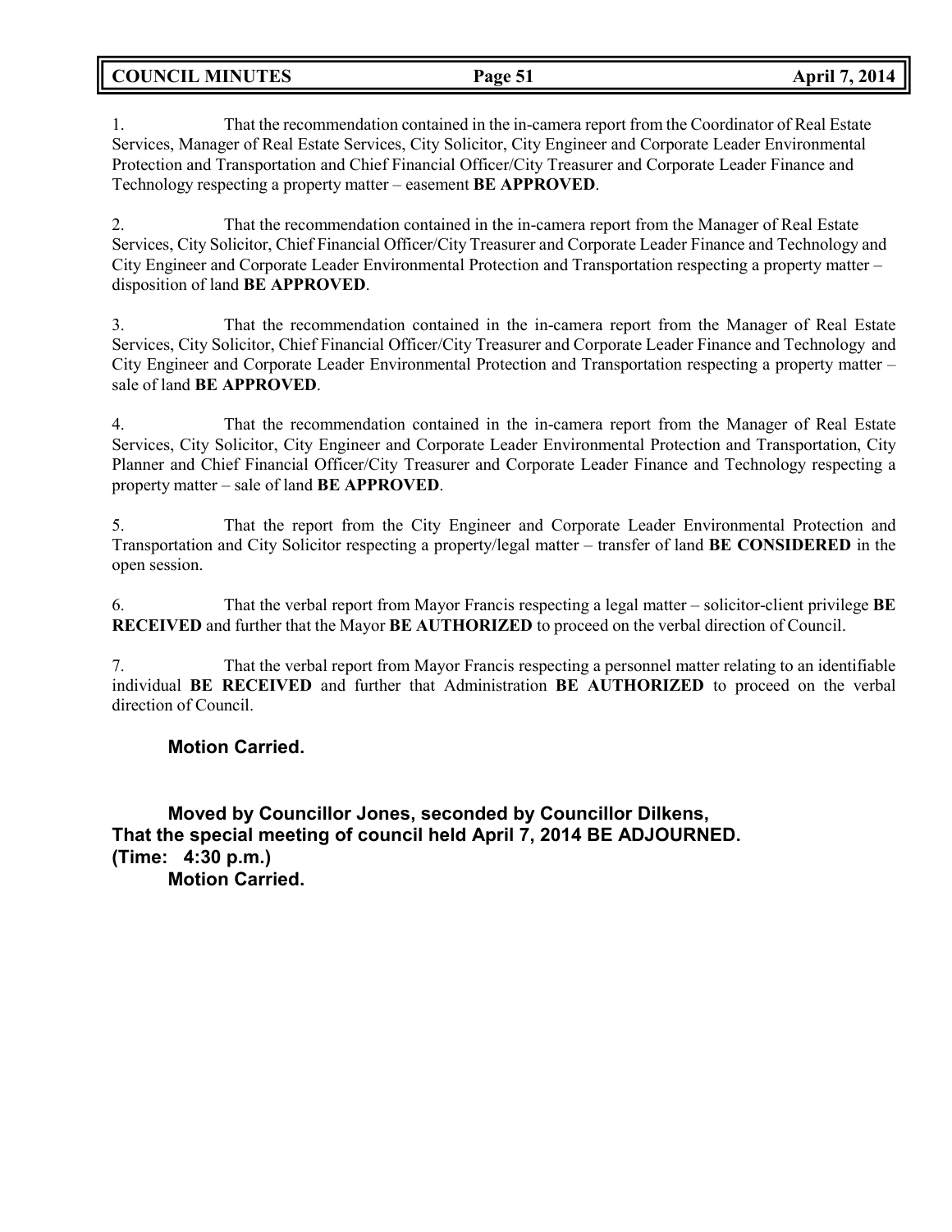1. That the recommendation contained in the in-camera report from the Coordinator of Real Estate Services, Manager of Real Estate Services, City Solicitor, City Engineer and Corporate Leader Environmental Protection and Transportation and Chief Financial Officer/City Treasurer and Corporate Leader Finance and Technology respecting a property matter – easement **BE APPROVED**.

2. That the recommendation contained in the in-camera report from the Manager of Real Estate Services, City Solicitor, Chief Financial Officer/City Treasurer and Corporate Leader Finance and Technology and City Engineer and Corporate Leader Environmental Protection and Transportation respecting a property matter – disposition of land **BE APPROVED**.

3. That the recommendation contained in the in-camera report from the Manager of Real Estate Services, City Solicitor, Chief Financial Officer/City Treasurer and Corporate Leader Finance and Technology and City Engineer and Corporate Leader Environmental Protection and Transportation respecting a property matter – sale of land **BE APPROVED**.

4. That the recommendation contained in the in-camera report from the Manager of Real Estate Services, City Solicitor, City Engineer and Corporate Leader Environmental Protection and Transportation, City Planner and Chief Financial Officer/City Treasurer and Corporate Leader Finance and Technology respecting a property matter – sale of land **BE APPROVED**.

5. That the report from the City Engineer and Corporate Leader Environmental Protection and Transportation and City Solicitor respecting a property/legal matter – transfer of land **BE CONSIDERED** in the open session.

6. That the verbal report from Mayor Francis respecting a legal matter – solicitor-client privilege **BE RECEIVED** and further that the Mayor **BE AUTHORIZED** to proceed on the verbal direction of Council.

7. That the verbal report from Mayor Francis respecting a personnel matter relating to an identifiable individual **BE RECEIVED** and further that Administration **BE AUTHORIZED** to proceed on the verbal direction of Council.

**Motion Carried.**

**Moved by Councillor Jones, seconded by Councillor Dilkens,**
**That the special meeting of council held April 7, 2014 BE ADJOURNED.**
**(Time: 4:30 p.m.)**
**Motion Carried.**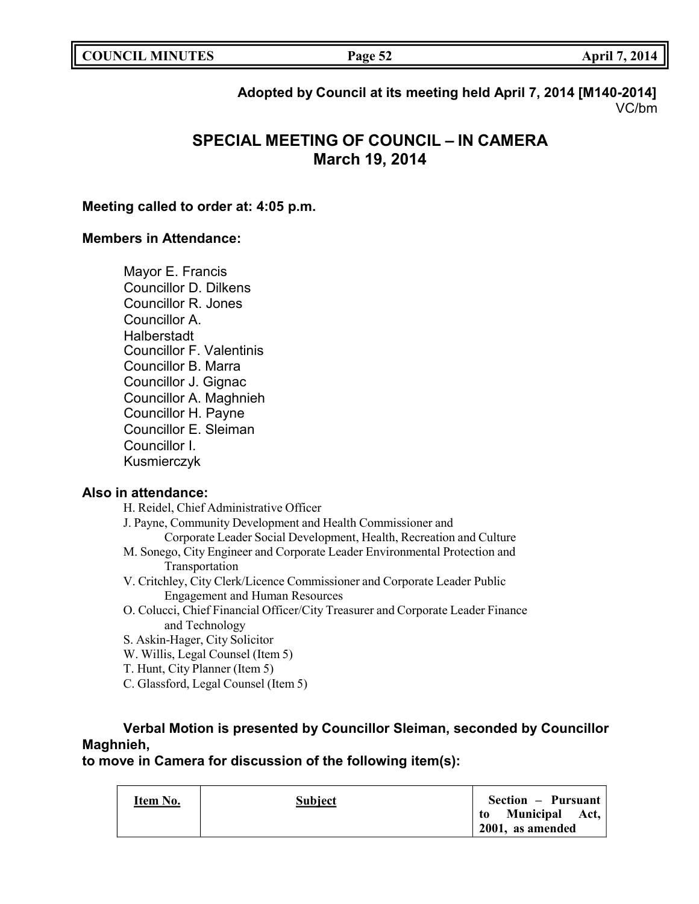**Adopted by Council at its meeting held April 7, 2014 [M140-2014]**
VC/bm

# SPECIAL MEETING OF COUNCIL – IN CAMERA
# March 19, 2014

**Meeting called to order at: 4:05 p.m.**

**Members in Attendance:**

Mayor E. Francis
Councillor D. Dilkens
Councillor R. Jones
Councillor A. Halberstadt
Councillor F. Valentinis
Councillor B. Marra
Councillor J. Gignac
Councillor A. Maghnieh
Councillor H. Payne
Councillor E. Sleiman
Councillor I. Kusmierczyk

**Also in attendance:**

H. Reidel, Chief Administrative Officer
J. Payne, Community Development and Health Commissioner and Corporate Leader Social Development, Health, Recreation and Culture
M. Sonego, City Engineer and Corporate Leader Environmental Protection and Transportation
V. Critchley, City Clerk/Licence Commissioner and Corporate Leader Public Engagement and Human Resources
O. Colucci, Chief Financial Officer/City Treasurer and Corporate Leader Finance and Technology
S. Askin-Hager, City Solicitor
W. Willis, Legal Counsel (Item 5)
T. Hunt, City Planner (Item 5)
C. Glassford, Legal Counsel (Item 5)

**Verbal Motion is presented by Councillor Sleiman, seconded by Councillor Maghnieh, to move in Camera for discussion of the following item(s):**

| Item No. | Subject | Section – Pursuant to Municipal Act, 2001, as amended |
|---|---|---|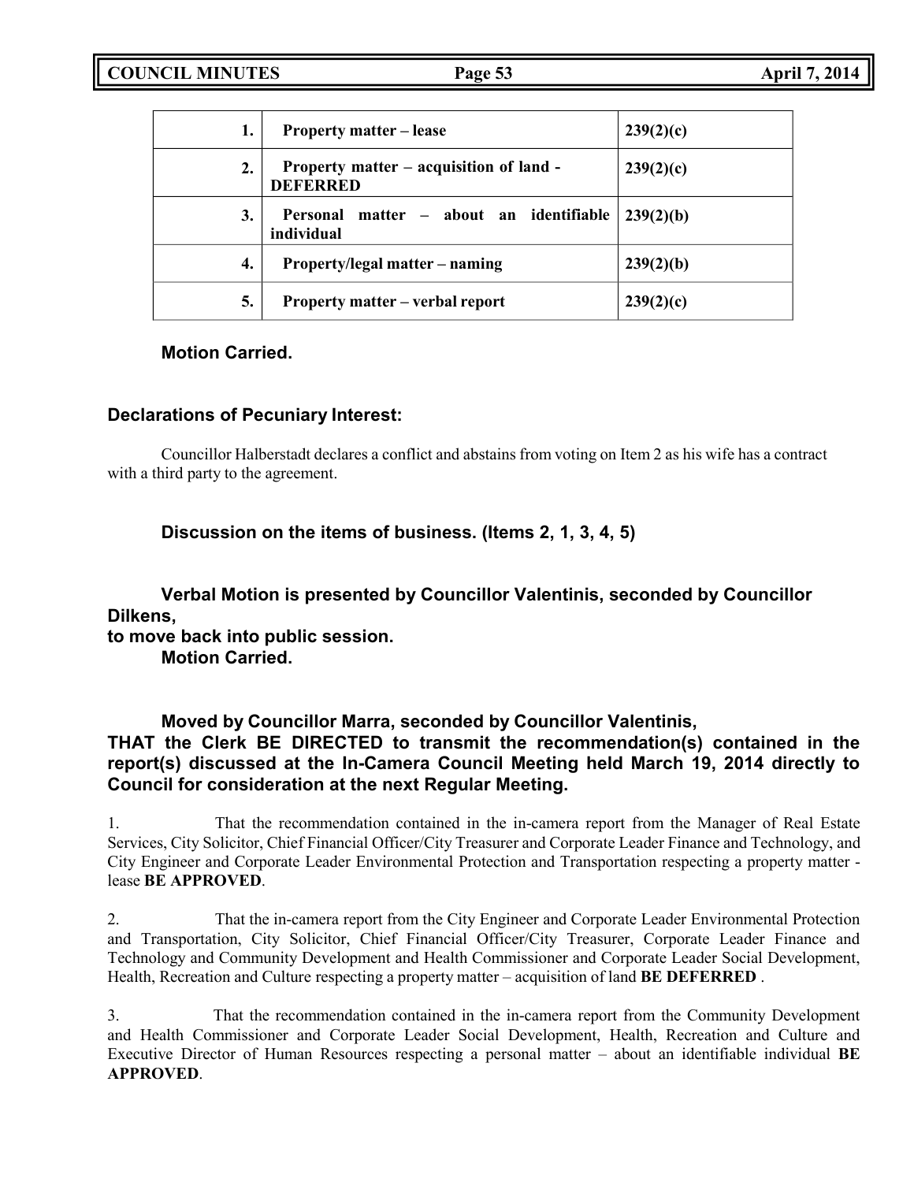| | | |
|---|---|---|
| **1.** | **Property matter – lease** | **239(2)(c)** |
| **2.** | **Property matter – acquisition of land - DEFERRED** | **239(2)(c)** |
| **3.** | **Personal matter – about an identifiable individual** | **239(2)(b)** |
| **4.** | **Property/legal matter – naming** | **239(2)(b)** |
| **5.** | **Property matter – verbal report** | **239(2)(c)** |

**Motion Carried.**

**Declarations of Pecuniary Interest:**

Councillor Halberstadt declares a conflict and abstains from voting on Item 2 as his wife has a contract with a third party to the agreement.

**Discussion on the items of business. (Items 2, 1, 3, 4, 5)**

**Verbal Motion is presented by Councillor Valentinis, seconded by Councillor Dilkens,**
**to move back into public session.**
**Motion Carried.**

**Moved by Councillor Marra, seconded by Councillor Valentinis,**
**THAT the Clerk BE DIRECTED to transmit the recommendation(s) contained in the report(s) discussed at the In-Camera Council Meeting held March 19, 2014 directly to Council for consideration at the next Regular Meeting.**

1. That the recommendation contained in the in-camera report from the Manager of Real Estate Services, City Solicitor, Chief Financial Officer/City Treasurer and Corporate Leader Finance and Technology, and City Engineer and Corporate Leader Environmental Protection and Transportation respecting a property matter - lease **BE APPROVED**.

2. That the in-camera report from the City Engineer and Corporate Leader Environmental Protection and Transportation, City Solicitor, Chief Financial Officer/City Treasurer, Corporate Leader Finance and Technology and Community Development and Health Commissioner and Corporate Leader Social Development, Health, Recreation and Culture respecting a property matter – acquisition of land **BE DEFERRED** .

3. That the recommendation contained in the in-camera report from the Community Development and Health Commissioner and Corporate Leader Social Development, Health, Recreation and Culture and Executive Director of Human Resources respecting a personal matter – about an identifiable individual **BE APPROVED**.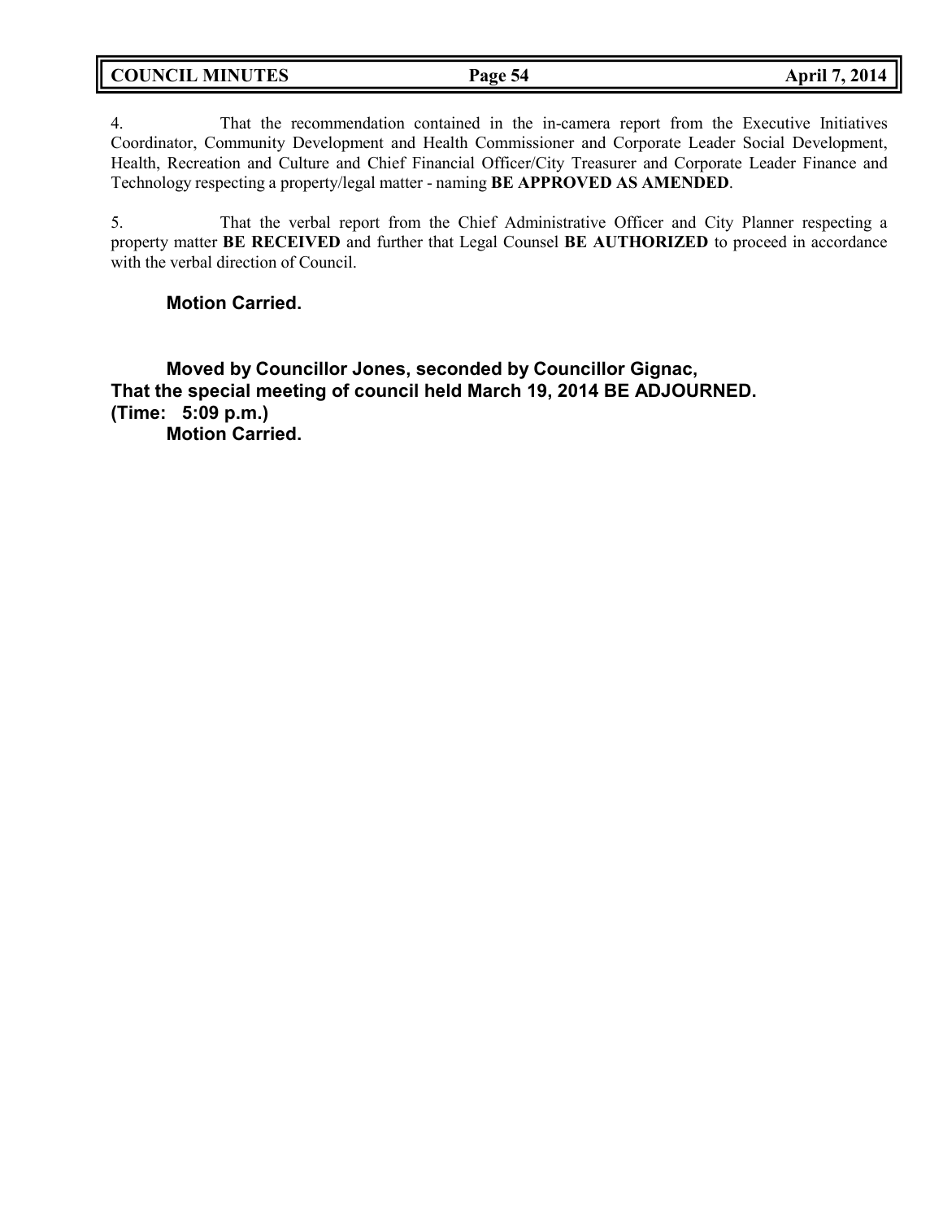4. That the recommendation contained in the in-camera report from the Executive Initiatives Coordinator, Community Development and Health Commissioner and Corporate Leader Social Development, Health, Recreation and Culture and Chief Financial Officer/City Treasurer and Corporate Leader Finance and Technology respecting a property/legal matter - naming **BE APPROVED AS AMENDED**.

5. That the verbal report from the Chief Administrative Officer and City Planner respecting a property matter **BE RECEIVED** and further that Legal Counsel **BE AUTHORIZED** to proceed in accordance with the verbal direction of Council.

**Motion Carried.**

**Moved by Councillor Jones, seconded by Councillor Gignac,**
**That the special meeting of council held March 19, 2014 BE ADJOURNED.**
**(Time: 5:09 p.m.)**
**Motion Carried.**